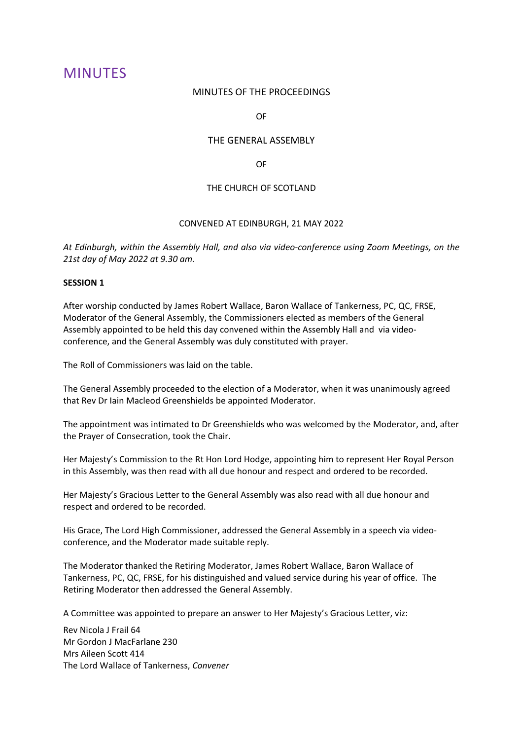# MINUTES

MINUTES OF THE PROCEEDINGS

OF

THE GENERAL ASSEMBLY

OF

THE CHURCH OF SCOTLAND

CONVENED AT EDINBURGH, 21 MAY 2022

*At Edinburgh, within the Assembly Hall, and also via video-conference using Zoom Meetings, on the 21st day of May 2022 at 9.30 am.*

**SESSION 1**

After worship conducted by James Robert Wallace, Baron Wallace of Tankerness, PC, QC, FRSE, Moderator of the General Assembly, the Commissioners elected as members of the General Assembly appointed to be held this day convened within the Assembly Hall and via video-conference, and the General Assembly was duly constituted with prayer.

The Roll of Commissioners was laid on the table.

The General Assembly proceeded to the election of a Moderator, when it was unanimously agreed that Rev Dr Iain Macleod Greenshields be appointed Moderator.

The appointment was intimated to Dr Greenshields who was welcomed by the Moderator, and, after the Prayer of Consecration, took the Chair.

Her Majesty's Commission to the Rt Hon Lord Hodge, appointing him to represent Her Royal Person in this Assembly, was then read with all due honour and respect and ordered to be recorded.

Her Majesty's Gracious Letter to the General Assembly was also read with all due honour and respect and ordered to be recorded.

His Grace, The Lord High Commissioner, addressed the General Assembly in a speech via video-conference, and the Moderator made suitable reply.

The Moderator thanked the Retiring Moderator, James Robert Wallace, Baron Wallace of Tankerness, PC, QC, FRSE, for his distinguished and valued service during his year of office. The Retiring Moderator then addressed the General Assembly.

A Committee was appointed to prepare an answer to Her Majesty's Gracious Letter, viz:

Rev Nicola J Frail 64
Mr Gordon J MacFarlane 230
Mrs Aileen Scott 414
The Lord Wallace of Tankerness, *Convener*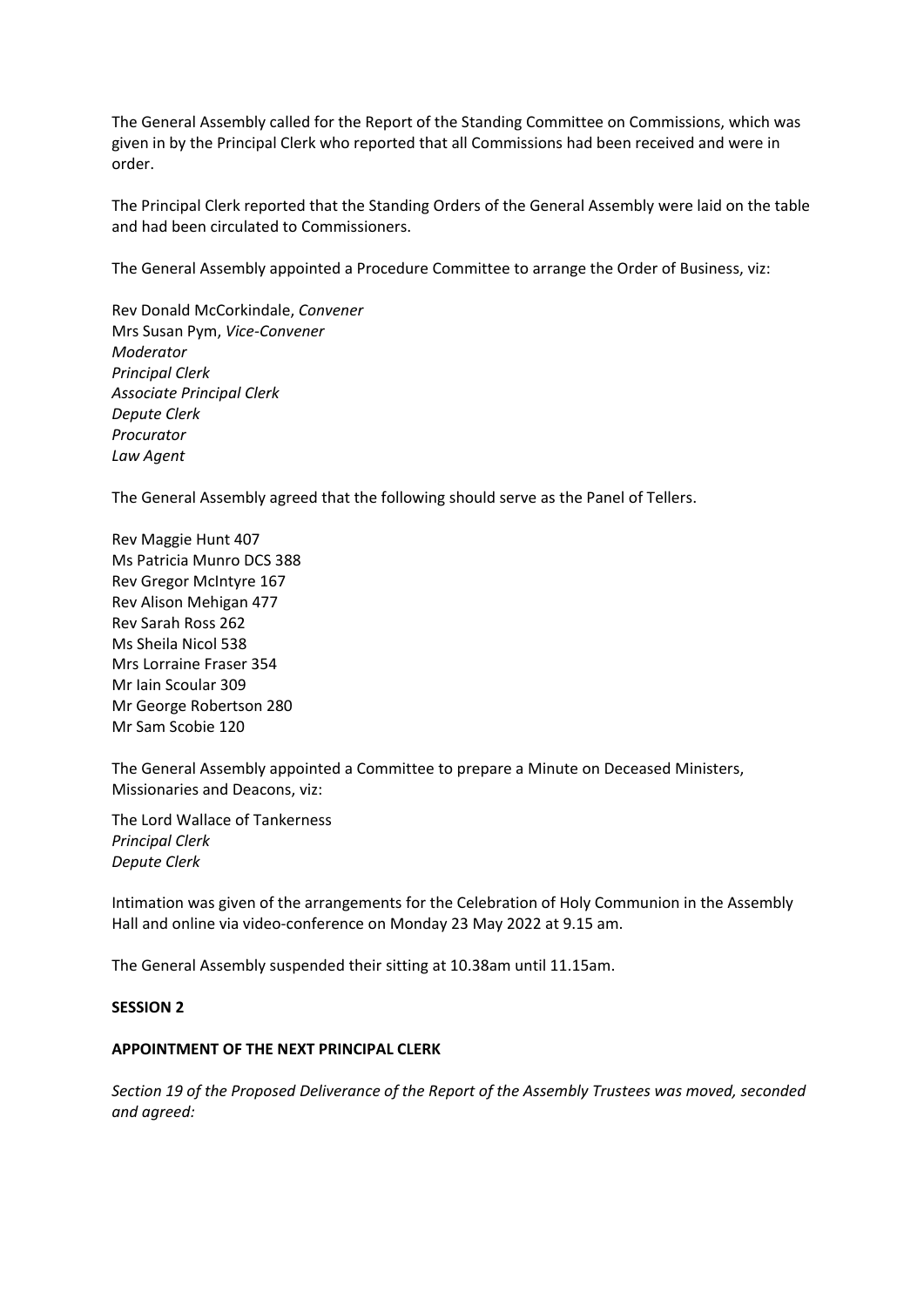The General Assembly called for the Report of the Standing Committee on Commissions, which was given in by the Principal Clerk who reported that all Commissions had been received and were in order.

The Principal Clerk reported that the Standing Orders of the General Assembly were laid on the table and had been circulated to Commissioners.

The General Assembly appointed a Procedure Committee to arrange the Order of Business, viz:

Rev Donald McCorkindale, *Convener*
Mrs Susan Pym, *Vice-Convener*
*Moderator*
*Principal Clerk*
*Associate Principal Clerk*
*Depute Clerk*
*Procurator*
*Law Agent*

The General Assembly agreed that the following should serve as the Panel of Tellers.

Rev Maggie Hunt 407
Ms Patricia Munro DCS 388
Rev Gregor McIntyre 167
Rev Alison Mehigan 477
Rev Sarah Ross 262
Ms Sheila Nicol 538
Mrs Lorraine Fraser 354
Mr Iain Scoular 309
Mr George Robertson 280
Mr Sam Scobie 120

The General Assembly appointed a Committee to prepare a Minute on Deceased Ministers, Missionaries and Deacons, viz:

The Lord Wallace of Tankerness
*Principal Clerk*
*Depute Clerk*

Intimation was given of the arrangements for the Celebration of Holy Communion in the Assembly Hall and online via video-conference on Monday 23 May 2022 at 9.15 am.

The General Assembly suspended their sitting at 10.38am until 11.15am.

**SESSION 2**

**APPOINTMENT OF THE NEXT PRINCIPAL CLERK**

*Section 19 of the Proposed Deliverance of the Report of the Assembly Trustees was moved, seconded and agreed:*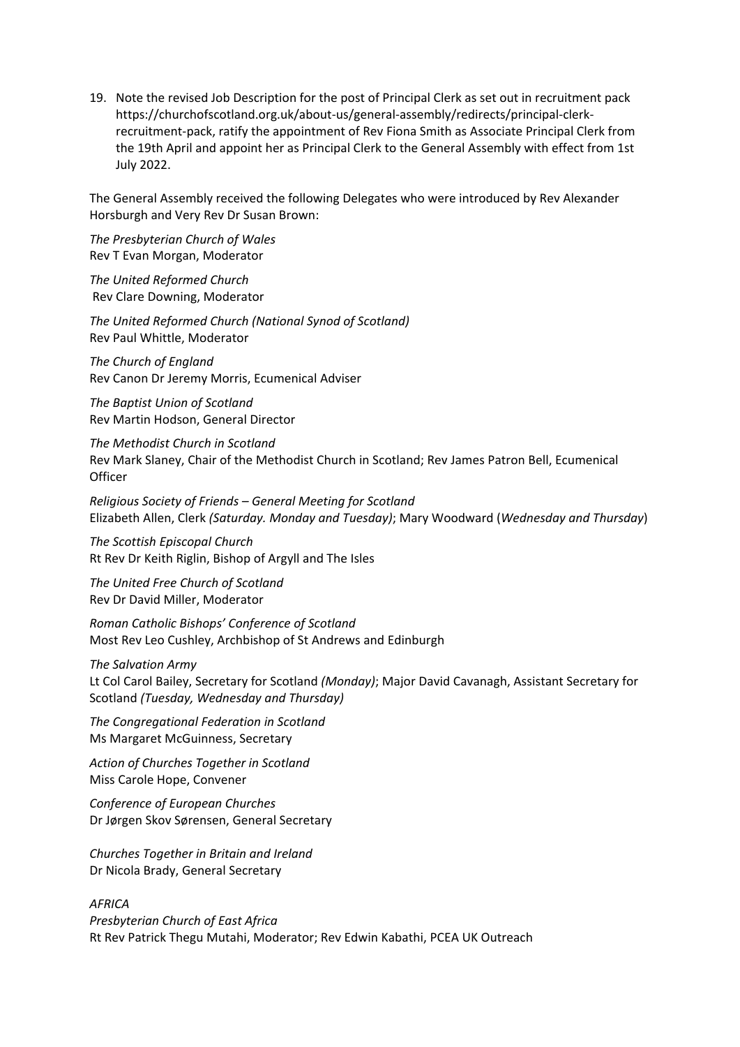19. Note the revised Job Description for the post of Principal Clerk as set out in recruitment pack https://churchofscotland.org.uk/about-us/general-assembly/redirects/principal-clerk-recruitment-pack, ratify the appointment of Rev Fiona Smith as Associate Principal Clerk from the 19th April and appoint her as Principal Clerk to the General Assembly with effect from 1st July 2022.

The General Assembly received the following Delegates who were introduced by Rev Alexander Horsburgh and Very Rev Dr Susan Brown:

*The Presbyterian Church of Wales*
Rev T Evan Morgan, Moderator

*The United Reformed Church*
Rev Clare Downing, Moderator

*The United Reformed Church (National Synod of Scotland)*
Rev Paul Whittle, Moderator

*The Church of England*
Rev Canon Dr Jeremy Morris, Ecumenical Adviser

*The Baptist Union of Scotland*
Rev Martin Hodson, General Director

*The Methodist Church in Scotland*
Rev Mark Slaney, Chair of the Methodist Church in Scotland; Rev James Patron Bell, Ecumenical Officer

*Religious Society of Friends – General Meeting for Scotland*
Elizabeth Allen, Clerk *(Saturday. Monday and Tuesday)*; Mary Woodward (*Wednesday and Thursday*)

*The Scottish Episcopal Church*
Rt Rev Dr Keith Riglin, Bishop of Argyll and The Isles

*The United Free Church of Scotland*
Rev Dr David Miller, Moderator

*Roman Catholic Bishops' Conference of Scotland*
Most Rev Leo Cushley, Archbishop of St Andrews and Edinburgh

*The Salvation Army*
Lt Col Carol Bailey, Secretary for Scotland *(Monday)*; Major David Cavanagh, Assistant Secretary for Scotland *(Tuesday, Wednesday and Thursday)*

*The Congregational Federation in Scotland*
Ms Margaret McGuinness, Secretary

*Action of Churches Together in Scotland*
Miss Carole Hope, Convener

*Conference of European Churches*
Dr Jørgen Skov Sørensen, General Secretary

*Churches Together in Britain and Ireland*
Dr Nicola Brady, General Secretary

*AFRICA*
*Presbyterian Church of East Africa*
Rt Rev Patrick Thegu Mutahi, Moderator; Rev Edwin Kabathi, PCEA UK Outreach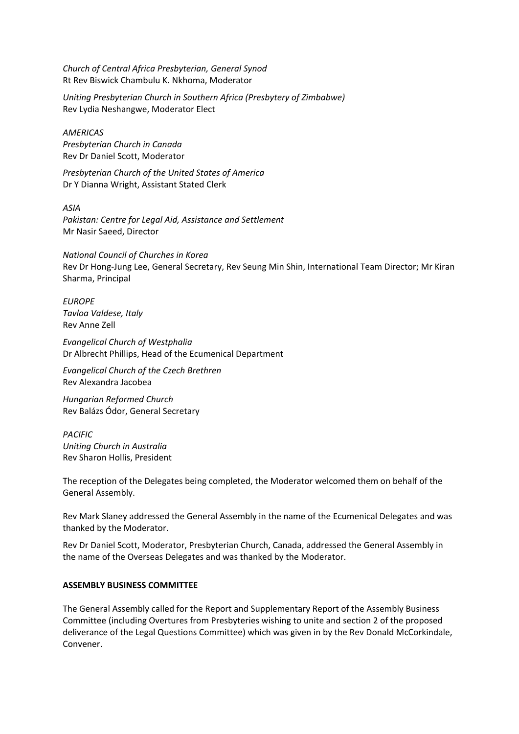*Church of Central Africa Presbyterian, General Synod*
Rt Rev Biswick Chambulu K. Nkhoma, Moderator

*Uniting Presbyterian Church in Southern Africa (Presbytery of Zimbabwe)*
Rev Lydia Neshangwe, Moderator Elect

*AMERICAS*
*Presbyterian Church in Canada*
Rev Dr Daniel Scott, Moderator

*Presbyterian Church of the United States of America*
Dr Y Dianna Wright, Assistant Stated Clerk

*ASIA*
*Pakistan: Centre for Legal Aid, Assistance and Settlement*
Mr Nasir Saeed, Director

*National Council of Churches in Korea*
Rev Dr Hong-Jung Lee, General Secretary, Rev Seung Min Shin, International Team Director; Mr Kiran Sharma, Principal

*EUROPE*
*Tavloa Valdese, Italy*
Rev Anne Zell

*Evangelical Church of Westphalia*
Dr Albrecht Phillips, Head of the Ecumenical Department

*Evangelical Church of the Czech Brethren*
Rev Alexandra Jacobea

*Hungarian Reformed Church*
Rev Balázs Ódor, General Secretary

*PACIFIC*
*Uniting Church in Australia*
Rev Sharon Hollis, President

The reception of the Delegates being completed, the Moderator welcomed them on behalf of the General Assembly.

Rev Mark Slaney addressed the General Assembly in the name of the Ecumenical Delegates and was thanked by the Moderator.

Rev Dr Daniel Scott, Moderator, Presbyterian Church, Canada, addressed the General Assembly in the name of the Overseas Delegates and was thanked by the Moderator.

**ASSEMBLY BUSINESS COMMITTEE**

The General Assembly called for the Report and Supplementary Report of the Assembly Business Committee (including Overtures from Presbyteries wishing to unite and section 2 of the proposed deliverance of the Legal Questions Committee) which was given in by the Rev Donald McCorkindale, Convener.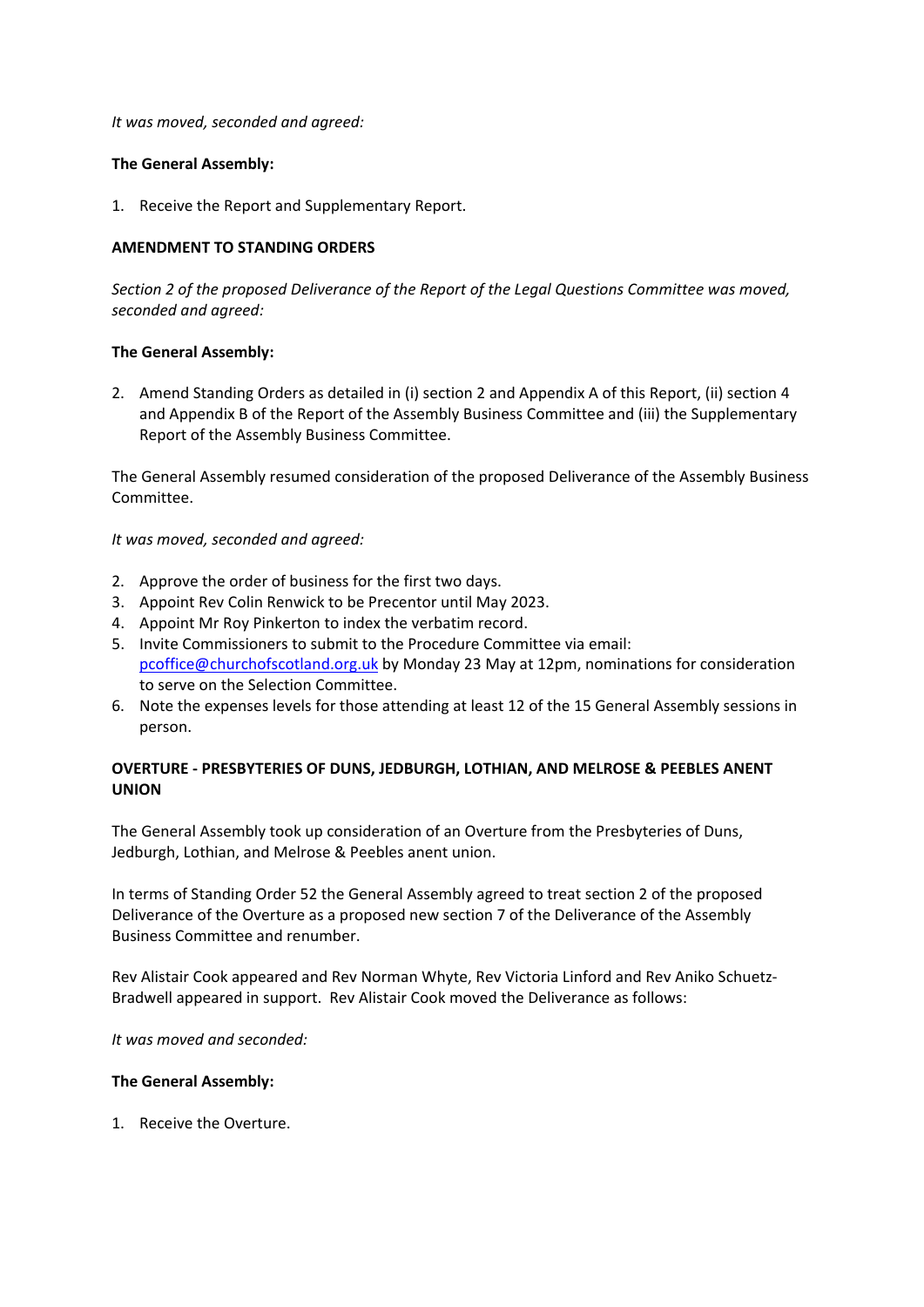*It was moved, seconded and agreed:*

**The General Assembly:**

1. Receive the Report and Supplementary Report.

**AMENDMENT TO STANDING ORDERS**

*Section 2 of the proposed Deliverance of the Report of the Legal Questions Committee was moved, seconded and agreed:*

**The General Assembly:**

2. Amend Standing Orders as detailed in (i) section 2 and Appendix A of this Report, (ii) section 4 and Appendix B of the Report of the Assembly Business Committee and (iii) the Supplementary Report of the Assembly Business Committee.

The General Assembly resumed consideration of the proposed Deliverance of the Assembly Business Committee.

*It was moved, seconded and agreed:*

2. Approve the order of business for the first two days.
3. Appoint Rev Colin Renwick to be Precentor until May 2023.
4. Appoint Mr Roy Pinkerton to index the verbatim record.
5. Invite Commissioners to submit to the Procedure Committee via email: pcoffice@churchofscotland.org.uk by Monday 23 May at 12pm, nominations for consideration to serve on the Selection Committee.
6. Note the expenses levels for those attending at least 12 of the 15 General Assembly sessions in person.

**OVERTURE - PRESBYTERIES OF DUNS, JEDBURGH, LOTHIAN, AND MELROSE & PEEBLES ANENT UNION**

The General Assembly took up consideration of an Overture from the Presbyteries of Duns, Jedburgh, Lothian, and Melrose & Peebles anent union.

In terms of Standing Order 52 the General Assembly agreed to treat section 2 of the proposed Deliverance of the Overture as a proposed new section 7 of the Deliverance of the Assembly Business Committee and renumber.

Rev Alistair Cook appeared and Rev Norman Whyte, Rev Victoria Linford and Rev Aniko Schuetz-Bradwell appeared in support. Rev Alistair Cook moved the Deliverance as follows:

*It was moved and seconded:*

**The General Assembly:**

1. Receive the Overture.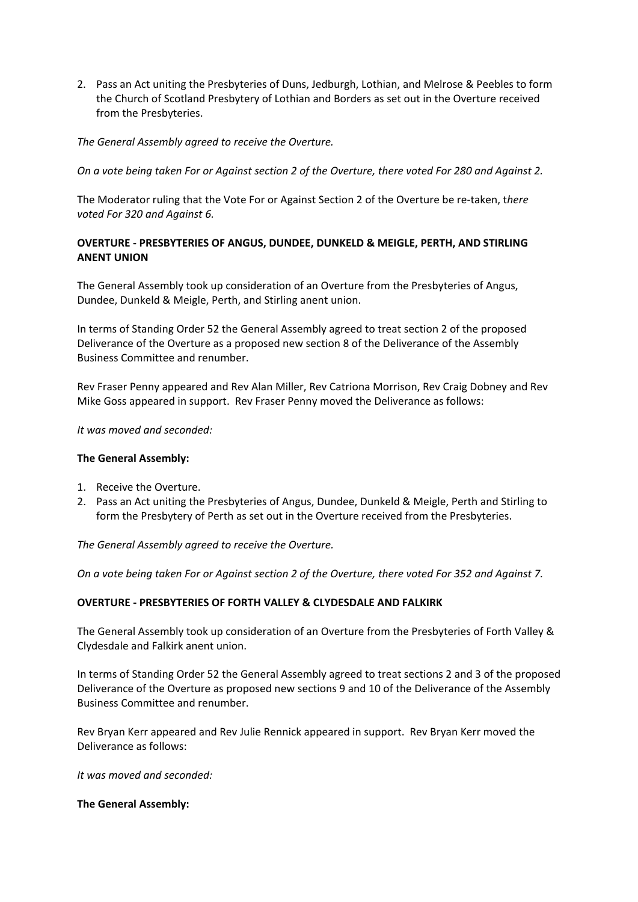2. Pass an Act uniting the Presbyteries of Duns, Jedburgh, Lothian, and Melrose & Peebles to form the Church of Scotland Presbytery of Lothian and Borders as set out in the Overture received from the Presbyteries.

*The General Assembly agreed to receive the Overture.*

*On a vote being taken For or Against section 2 of the Overture, there voted For 280 and Against 2.*

The Moderator ruling that the Vote For or Against Section 2 of the Overture be re-taken, t*here voted For 320 and Against 6.*

**OVERTURE - PRESBYTERIES OF ANGUS, DUNDEE, DUNKELD & MEIGLE, PERTH, AND STIRLING ANENT UNION**

The General Assembly took up consideration of an Overture from the Presbyteries of Angus, Dundee, Dunkeld & Meigle, Perth, and Stirling anent union.

In terms of Standing Order 52 the General Assembly agreed to treat section 2 of the proposed Deliverance of the Overture as a proposed new section 8 of the Deliverance of the Assembly Business Committee and renumber.

Rev Fraser Penny appeared and Rev Alan Miller, Rev Catriona Morrison, Rev Craig Dobney and Rev Mike Goss appeared in support. Rev Fraser Penny moved the Deliverance as follows:

*It was moved and seconded:*

**The General Assembly:**

1. Receive the Overture.
2. Pass an Act uniting the Presbyteries of Angus, Dundee, Dunkeld & Meigle, Perth and Stirling to form the Presbytery of Perth as set out in the Overture received from the Presbyteries.

*The General Assembly agreed to receive the Overture.*

*On a vote being taken For or Against section 2 of the Overture, there voted For 352 and Against 7.*

**OVERTURE - PRESBYTERIES OF FORTH VALLEY & CLYDESDALE AND FALKIRK**

The General Assembly took up consideration of an Overture from the Presbyteries of Forth Valley & Clydesdale and Falkirk anent union.

In terms of Standing Order 52 the General Assembly agreed to treat sections 2 and 3 of the proposed Deliverance of the Overture as proposed new sections 9 and 10 of the Deliverance of the Assembly Business Committee and renumber.

Rev Bryan Kerr appeared and Rev Julie Rennick appeared in support. Rev Bryan Kerr moved the Deliverance as follows:

*It was moved and seconded:*

**The General Assembly:**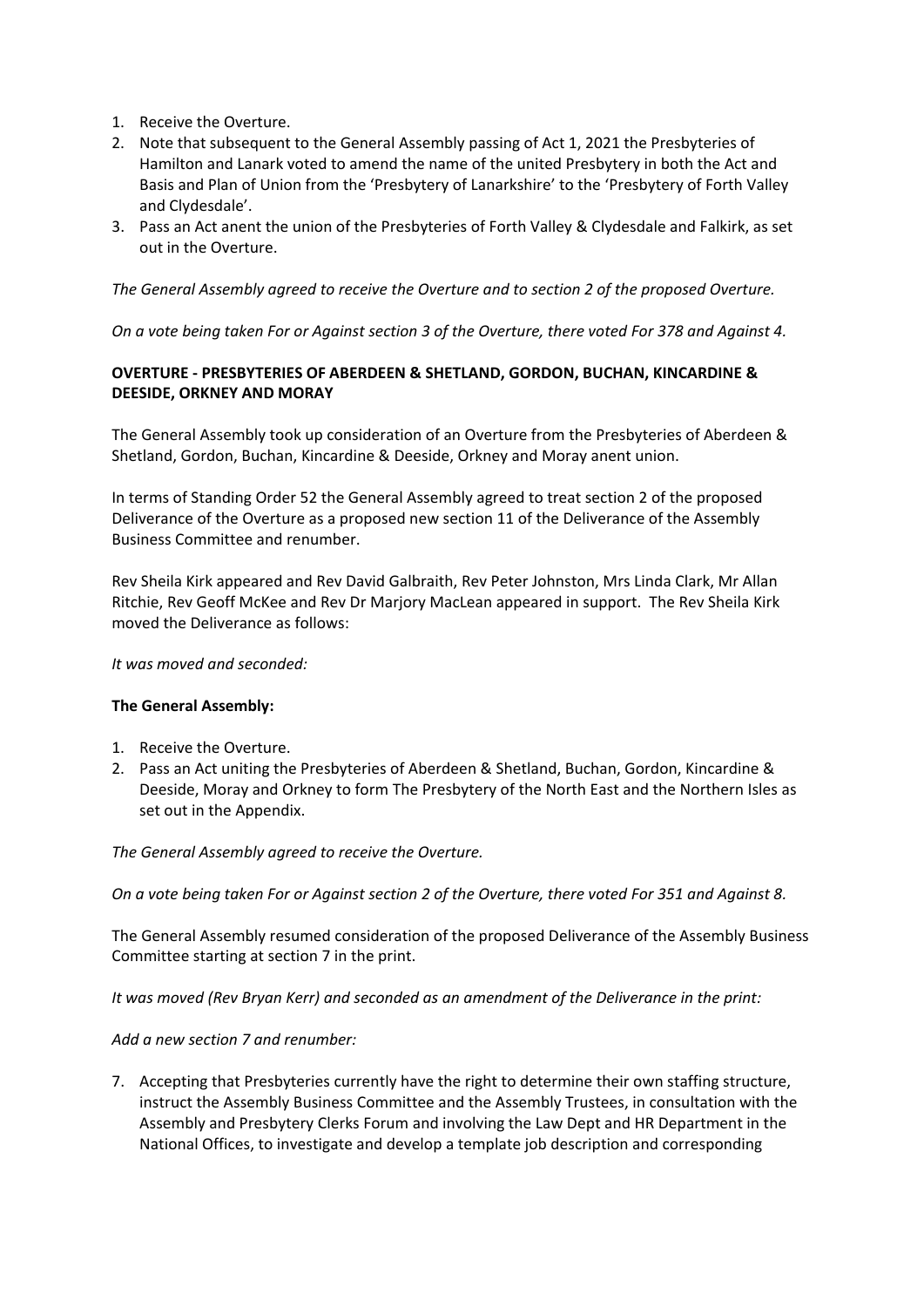1. Receive the Overture.
2. Note that subsequent to the General Assembly passing of Act 1, 2021 the Presbyteries of Hamilton and Lanark voted to amend the name of the united Presbytery in both the Act and Basis and Plan of Union from the 'Presbytery of Lanarkshire' to the 'Presbytery of Forth Valley and Clydesdale'.
3. Pass an Act anent the union of the Presbyteries of Forth Valley & Clydesdale and Falkirk, as set out in the Overture.

*The General Assembly agreed to receive the Overture and to section 2 of the proposed Overture.*

*On a vote being taken For or Against section 3 of the Overture, there voted For 378 and Against 4.*

**OVERTURE - PRESBYTERIES OF ABERDEEN & SHETLAND, GORDON, BUCHAN, KINCARDINE & DEESIDE, ORKNEY AND MORAY**

The General Assembly took up consideration of an Overture from the Presbyteries of Aberdeen & Shetland, Gordon, Buchan, Kincardine & Deeside, Orkney and Moray anent union.

In terms of Standing Order 52 the General Assembly agreed to treat section 2 of the proposed Deliverance of the Overture as a proposed new section 11 of the Deliverance of the Assembly Business Committee and renumber.

Rev Sheila Kirk appeared and Rev David Galbraith, Rev Peter Johnston, Mrs Linda Clark, Mr Allan Ritchie, Rev Geoff McKee and Rev Dr Marjory MacLean appeared in support. The Rev Sheila Kirk moved the Deliverance as follows:

*It was moved and seconded:*

**The General Assembly:**

1. Receive the Overture.
2. Pass an Act uniting the Presbyteries of Aberdeen & Shetland, Buchan, Gordon, Kincardine & Deeside, Moray and Orkney to form The Presbytery of the North East and the Northern Isles as set out in the Appendix.

*The General Assembly agreed to receive the Overture.*

*On a vote being taken For or Against section 2 of the Overture, there voted For 351 and Against 8.*

The General Assembly resumed consideration of the proposed Deliverance of the Assembly Business Committee starting at section 7 in the print.

*It was moved (Rev Bryan Kerr) and seconded as an amendment of the Deliverance in the print:*

*Add a new section 7 and renumber:*

7. Accepting that Presbyteries currently have the right to determine their own staffing structure, instruct the Assembly Business Committee and the Assembly Trustees, in consultation with the Assembly and Presbytery Clerks Forum and involving the Law Dept and HR Department in the National Offices, to investigate and develop a template job description and corresponding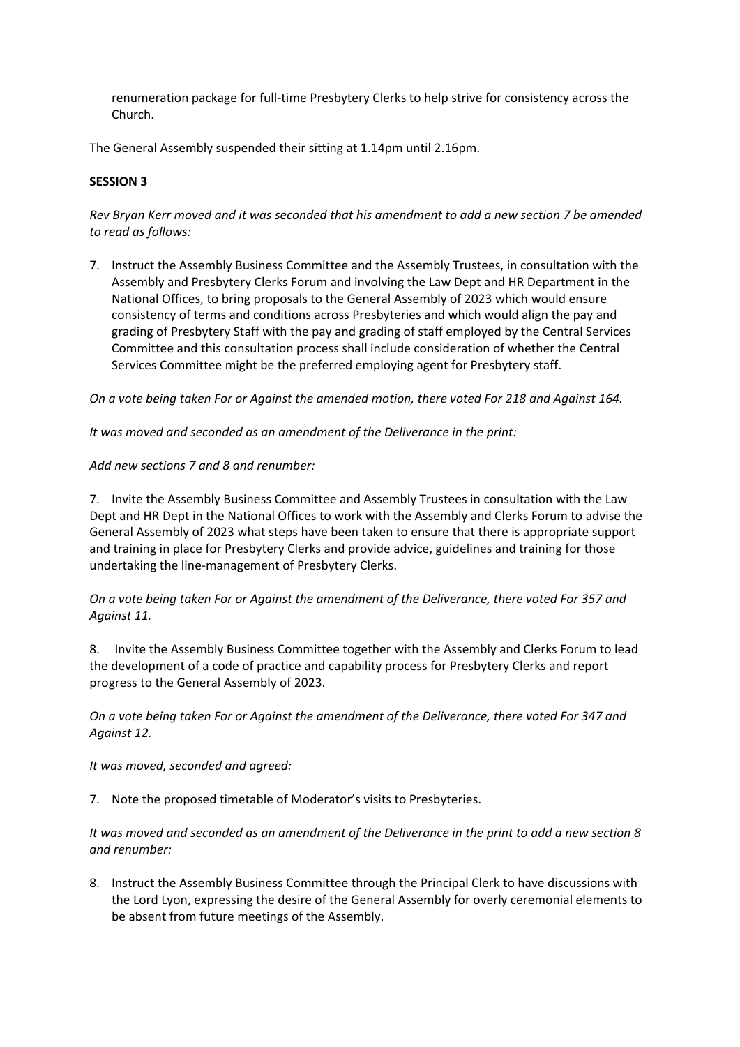renumeration package for full-time Presbytery Clerks to help strive for consistency across the Church.

The General Assembly suspended their sitting at 1.14pm until 2.16pm.

**SESSION 3**

*Rev Bryan Kerr moved and it was seconded that his amendment to add a new section 7 be amended to read as follows:*

7. Instruct the Assembly Business Committee and the Assembly Trustees, in consultation with the Assembly and Presbytery Clerks Forum and involving the Law Dept and HR Department in the National Offices, to bring proposals to the General Assembly of 2023 which would ensure consistency of terms and conditions across Presbyteries and which would align the pay and grading of Presbytery Staff with the pay and grading of staff employed by the Central Services Committee and this consultation process shall include consideration of whether the Central Services Committee might be the preferred employing agent for Presbytery staff.

*On a vote being taken For or Against the amended motion, there voted For 218 and Against 164.*

*It was moved and seconded as an amendment of the Deliverance in the print:*

*Add new sections 7 and 8 and renumber:*

7. Invite the Assembly Business Committee and Assembly Trustees in consultation with the Law Dept and HR Dept in the National Offices to work with the Assembly and Clerks Forum to advise the General Assembly of 2023 what steps have been taken to ensure that there is appropriate support and training in place for Presbytery Clerks and provide advice, guidelines and training for those undertaking the line-management of Presbytery Clerks.

*On a vote being taken For or Against the amendment of the Deliverance, there voted For 357 and Against 11.*

8. Invite the Assembly Business Committee together with the Assembly and Clerks Forum to lead the development of a code of practice and capability process for Presbytery Clerks and report progress to the General Assembly of 2023.

*On a vote being taken For or Against the amendment of the Deliverance, there voted For 347 and Against 12.*

*It was moved, seconded and agreed:*

7. Note the proposed timetable of Moderator's visits to Presbyteries.

*It was moved and seconded as an amendment of the Deliverance in the print to add a new section 8 and renumber:*

8. Instruct the Assembly Business Committee through the Principal Clerk to have discussions with the Lord Lyon, expressing the desire of the General Assembly for overly ceremonial elements to be absent from future meetings of the Assembly.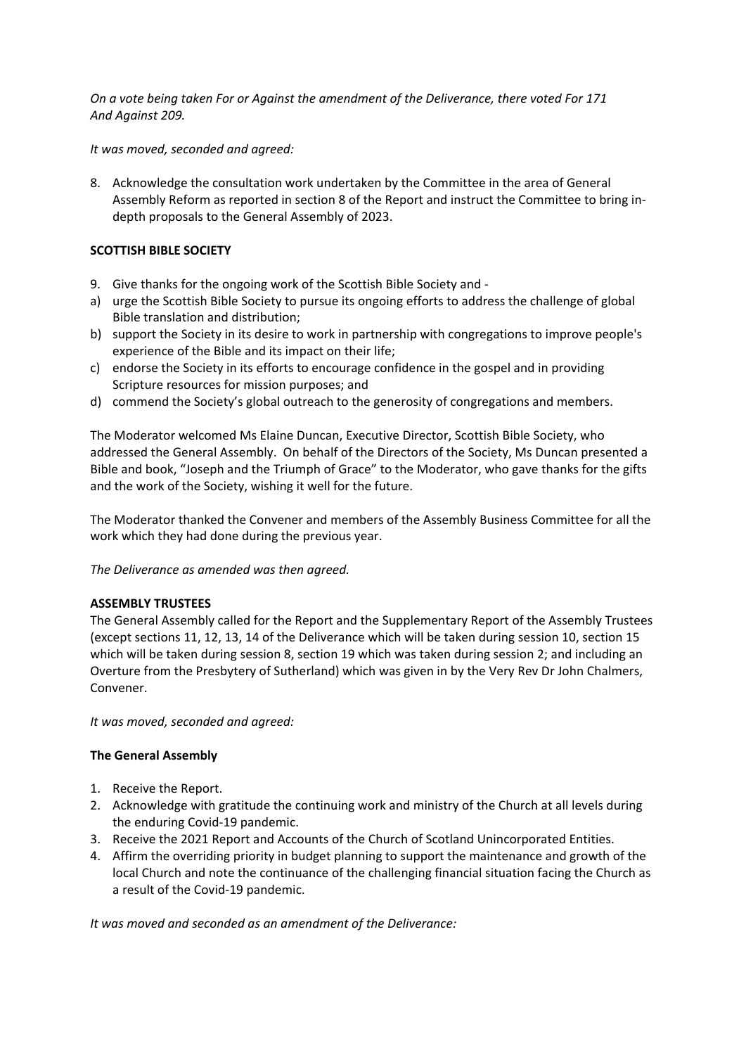*On a vote being taken For or Against the amendment of the Deliverance, there voted For 171 And Against 209.*

*It was moved, seconded and agreed:*

8. Acknowledge the consultation work undertaken by the Committee in the area of General Assembly Reform as reported in section 8 of the Report and instruct the Committee to bring in-depth proposals to the General Assembly of 2023.

**SCOTTISH BIBLE SOCIETY**

9. Give thanks for the ongoing work of the Scottish Bible Society and -
a) urge the Scottish Bible Society to pursue its ongoing efforts to address the challenge of global Bible translation and distribution;
b) support the Society in its desire to work in partnership with congregations to improve people's experience of the Bible and its impact on their life;
c) endorse the Society in its efforts to encourage confidence in the gospel and in providing Scripture resources for mission purposes; and
d) commend the Society's global outreach to the generosity of congregations and members.

The Moderator welcomed Ms Elaine Duncan, Executive Director, Scottish Bible Society, who addressed the General Assembly. On behalf of the Directors of the Society, Ms Duncan presented a Bible and book, "Joseph and the Triumph of Grace" to the Moderator, who gave thanks for the gifts and the work of the Society, wishing it well for the future.

The Moderator thanked the Convener and members of the Assembly Business Committee for all the work which they had done during the previous year.

*The Deliverance as amended was then agreed.*

**ASSEMBLY TRUSTEES**

The General Assembly called for the Report and the Supplementary Report of the Assembly Trustees (except sections 11, 12, 13, 14 of the Deliverance which will be taken during session 10, section 15 which will be taken during session 8, section 19 which was taken during session 2; and including an Overture from the Presbytery of Sutherland) which was given in by the Very Rev Dr John Chalmers, Convener.

*It was moved, seconded and agreed:*

**The General Assembly**

1. Receive the Report.
2. Acknowledge with gratitude the continuing work and ministry of the Church at all levels during the enduring Covid-19 pandemic.
3. Receive the 2021 Report and Accounts of the Church of Scotland Unincorporated Entities.
4. Affirm the overriding priority in budget planning to support the maintenance and growth of the local Church and note the continuance of the challenging financial situation facing the Church as a result of the Covid-19 pandemic.

*It was moved and seconded as an amendment of the Deliverance:*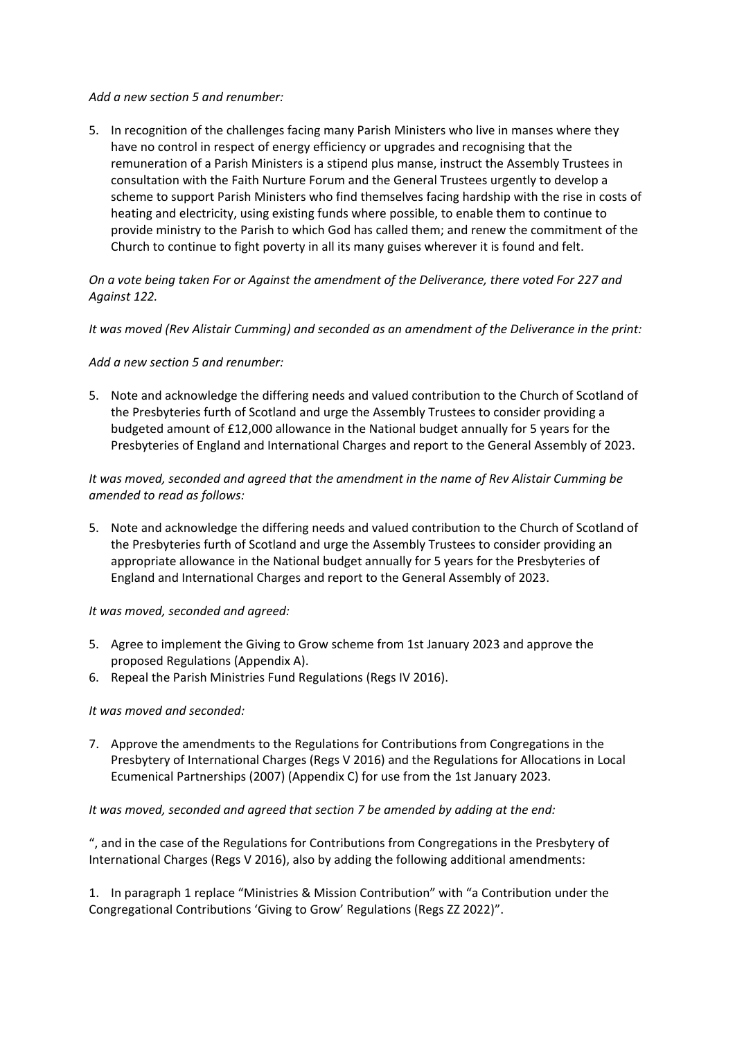*Add a new section 5 and renumber:*

5. In recognition of the challenges facing many Parish Ministers who live in manses where they have no control in respect of energy efficiency or upgrades and recognising that the remuneration of a Parish Ministers is a stipend plus manse, instruct the Assembly Trustees in consultation with the Faith Nurture Forum and the General Trustees urgently to develop a scheme to support Parish Ministers who find themselves facing hardship with the rise in costs of heating and electricity, using existing funds where possible, to enable them to continue to provide ministry to the Parish to which God has called them; and renew the commitment of the Church to continue to fight poverty in all its many guises wherever it is found and felt.

*On a vote being taken For or Against the amendment of the Deliverance, there voted For 227 and Against 122.*

*It was moved (Rev Alistair Cumming) and seconded as an amendment of the Deliverance in the print:*

*Add a new section 5 and renumber:*

5. Note and acknowledge the differing needs and valued contribution to the Church of Scotland of the Presbyteries furth of Scotland and urge the Assembly Trustees to consider providing a budgeted amount of £12,000 allowance in the National budget annually for 5 years for the Presbyteries of England and International Charges and report to the General Assembly of 2023.

*It was moved, seconded and agreed that the amendment in the name of Rev Alistair Cumming be amended to read as follows:*

5. Note and acknowledge the differing needs and valued contribution to the Church of Scotland of the Presbyteries furth of Scotland and urge the Assembly Trustees to consider providing an appropriate allowance in the National budget annually for 5 years for the Presbyteries of England and International Charges and report to the General Assembly of 2023.

*It was moved, seconded and agreed:*

5. Agree to implement the Giving to Grow scheme from 1st January 2023 and approve the proposed Regulations (Appendix A).
6. Repeal the Parish Ministries Fund Regulations (Regs IV 2016).

*It was moved and seconded:*

7. Approve the amendments to the Regulations for Contributions from Congregations in the Presbytery of International Charges (Regs V 2016) and the Regulations for Allocations in Local Ecumenical Partnerships (2007) (Appendix C) for use from the 1st January 2023.

*It was moved, seconded and agreed that section 7 be amended by adding at the end:*

", and in the case of the Regulations for Contributions from Congregations in the Presbytery of International Charges (Regs V 2016), also by adding the following additional amendments:

1. In paragraph 1 replace "Ministries & Mission Contribution" with "a Contribution under the Congregational Contributions 'Giving to Grow' Regulations (Regs ZZ 2022)".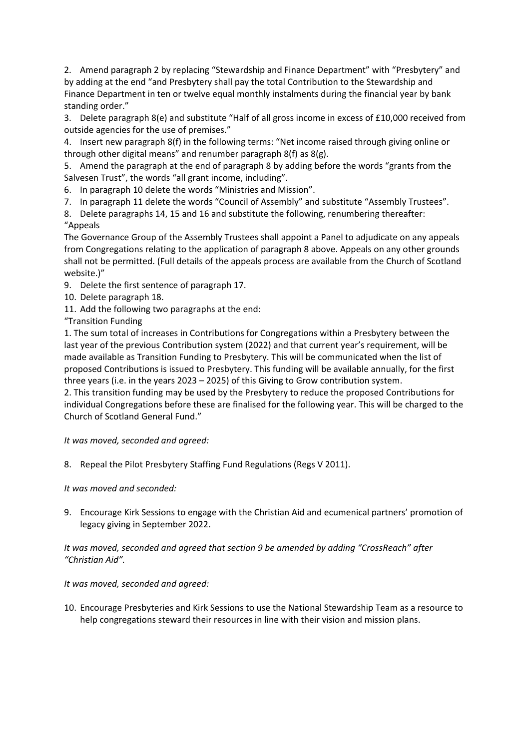2. Amend paragraph 2 by replacing "Stewardship and Finance Department" with "Presbytery" and by adding at the end "and Presbytery shall pay the total Contribution to the Stewardship and Finance Department in ten or twelve equal monthly instalments during the financial year by bank standing order."
3. Delete paragraph 8(e) and substitute "Half of all gross income in excess of £10,000 received from outside agencies for the use of premises."
4. Insert new paragraph 8(f) in the following terms: "Net income raised through giving online or through other digital means" and renumber paragraph 8(f) as 8(g).
5. Amend the paragraph at the end of paragraph 8 by adding before the words "grants from the Salvesen Trust", the words "all grant income, including".
6. In paragraph 10 delete the words "Ministries and Mission".
7. In paragraph 11 delete the words "Council of Assembly" and substitute "Assembly Trustees".
8. Delete paragraphs 14, 15 and 16 and substitute the following, renumbering thereafter:

"Appeals

The Governance Group of the Assembly Trustees shall appoint a Panel to adjudicate on any appeals from Congregations relating to the application of paragraph 8 above. Appeals on any other grounds shall not be permitted. (Full details of the appeals process are available from the Church of Scotland website.)"

9. Delete the first sentence of paragraph 17.
10. Delete paragraph 18.
11. Add the following two paragraphs at the end:

"Transition Funding

1. The sum total of increases in Contributions for Congregations within a Presbytery between the last year of the previous Contribution system (2022) and that current year's requirement, will be made available as Transition Funding to Presbytery. This will be communicated when the list of proposed Contributions is issued to Presbytery. This funding will be available annually, for the first three years (i.e. in the years 2023 – 2025) of this Giving to Grow contribution system.

2. This transition funding may be used by the Presbytery to reduce the proposed Contributions for individual Congregations before these are finalised for the following year. This will be charged to the Church of Scotland General Fund."

*It was moved, seconded and agreed:*

8. Repeal the Pilot Presbytery Staffing Fund Regulations (Regs V 2011).

*It was moved and seconded:*

9. Encourage Kirk Sessions to engage with the Christian Aid and ecumenical partners' promotion of legacy giving in September 2022.

*It was moved, seconded and agreed that section 9 be amended by adding "CrossReach" after "Christian Aid".*

*It was moved, seconded and agreed:*

10. Encourage Presbyteries and Kirk Sessions to use the National Stewardship Team as a resource to help congregations steward their resources in line with their vision and mission plans.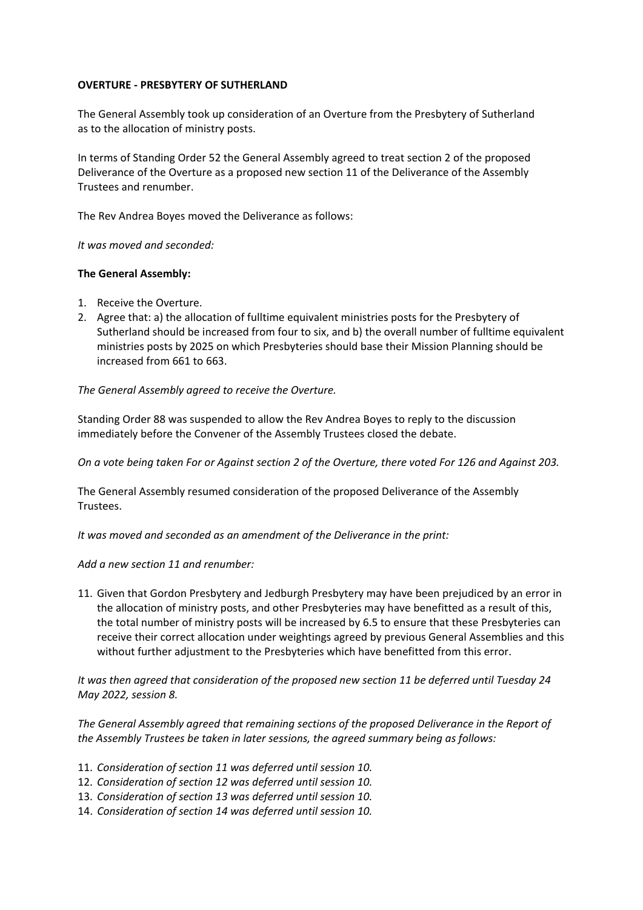**OVERTURE - PRESBYTERY OF SUTHERLAND**

The General Assembly took up consideration of an Overture from the Presbytery of Sutherland as to the allocation of ministry posts.

In terms of Standing Order 52 the General Assembly agreed to treat section 2 of the proposed Deliverance of the Overture as a proposed new section 11 of the Deliverance of the Assembly Trustees and renumber.

The Rev Andrea Boyes moved the Deliverance as follows:

*It was moved and seconded:*

**The General Assembly:**

1. Receive the Overture.
2. Agree that: a) the allocation of fulltime equivalent ministries posts for the Presbytery of Sutherland should be increased from four to six, and b) the overall number of fulltime equivalent ministries posts by 2025 on which Presbyteries should base their Mission Planning should be increased from 661 to 663.

*The General Assembly agreed to receive the Overture.*

Standing Order 88 was suspended to allow the Rev Andrea Boyes to reply to the discussion immediately before the Convener of the Assembly Trustees closed the debate.

*On a vote being taken For or Against section 2 of the Overture, there voted For 126 and Against 203.*

The General Assembly resumed consideration of the proposed Deliverance of the Assembly Trustees.

*It was moved and seconded as an amendment of the Deliverance in the print:*

*Add a new section 11 and renumber:*

11. Given that Gordon Presbytery and Jedburgh Presbytery may have been prejudiced by an error in the allocation of ministry posts, and other Presbyteries may have benefitted as a result of this, the total number of ministry posts will be increased by 6.5 to ensure that these Presbyteries can receive their correct allocation under weightings agreed by previous General Assemblies and this without further adjustment to the Presbyteries which have benefitted from this error.

*It was then agreed that consideration of the proposed new section 11 be deferred until Tuesday 24 May 2022, session 8.*

*The General Assembly agreed that remaining sections of the proposed Deliverance in the Report of the Assembly Trustees be taken in later sessions, the agreed summary being as follows:*

11. *Consideration of section 11 was deferred until session 10.*
12. *Consideration of section 12 was deferred until session 10.*
13. *Consideration of section 13 was deferred until session 10.*
14. *Consideration of section 14 was deferred until session 10.*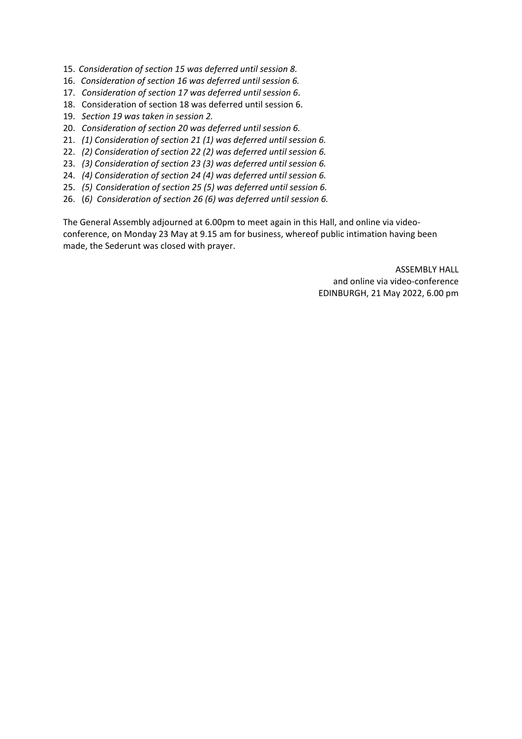15. *Consideration of section 15 was deferred until session 8.*
16. *Consideration of section 16 was deferred until session 6.*
17. *Consideration of section 17 was deferred until session 6*.
18. Consideration of section 18 was deferred until session 6.
19. *Section 19 was taken in session 2.*
20. *Consideration of section 20 was deferred until session 6.*
21. *(1) Consideration of section 21 (1) was deferred until session 6.*
22. *(2) Consideration of section 22 (2) was deferred until session 6.*
23. *(3) Consideration of section 23 (3) was deferred until session 6.*
24. *(4) Consideration of section 24 (4) was deferred until session 6.*
25. *(5) Consideration of section 25 (5) was deferred until session 6.*
26. (*6) Consideration of section 26 (6) was deferred until session 6.*

The General Assembly adjourned at 6.00pm to meet again in this Hall, and online via video-conference, on Monday 23 May at 9.15 am for business, whereof public intimation having been made, the Sederunt was closed with prayer.

ASSEMBLY HALL
and online via video-conference
EDINBURGH, 21 May 2022, 6.00 pm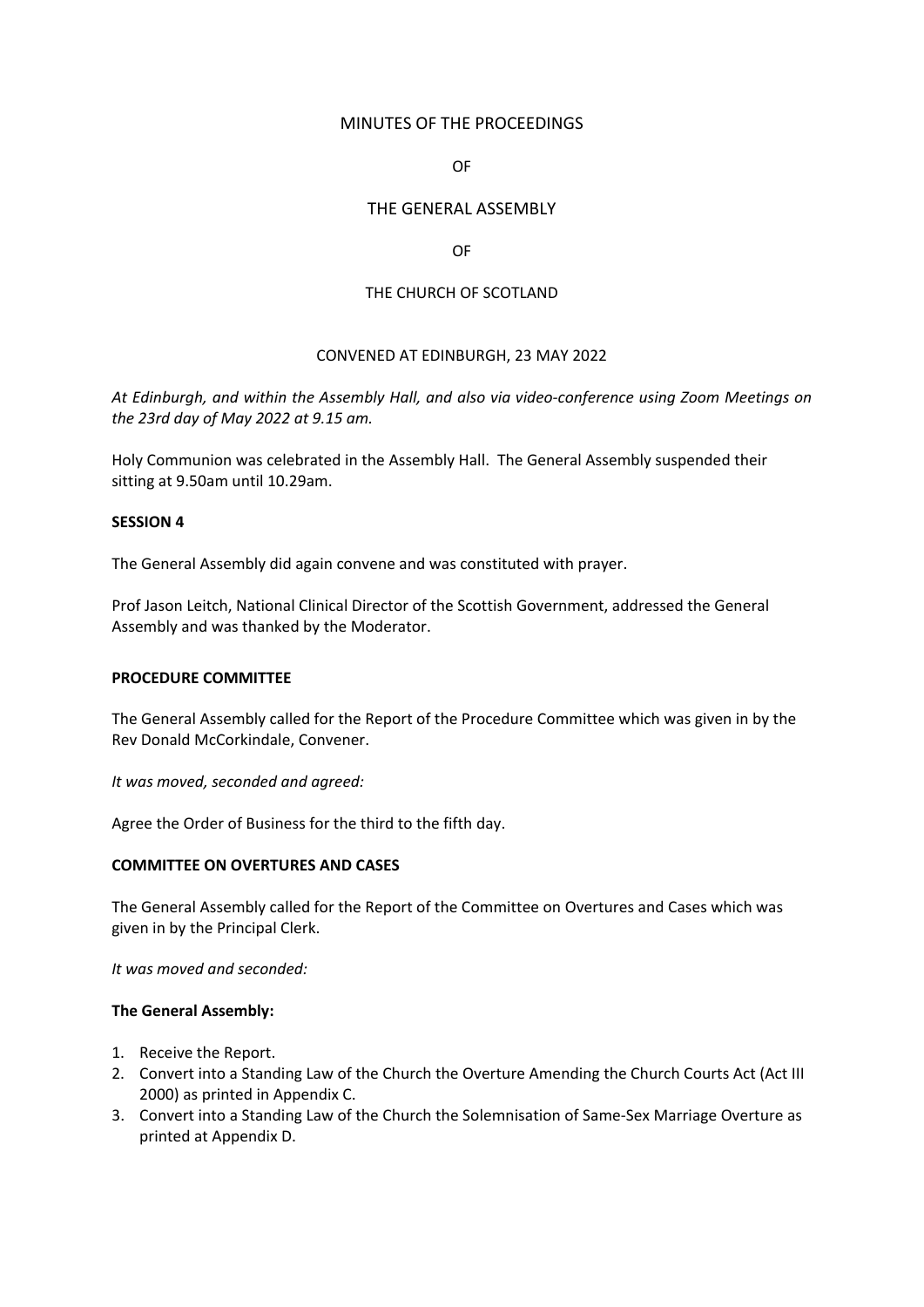MINUTES OF THE PROCEEDINGS

OF

THE GENERAL ASSEMBLY

OF

THE CHURCH OF SCOTLAND

CONVENED AT EDINBURGH, 23 MAY 2022

*At Edinburgh, and within the Assembly Hall, and also via video-conference using Zoom Meetings on the 23rd day of May 2022 at 9.15 am.*

Holy Communion was celebrated in the Assembly Hall. The General Assembly suspended their sitting at 9.50am until 10.29am.

**SESSION 4**

The General Assembly did again convene and was constituted with prayer.

Prof Jason Leitch, National Clinical Director of the Scottish Government, addressed the General Assembly and was thanked by the Moderator.

**PROCEDURE COMMITTEE**

The General Assembly called for the Report of the Procedure Committee which was given in by the Rev Donald McCorkindale, Convener.

*It was moved, seconded and agreed:*

Agree the Order of Business for the third to the fifth day.

**COMMITTEE ON OVERTURES AND CASES**

The General Assembly called for the Report of the Committee on Overtures and Cases which was given in by the Principal Clerk.

*It was moved and seconded:*

**The General Assembly:**

1. Receive the Report.
2. Convert into a Standing Law of the Church the Overture Amending the Church Courts Act (Act III 2000) as printed in Appendix C.
3. Convert into a Standing Law of the Church the Solemnisation of Same-Sex Marriage Overture as printed at Appendix D.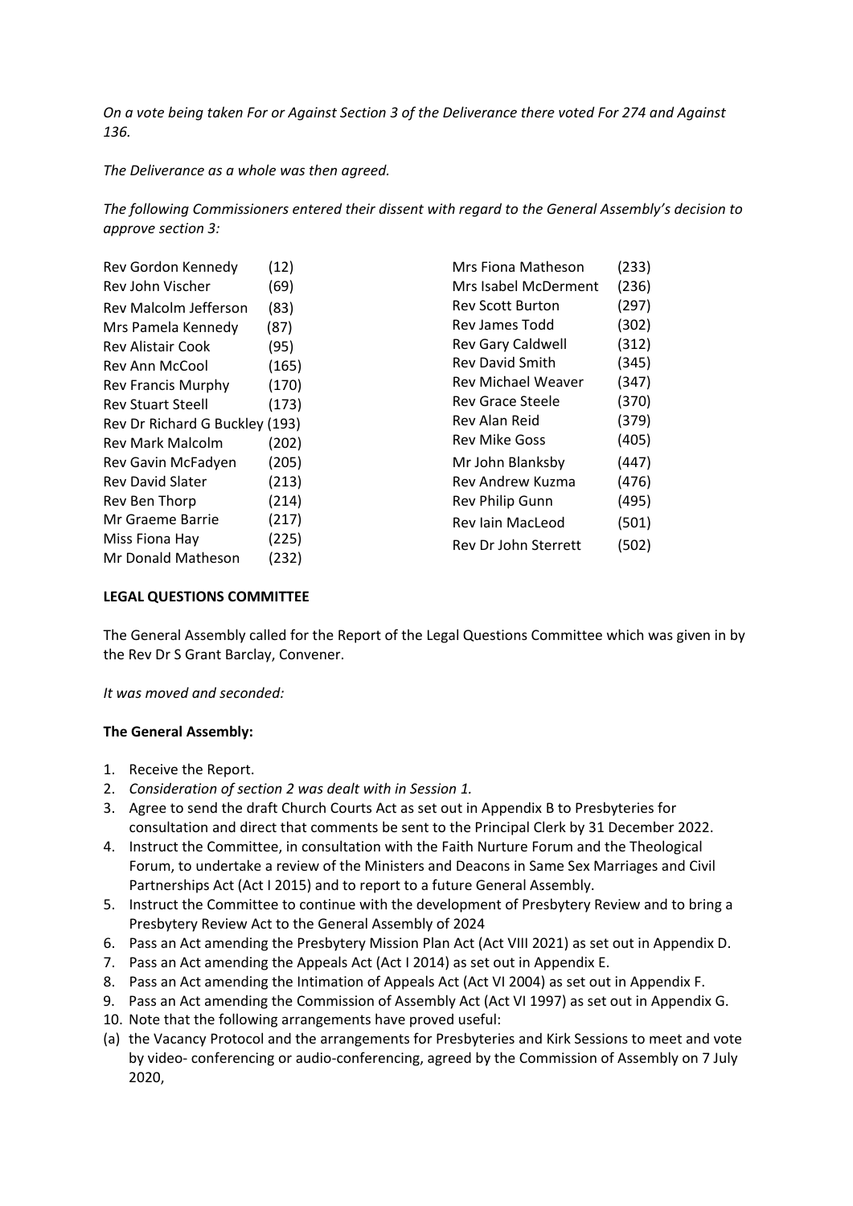*On a vote being taken For or Against Section 3 of the Deliverance there voted For 274 and Against 136.*

*The Deliverance as a whole was then agreed.*

*The following Commissioners entered their dissent with regard to the General Assembly's decision to approve section 3:*

| | | | |
|---|---|---|---|
| Rev Gordon Kennedy | (12) | Mrs Fiona Matheson | (233) |
| Rev John Vischer | (69) | Mrs Isabel McDerment | (236) |
| Rev Malcolm Jefferson | (83) | Rev Scott Burton | (297) |
| Mrs Pamela Kennedy | (87) | Rev James Todd | (302) |
| Rev Alistair Cook | (95) | Rev Gary Caldwell | (312) |
| Rev Ann McCool | (165) | Rev David Smith | (345) |
| Rev Francis Murphy | (170) | Rev Michael Weaver | (347) |
| Rev Stuart Steell | (173) | Rev Grace Steele | (370) |
| Rev Dr Richard G Buckley | (193) | Rev Alan Reid | (379) |
| Rev Mark Malcolm | (202) | Rev Mike Goss | (405) |
| Rev Gavin McFadyen | (205) | Mr John Blanksby | (447) |
| Rev David Slater | (213) | Rev Andrew Kuzma | (476) |
| Rev Ben Thorp | (214) | Rev Philip Gunn | (495) |
| Mr Graeme Barrie | (217) | Rev Iain MacLeod | (501) |
| Miss Fiona Hay | (225) | Rev Dr John Sterrett | (502) |
| Mr Donald Matheson | (232) | | |

**LEGAL QUESTIONS COMMITTEE**

The General Assembly called for the Report of the Legal Questions Committee which was given in by the Rev Dr S Grant Barclay, Convener.

*It was moved and seconded:*

**The General Assembly:**

1. Receive the Report.
2. *Consideration of section 2 was dealt with in Session 1.*
3. Agree to send the draft Church Courts Act as set out in Appendix B to Presbyteries for consultation and direct that comments be sent to the Principal Clerk by 31 December 2022.
4. Instruct the Committee, in consultation with the Faith Nurture Forum and the Theological Forum, to undertake a review of the Ministers and Deacons in Same Sex Marriages and Civil Partnerships Act (Act I 2015) and to report to a future General Assembly.
5. Instruct the Committee to continue with the development of Presbytery Review and to bring a Presbytery Review Act to the General Assembly of 2024
6. Pass an Act amending the Presbytery Mission Plan Act (Act VIII 2021) as set out in Appendix D.
7. Pass an Act amending the Appeals Act (Act I 2014) as set out in Appendix E.
8. Pass an Act amending the Intimation of Appeals Act (Act VI 2004) as set out in Appendix F.
9. Pass an Act amending the Commission of Assembly Act (Act VI 1997) as set out in Appendix G.
10. Note that the following arrangements have proved useful:

(a) the Vacancy Protocol and the arrangements for Presbyteries and Kirk Sessions to meet and vote by video- conferencing or audio-conferencing, agreed by the Commission of Assembly on 7 July 2020,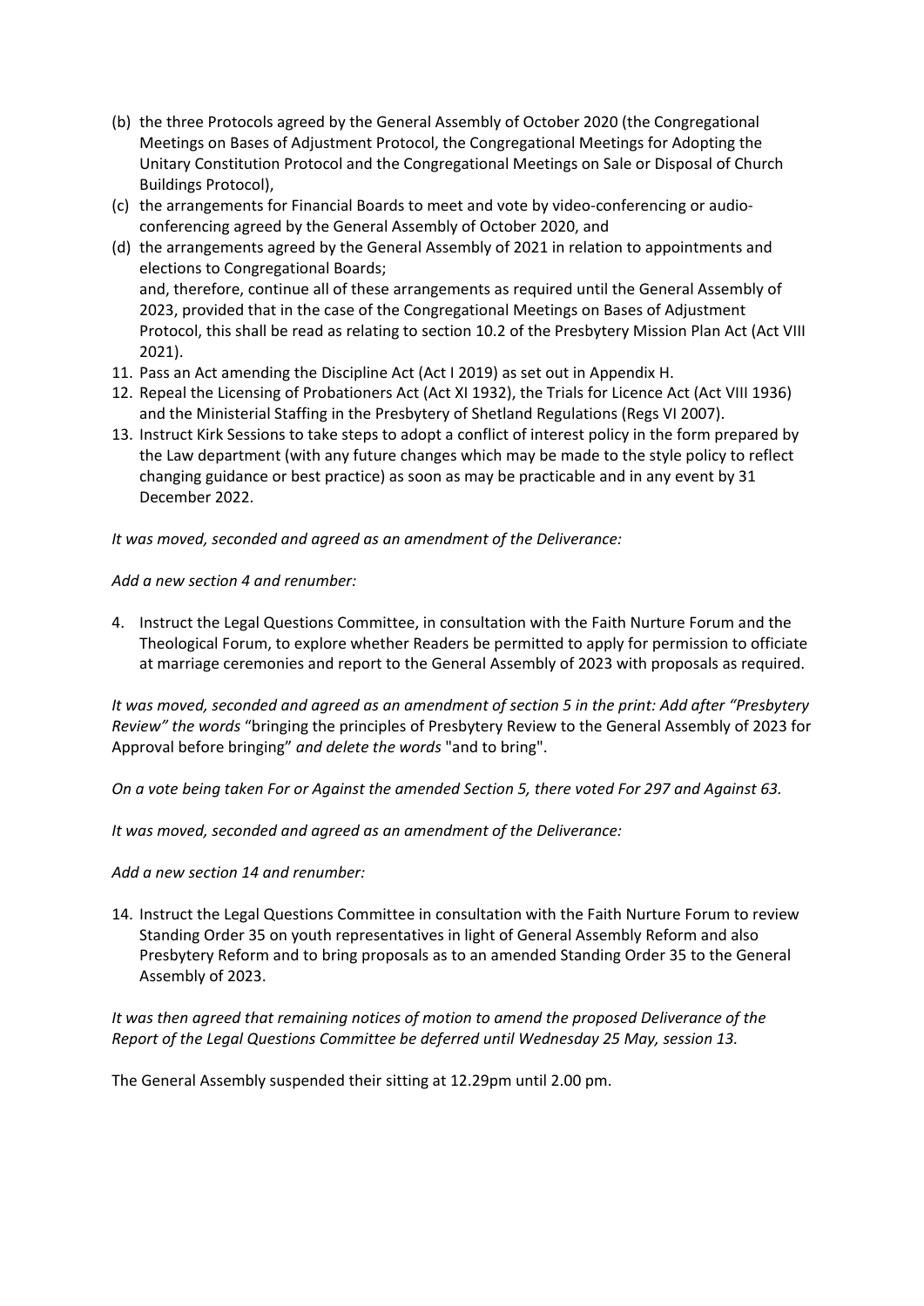(b) the three Protocols agreed by the General Assembly of October 2020 (the Congregational Meetings on Bases of Adjustment Protocol, the Congregational Meetings for Adopting the Unitary Constitution Protocol and the Congregational Meetings on Sale or Disposal of Church Buildings Protocol),

(c) the arrangements for Financial Boards to meet and vote by video-conferencing or audio-conferencing agreed by the General Assembly of October 2020, and

(d) the arrangements agreed by the General Assembly of 2021 in relation to appointments and elections to Congregational Boards;
and, therefore, continue all of these arrangements as required until the General Assembly of 2023, provided that in the case of the Congregational Meetings on Bases of Adjustment Protocol, this shall be read as relating to section 10.2 of the Presbytery Mission Plan Act (Act VIII 2021).

11. Pass an Act amending the Discipline Act (Act I 2019) as set out in Appendix H.
12. Repeal the Licensing of Probationers Act (Act XI 1932), the Trials for Licence Act (Act VIII 1936) and the Ministerial Staffing in the Presbytery of Shetland Regulations (Regs VI 2007).
13. Instruct Kirk Sessions to take steps to adopt a conflict of interest policy in the form prepared by the Law department (with any future changes which may be made to the style policy to reflect changing guidance or best practice) as soon as may be practicable and in any event by 31 December 2022.

*It was moved, seconded and agreed as an amendment of the Deliverance:*

*Add a new section 4 and renumber:*

4. Instruct the Legal Questions Committee, in consultation with the Faith Nurture Forum and the Theological Forum, to explore whether Readers be permitted to apply for permission to officiate at marriage ceremonies and report to the General Assembly of 2023 with proposals as required.

*It was moved, seconded and agreed as an amendment of section 5 in the print: Add after "Presbytery Review" the words* "bringing the principles of Presbytery Review to the General Assembly of 2023 for Approval before bringing" *and delete the words* "and to bring".

*On a vote being taken For or Against the amended Section 5, there voted For 297 and Against 63.*

*It was moved, seconded and agreed as an amendment of the Deliverance:*

*Add a new section 14 and renumber:*

14. Instruct the Legal Questions Committee in consultation with the Faith Nurture Forum to review Standing Order 35 on youth representatives in light of General Assembly Reform and also Presbytery Reform and to bring proposals as to an amended Standing Order 35 to the General Assembly of 2023.

*It was then agreed that remaining notices of motion to amend the proposed Deliverance of the Report of the Legal Questions Committee be deferred until Wednesday 25 May, session 13.*

The General Assembly suspended their sitting at 12.29pm until 2.00 pm.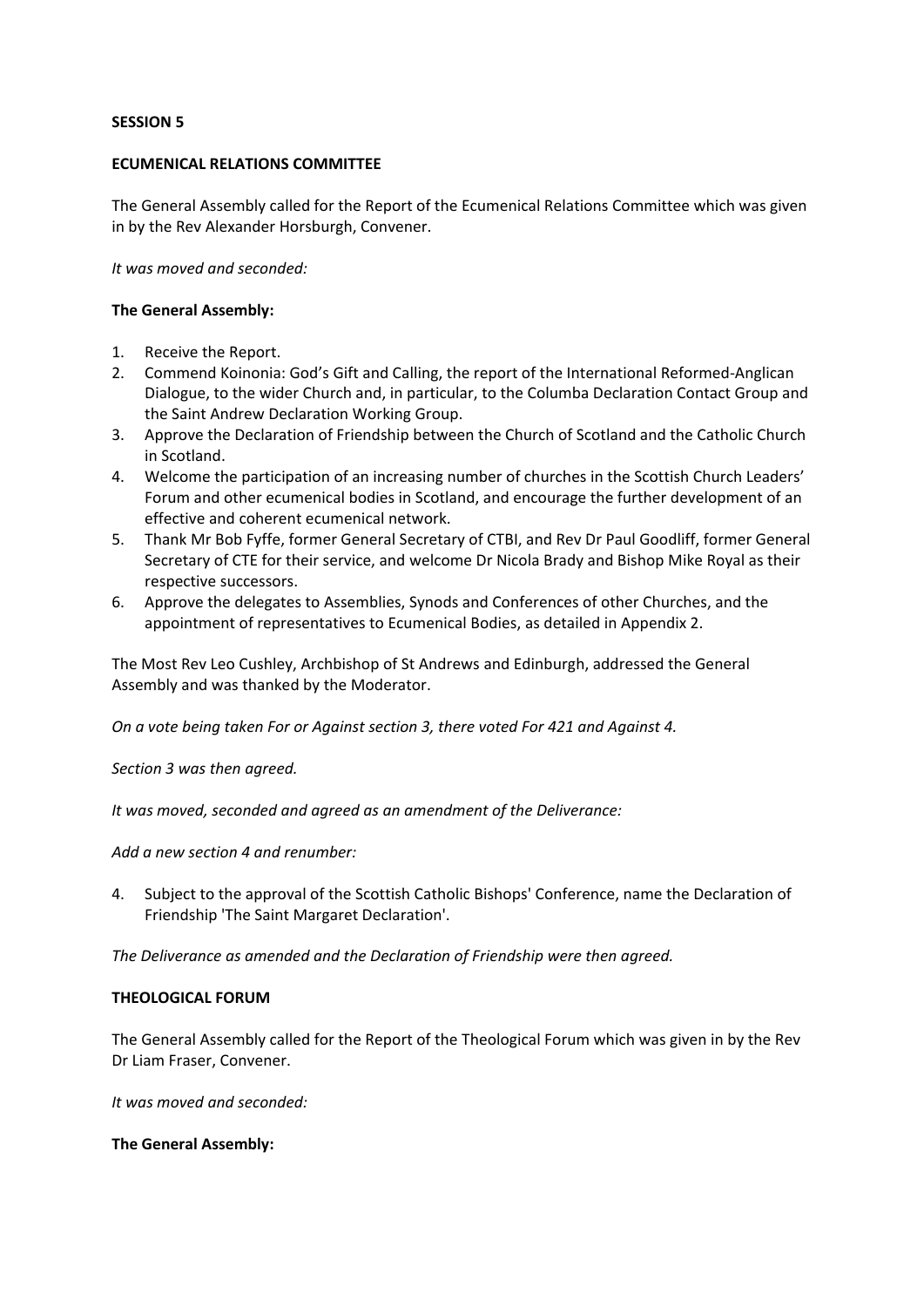**SESSION 5**

**ECUMENICAL RELATIONS COMMITTEE**

The General Assembly called for the Report of the Ecumenical Relations Committee which was given in by the Rev Alexander Horsburgh, Convener.

*It was moved and seconded:*

**The General Assembly:**

1. Receive the Report.
2. Commend Koinonia: God's Gift and Calling, the report of the International Reformed-Anglican Dialogue, to the wider Church and, in particular, to the Columba Declaration Contact Group and the Saint Andrew Declaration Working Group.
3. Approve the Declaration of Friendship between the Church of Scotland and the Catholic Church in Scotland.
4. Welcome the participation of an increasing number of churches in the Scottish Church Leaders' Forum and other ecumenical bodies in Scotland, and encourage the further development of an effective and coherent ecumenical network.
5. Thank Mr Bob Fyffe, former General Secretary of CTBI, and Rev Dr Paul Goodliff, former General Secretary of CTE for their service, and welcome Dr Nicola Brady and Bishop Mike Royal as their respective successors.
6. Approve the delegates to Assemblies, Synods and Conferences of other Churches, and the appointment of representatives to Ecumenical Bodies, as detailed in Appendix 2.

The Most Rev Leo Cushley, Archbishop of St Andrews and Edinburgh, addressed the General Assembly and was thanked by the Moderator.

*On a vote being taken For or Against section 3, there voted For 421 and Against 4.*

*Section 3 was then agreed.*

*It was moved, seconded and agreed as an amendment of the Deliverance:*

*Add a new section 4 and renumber:*

4. Subject to the approval of the Scottish Catholic Bishops' Conference, name the Declaration of Friendship 'The Saint Margaret Declaration'.

*The Deliverance as amended and the Declaration of Friendship were then agreed.*

**THEOLOGICAL FORUM**

The General Assembly called for the Report of the Theological Forum which was given in by the Rev Dr Liam Fraser, Convener.

*It was moved and seconded:*

**The General Assembly:**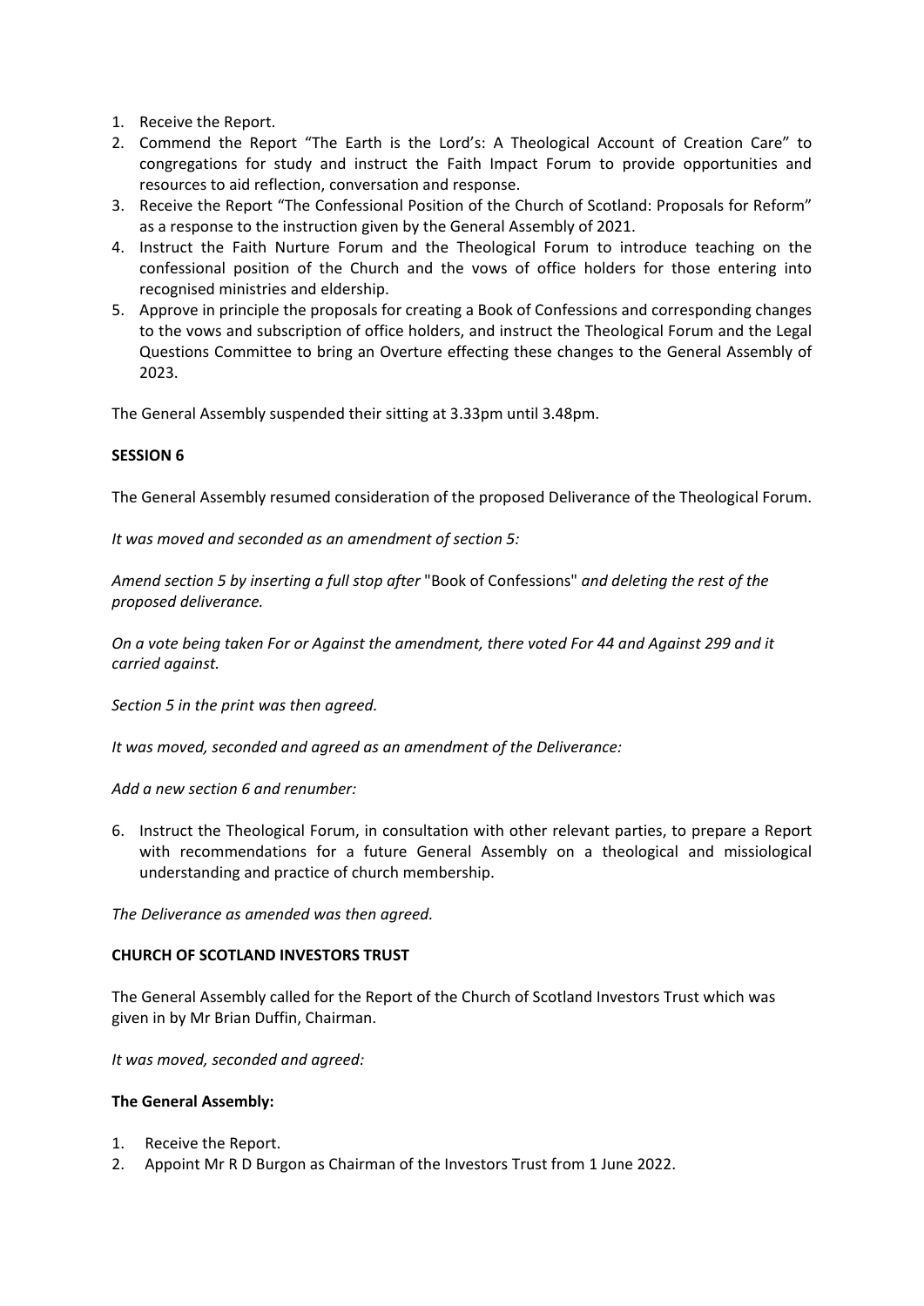1. Receive the Report.
2. Commend the Report “The Earth is the Lord’s: A Theological Account of Creation Care” to congregations for study and instruct the Faith Impact Forum to provide opportunities and resources to aid reflection, conversation and response.
3. Receive the Report “The Confessional Position of the Church of Scotland: Proposals for Reform” as a response to the instruction given by the General Assembly of 2021.
4. Instruct the Faith Nurture Forum and the Theological Forum to introduce teaching on the confessional position of the Church and the vows of office holders for those entering into recognised ministries and eldership.
5. Approve in principle the proposals for creating a Book of Confessions and corresponding changes to the vows and subscription of office holders, and instruct the Theological Forum and the Legal Questions Committee to bring an Overture effecting these changes to the General Assembly of 2023.

The General Assembly suspended their sitting at 3.33pm until 3.48pm.

**SESSION 6**

The General Assembly resumed consideration of the proposed Deliverance of the Theological Forum.

*It was moved and seconded as an amendment of section 5:*

*Amend section 5 by inserting a full stop after* "Book of Confessions" *and deleting the rest of the proposed deliverance.*

*On a vote being taken For or Against the amendment, there voted For 44 and Against 299 and it carried against.*

*Section 5 in the print was then agreed.*

*It was moved, seconded and agreed as an amendment of the Deliverance:*

*Add a new section 6 and renumber:*

6. Instruct the Theological Forum, in consultation with other relevant parties, to prepare a Report with recommendations for a future General Assembly on a theological and missiological understanding and practice of church membership.

*The Deliverance as amended was then agreed.*

**CHURCH OF SCOTLAND INVESTORS TRUST**

The General Assembly called for the Report of the Church of Scotland Investors Trust which was given in by Mr Brian Duffin, Chairman.

*It was moved, seconded and agreed:*

**The General Assembly:**

1. Receive the Report.
2. Appoint Mr R D Burgon as Chairman of the Investors Trust from 1 June 2022.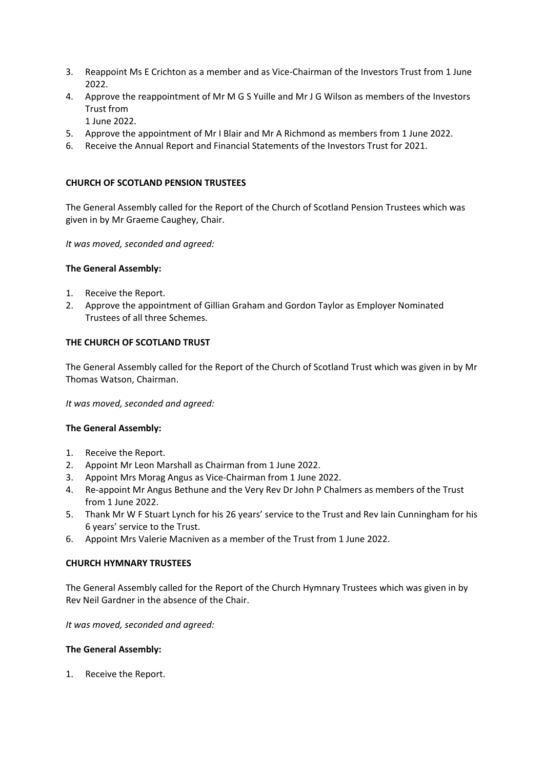3. Reappoint Ms E Crichton as a member and as Vice-Chairman of the Investors Trust from 1 June 2022.
4. Approve the reappointment of Mr M G S Yuille and Mr J G Wilson as members of the Investors Trust from
   1 June 2022.
5. Approve the appointment of Mr I Blair and Mr A Richmond as members from 1 June 2022.
6. Receive the Annual Report and Financial Statements of the Investors Trust for 2021.

**CHURCH OF SCOTLAND PENSION TRUSTEES**

The General Assembly called for the Report of the Church of Scotland Pension Trustees which was given in by Mr Graeme Caughey, Chair.

*It was moved, seconded and agreed:*

**The General Assembly:**

1. Receive the Report.
2. Approve the appointment of Gillian Graham and Gordon Taylor as Employer Nominated Trustees of all three Schemes.

**THE CHURCH OF SCOTLAND TRUST**

The General Assembly called for the Report of the Church of Scotland Trust which was given in by Mr Thomas Watson, Chairman.

*It was moved, seconded and agreed:*

**The General Assembly:**

1. Receive the Report.
2. Appoint Mr Leon Marshall as Chairman from 1 June 2022.
3. Appoint Mrs Morag Angus as Vice-Chairman from 1 June 2022.
4. Re-appoint Mr Angus Bethune and the Very Rev Dr John P Chalmers as members of the Trust from 1 June 2022.
5. Thank Mr W F Stuart Lynch for his 26 years' service to the Trust and Rev Iain Cunningham for his 6 years' service to the Trust.
6. Appoint Mrs Valerie Macniven as a member of the Trust from 1 June 2022.

**CHURCH HYMNARY TRUSTEES**

The General Assembly called for the Report of the Church Hymnary Trustees which was given in by Rev Neil Gardner in the absence of the Chair.

*It was moved, seconded and agreed:*

**The General Assembly:**

1. Receive the Report.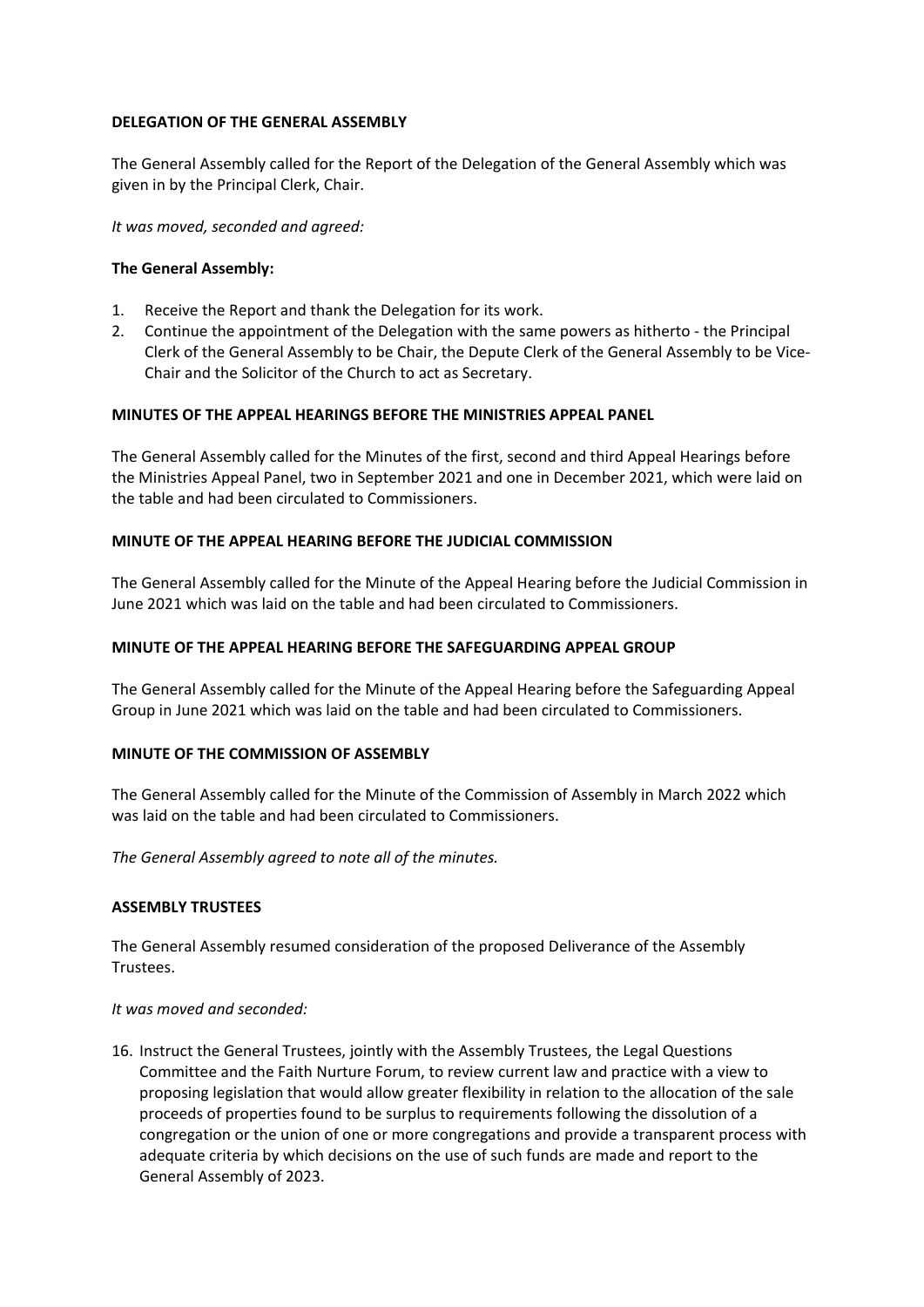**DELEGATION OF THE GENERAL ASSEMBLY**

The General Assembly called for the Report of the Delegation of the General Assembly which was given in by the Principal Clerk, Chair.

*It was moved, seconded and agreed:*

**The General Assembly:**

1. Receive the Report and thank the Delegation for its work.
2. Continue the appointment of the Delegation with the same powers as hitherto - the Principal Clerk of the General Assembly to be Chair, the Depute Clerk of the General Assembly to be Vice-Chair and the Solicitor of the Church to act as Secretary.

**MINUTES OF THE APPEAL HEARINGS BEFORE THE MINISTRIES APPEAL PANEL**

The General Assembly called for the Minutes of the first, second and third Appeal Hearings before the Ministries Appeal Panel, two in September 2021 and one in December 2021, which were laid on the table and had been circulated to Commissioners.

**MINUTE OF THE APPEAL HEARING BEFORE THE JUDICIAL COMMISSION**

The General Assembly called for the Minute of the Appeal Hearing before the Judicial Commission in June 2021 which was laid on the table and had been circulated to Commissioners.

**MINUTE OF THE APPEAL HEARING BEFORE THE SAFEGUARDING APPEAL GROUP**

The General Assembly called for the Minute of the Appeal Hearing before the Safeguarding Appeal Group in June 2021 which was laid on the table and had been circulated to Commissioners.

**MINUTE OF THE COMMISSION OF ASSEMBLY**

The General Assembly called for the Minute of the Commission of Assembly in March 2022 which was laid on the table and had been circulated to Commissioners.

*The General Assembly agreed to note all of the minutes.*

**ASSEMBLY TRUSTEES**

The General Assembly resumed consideration of the proposed Deliverance of the Assembly Trustees.

*It was moved and seconded:*

16. Instruct the General Trustees, jointly with the Assembly Trustees, the Legal Questions Committee and the Faith Nurture Forum, to review current law and practice with a view to proposing legislation that would allow greater flexibility in relation to the allocation of the sale proceeds of properties found to be surplus to requirements following the dissolution of a congregation or the union of one or more congregations and provide a transparent process with adequate criteria by which decisions on the use of such funds are made and report to the General Assembly of 2023.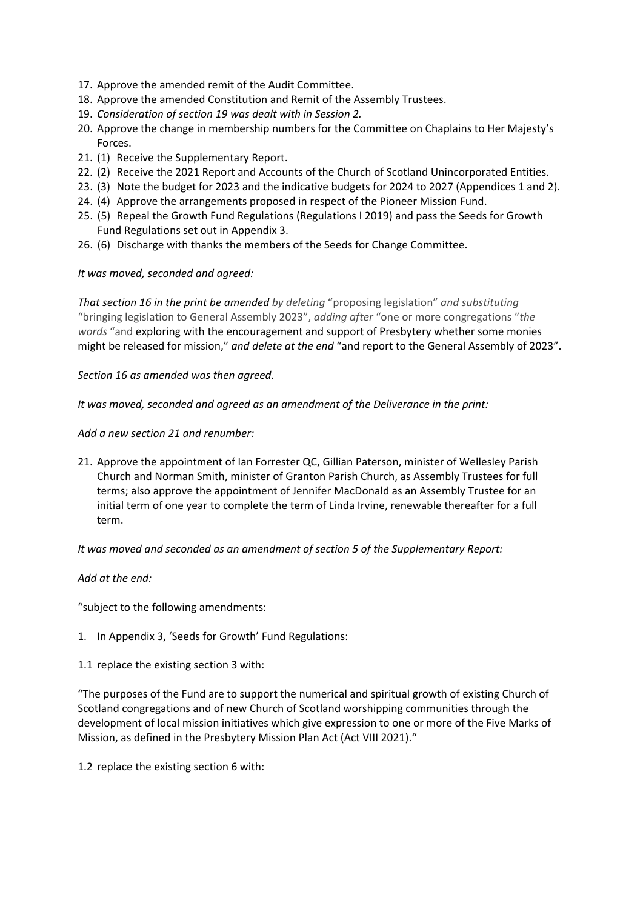17. Approve the amended remit of the Audit Committee.
18. Approve the amended Constitution and Remit of the Assembly Trustees.
19. *Consideration of section 19 was dealt with in Session 2.*
20. Approve the change in membership numbers for the Committee on Chaplains to Her Majesty's Forces.
21. (1) Receive the Supplementary Report.
22. (2) Receive the 2021 Report and Accounts of the Church of Scotland Unincorporated Entities.
23. (3) Note the budget for 2023 and the indicative budgets for 2024 to 2027 (Appendices 1 and 2).
24. (4) Approve the arrangements proposed in respect of the Pioneer Mission Fund.
25. (5) Repeal the Growth Fund Regulations (Regulations I 2019) and pass the Seeds for Growth Fund Regulations set out in Appendix 3.
26. (6) Discharge with thanks the members of the Seeds for Change Committee.

*It was moved, seconded and agreed:*

***That section 16 in the print be amended** by deleting* "proposing legislation" *and substituting* "bringing legislation to General Assembly 2023", *adding after* "one or more congregations "*the words* "and exploring with the encouragement and support of Presbytery whether some monies might be released for mission," *and delete at the end* "and report to the General Assembly of 2023".

*Section 16 as amended was then agreed.*

*It was moved, seconded and agreed as an amendment of the Deliverance in the print:*

*Add a new section 21 and renumber:*

21. Approve the appointment of Ian Forrester QC, Gillian Paterson, minister of Wellesley Parish Church and Norman Smith, minister of Granton Parish Church, as Assembly Trustees for full terms; also approve the appointment of Jennifer MacDonald as an Assembly Trustee for an initial term of one year to complete the term of Linda Irvine, renewable thereafter for a full term.

*It was moved and seconded as an amendment of section 5 of the Supplementary Report:*

*Add at the end:*

"subject to the following amendments:

1. In Appendix 3, 'Seeds for Growth' Fund Regulations:

1.1 replace the existing section 3 with:

"The purposes of the Fund are to support the numerical and spiritual growth of existing Church of Scotland congregations and of new Church of Scotland worshipping communities through the development of local mission initiatives which give expression to one or more of the Five Marks of Mission, as defined in the Presbytery Mission Plan Act (Act VIII 2021)."

1.2 replace the existing section 6 with: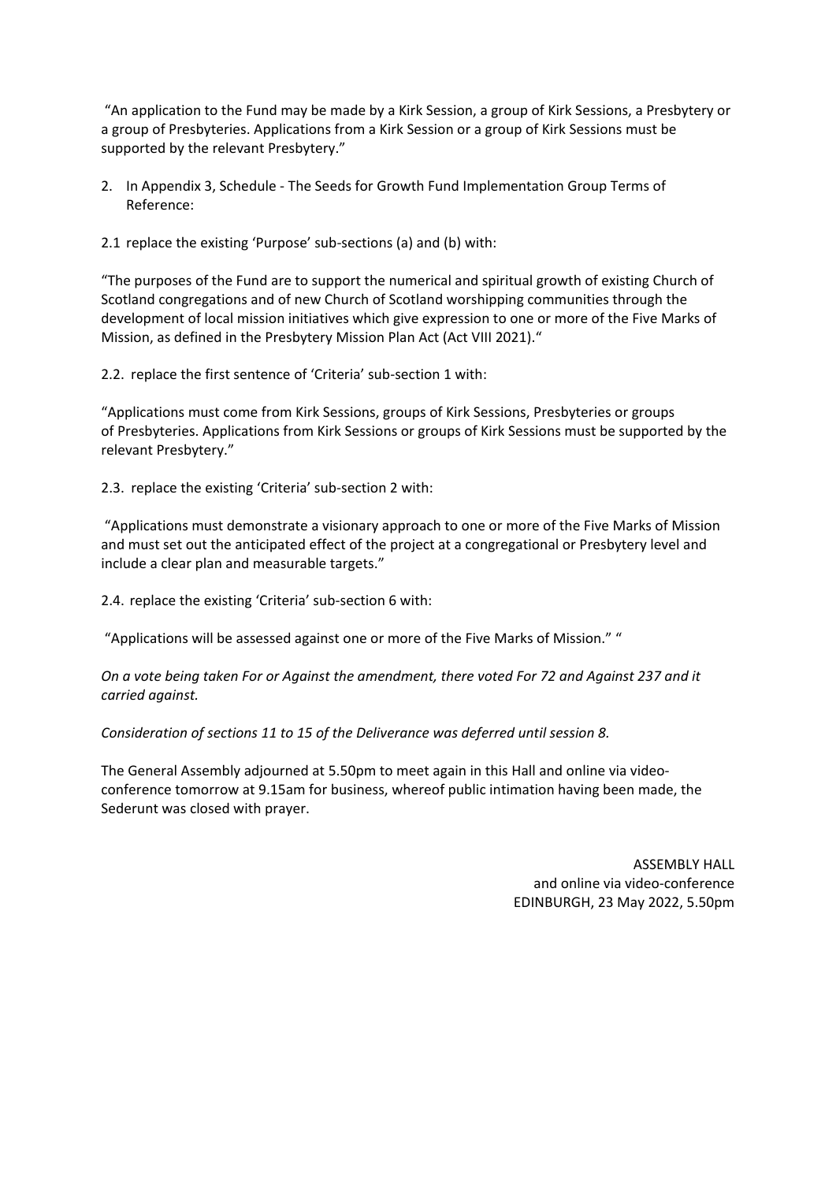"An application to the Fund may be made by a Kirk Session, a group of Kirk Sessions, a Presbytery or a group of Presbyteries. Applications from a Kirk Session or a group of Kirk Sessions must be supported by the relevant Presbytery."

2. In Appendix 3, Schedule - The Seeds for Growth Fund Implementation Group Terms of Reference:

2.1 replace the existing 'Purpose' sub-sections (a) and (b) with:

"The purposes of the Fund are to support the numerical and spiritual growth of existing Church of Scotland congregations and of new Church of Scotland worshipping communities through the development of local mission initiatives which give expression to one or more of the Five Marks of Mission, as defined in the Presbytery Mission Plan Act (Act VIII 2021)."

2.2. replace the first sentence of 'Criteria' sub-section 1 with:

"Applications must come from Kirk Sessions, groups of Kirk Sessions, Presbyteries or groups of Presbyteries. Applications from Kirk Sessions or groups of Kirk Sessions must be supported by the relevant Presbytery."

2.3. replace the existing 'Criteria' sub-section 2 with:

"Applications must demonstrate a visionary approach to one or more of the Five Marks of Mission and must set out the anticipated effect of the project at a congregational or Presbytery level and include a clear plan and measurable targets."

2.4. replace the existing 'Criteria' sub-section 6 with:

"Applications will be assessed against one or more of the Five Marks of Mission." "

*On a vote being taken For or Against the amendment, there voted For 72 and Against 237 and it carried against.*

*Consideration of sections 11 to 15 of the Deliverance was deferred until session 8.*

The General Assembly adjourned at 5.50pm to meet again in this Hall and online via video-conference tomorrow at 9.15am for business, whereof public intimation having been made, the Sederunt was closed with prayer.

ASSEMBLY HALL
and online via video-conference
EDINBURGH, 23 May 2022, 5.50pm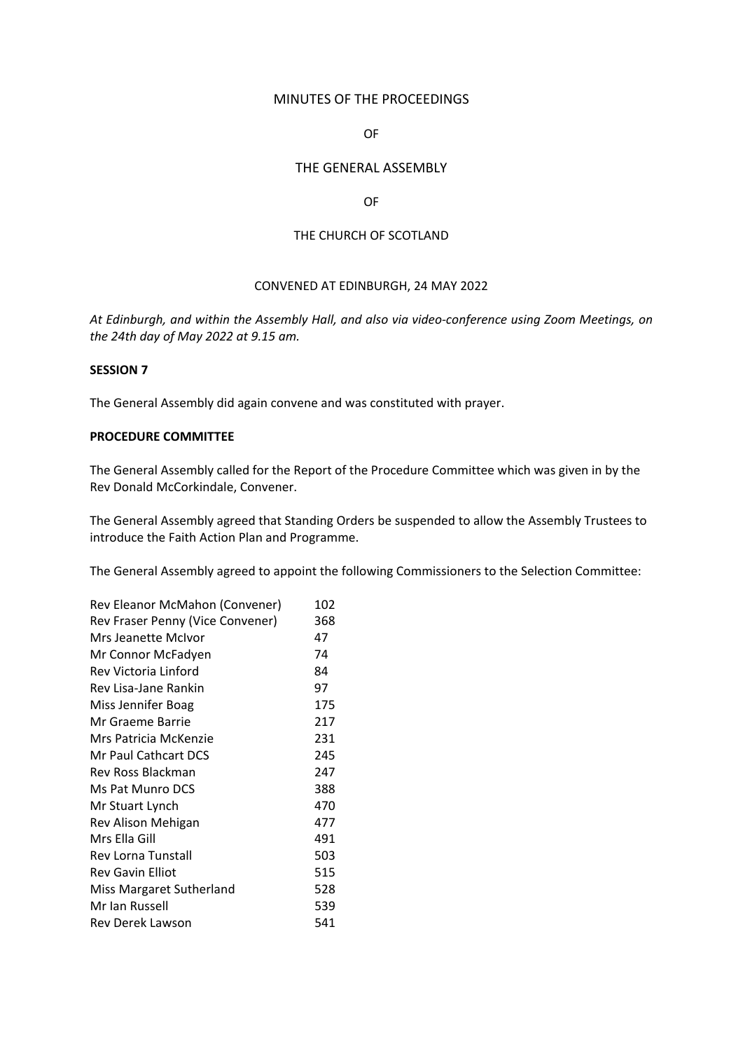MINUTES OF THE PROCEEDINGS

OF

THE GENERAL ASSEMBLY

OF

THE CHURCH OF SCOTLAND

CONVENED AT EDINBURGH, 24 MAY 2022

*At Edinburgh, and within the Assembly Hall, and also via video-conference using Zoom Meetings, on the 24th day of May 2022 at 9.15 am.*

**SESSION 7**

The General Assembly did again convene and was constituted with prayer.

**PROCEDURE COMMITTEE**

The General Assembly called for the Report of the Procedure Committee which was given in by the Rev Donald McCorkindale, Convener.

The General Assembly agreed that Standing Orders be suspended to allow the Assembly Trustees to introduce the Faith Action Plan and Programme.

The General Assembly agreed to appoint the following Commissioners to the Selection Committee:

| | |
|---|---|
| Rev Eleanor McMahon (Convener) | 102 |
| Rev Fraser Penny (Vice Convener) | 368 |
| Mrs Jeanette McIvor | 47 |
| Mr Connor McFadyen | 74 |
| Rev Victoria Linford | 84 |
| Rev Lisa-Jane Rankin | 97 |
| Miss Jennifer Boag | 175 |
| Mr Graeme Barrie | 217 |
| Mrs Patricia McKenzie | 231 |
| Mr Paul Cathcart DCS | 245 |
| Rev Ross Blackman | 247 |
| Ms Pat Munro DCS | 388 |
| Mr Stuart Lynch | 470 |
| Rev Alison Mehigan | 477 |
| Mrs Ella Gill | 491 |
| Rev Lorna Tunstall | 503 |
| Rev Gavin Elliot | 515 |
| Miss Margaret Sutherland | 528 |
| Mr Ian Russell | 539 |
| Rev Derek Lawson | 541 |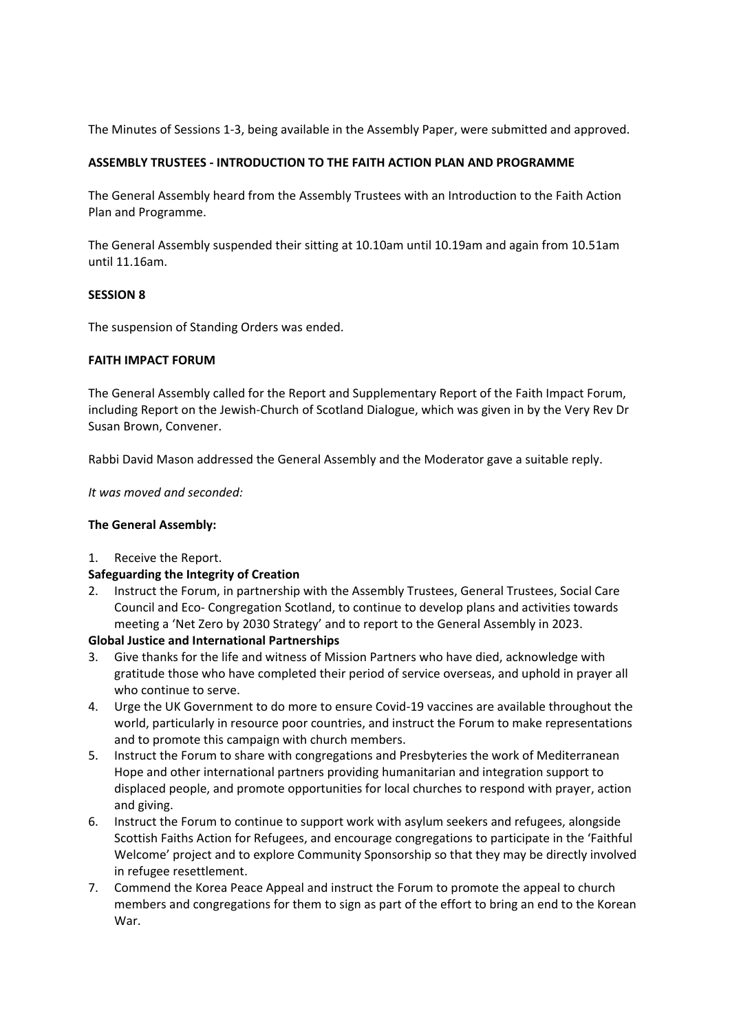The Minutes of Sessions 1-3, being available in the Assembly Paper, were submitted and approved.

**ASSEMBLY TRUSTEES - INTRODUCTION TO THE FAITH ACTION PLAN AND PROGRAMME**

The General Assembly heard from the Assembly Trustees with an Introduction to the Faith Action Plan and Programme.

The General Assembly suspended their sitting at 10.10am until 10.19am and again from 10.51am until 11.16am.

**SESSION 8**

The suspension of Standing Orders was ended.

**FAITH IMPACT FORUM**

The General Assembly called for the Report and Supplementary Report of the Faith Impact Forum, including Report on the Jewish-Church of Scotland Dialogue, which was given in by the Very Rev Dr Susan Brown, Convener.

Rabbi David Mason addressed the General Assembly and the Moderator gave a suitable reply.

*It was moved and seconded:*

**The General Assembly:**

1. Receive the Report.

**Safeguarding the Integrity of Creation**

2. Instruct the Forum, in partnership with the Assembly Trustees, General Trustees, Social Care Council and Eco- Congregation Scotland, to continue to develop plans and activities towards meeting a 'Net Zero by 2030 Strategy' and to report to the General Assembly in 2023.

**Global Justice and International Partnerships**

3. Give thanks for the life and witness of Mission Partners who have died, acknowledge with gratitude those who have completed their period of service overseas, and uphold in prayer all who continue to serve.
4. Urge the UK Government to do more to ensure Covid-19 vaccines are available throughout the world, particularly in resource poor countries, and instruct the Forum to make representations and to promote this campaign with church members.
5. Instruct the Forum to share with congregations and Presbyteries the work of Mediterranean Hope and other international partners providing humanitarian and integration support to displaced people, and promote opportunities for local churches to respond with prayer, action and giving.
6. Instruct the Forum to continue to support work with asylum seekers and refugees, alongside Scottish Faiths Action for Refugees, and encourage congregations to participate in the 'Faithful Welcome' project and to explore Community Sponsorship so that they may be directly involved in refugee resettlement.
7. Commend the Korea Peace Appeal and instruct the Forum to promote the appeal to church members and congregations for them to sign as part of the effort to bring an end to the Korean War.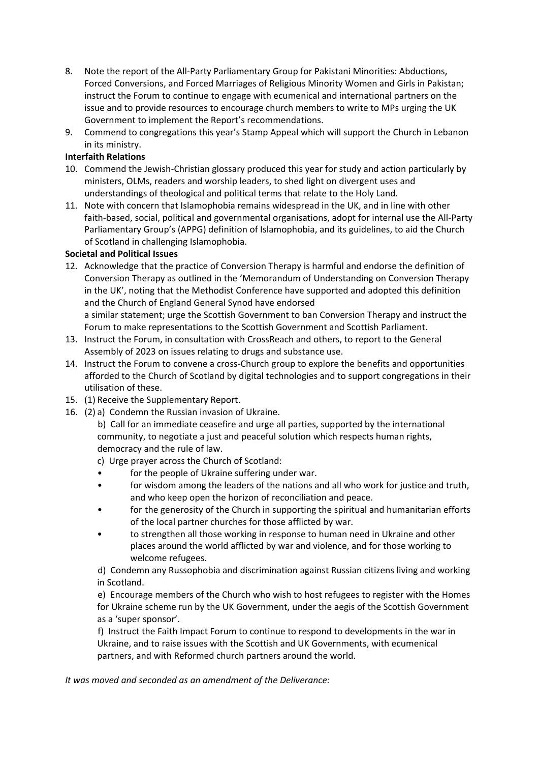8. Note the report of the All-Party Parliamentary Group for Pakistani Minorities: Abductions, Forced Conversions, and Forced Marriages of Religious Minority Women and Girls in Pakistan; instruct the Forum to continue to engage with ecumenical and international partners on the issue and to provide resources to encourage church members to write to MPs urging the UK Government to implement the Report's recommendations.
9. Commend to congregations this year's Stamp Appeal which will support the Church in Lebanon in its ministry.

**Interfaith Relations**

10. Commend the Jewish-Christian glossary produced this year for study and action particularly by ministers, OLMs, readers and worship leaders, to shed light on divergent uses and understandings of theological and political terms that relate to the Holy Land.
11. Note with concern that Islamophobia remains widespread in the UK, and in line with other faith-based, social, political and governmental organisations, adopt for internal use the All-Party Parliamentary Group's (APPG) definition of Islamophobia, and its guidelines, to aid the Church of Scotland in challenging Islamophobia.

**Societal and Political Issues**

12. Acknowledge that the practice of Conversion Therapy is harmful and endorse the definition of Conversion Therapy as outlined in the 'Memorandum of Understanding on Conversion Therapy in the UK', noting that the Methodist Conference have supported and adopted this definition and the Church of England General Synod have endorsed a similar statement; urge the Scottish Government to ban Conversion Therapy and instruct the Forum to make representations to the Scottish Government and Scottish Parliament.
13. Instruct the Forum, in consultation with CrossReach and others, to report to the General Assembly of 2023 on issues relating to drugs and substance use.
14. Instruct the Forum to convene a cross-Church group to explore the benefits and opportunities afforded to the Church of Scotland by digital technologies and to support congregations in their utilisation of these.
15. (1) Receive the Supplementary Report.
16. (2) a) Condemn the Russian invasion of Ukraine.

    b) Call for an immediate ceasefire and urge all parties, supported by the international community, to negotiate a just and peaceful solution which respects human rights, democracy and the rule of law.

    c) Urge prayer across the Church of Scotland:

    - for the people of Ukraine suffering under war.
    - for wisdom among the leaders of the nations and all who work for justice and truth, and who keep open the horizon of reconciliation and peace.
    - for the generosity of the Church in supporting the spiritual and humanitarian efforts of the local partner churches for those afflicted by war.
    - to strengthen all those working in response to human need in Ukraine and other places around the world afflicted by war and violence, and for those working to welcome refugees.

    d) Condemn any Russophobia and discrimination against Russian citizens living and working in Scotland.

    e) Encourage members of the Church who wish to host refugees to register with the Homes for Ukraine scheme run by the UK Government, under the aegis of the Scottish Government as a 'super sponsor'.

    f) Instruct the Faith Impact Forum to continue to respond to developments in the war in Ukraine, and to raise issues with the Scottish and UK Governments, with ecumenical partners, and with Reformed church partners around the world.

*It was moved and seconded as an amendment of the Deliverance:*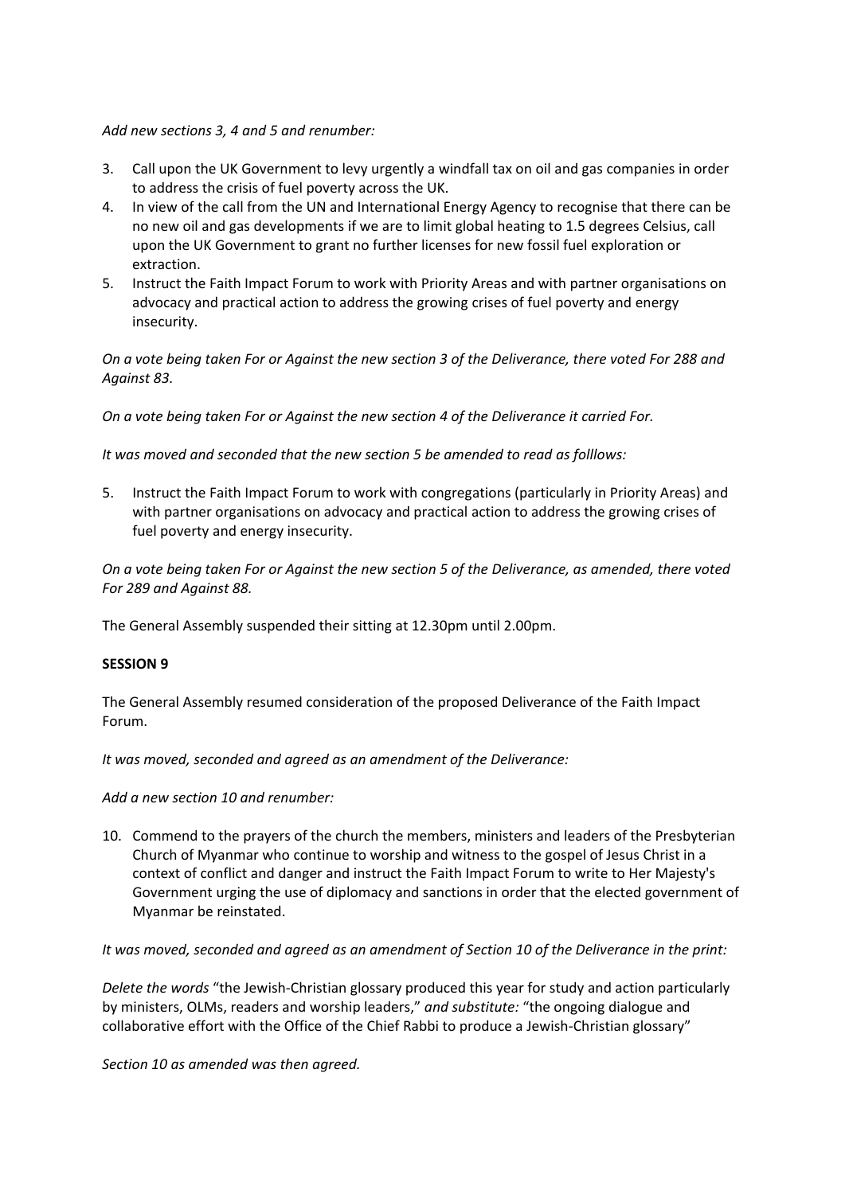*Add new sections 3, 4 and 5 and renumber:*

3. Call upon the UK Government to levy urgently a windfall tax on oil and gas companies in order to address the crisis of fuel poverty across the UK.
4. In view of the call from the UN and International Energy Agency to recognise that there can be no new oil and gas developments if we are to limit global heating to 1.5 degrees Celsius, call upon the UK Government to grant no further licenses for new fossil fuel exploration or extraction.
5. Instruct the Faith Impact Forum to work with Priority Areas and with partner organisations on advocacy and practical action to address the growing crises of fuel poverty and energy insecurity.

*On a vote being taken For or Against the new section 3 of the Deliverance, there voted For 288 and Against 83.*

*On a vote being taken For or Against the new section 4 of the Deliverance it carried For.*

*It was moved and seconded that the new section 5 be amended to read as folllows:*

5. Instruct the Faith Impact Forum to work with congregations (particularly in Priority Areas) and with partner organisations on advocacy and practical action to address the growing crises of fuel poverty and energy insecurity.

*On a vote being taken For or Against the new section 5 of the Deliverance, as amended, there voted For 289 and Against 88.*

The General Assembly suspended their sitting at 12.30pm until 2.00pm.

**SESSION 9**

The General Assembly resumed consideration of the proposed Deliverance of the Faith Impact Forum.

*It was moved, seconded and agreed as an amendment of the Deliverance:*

*Add a new section 10 and renumber:*

10. Commend to the prayers of the church the members, ministers and leaders of the Presbyterian Church of Myanmar who continue to worship and witness to the gospel of Jesus Christ in a context of conflict and danger and instruct the Faith Impact Forum to write to Her Majesty's Government urging the use of diplomacy and sanctions in order that the elected government of Myanmar be reinstated.

*It was moved, seconded and agreed as an amendment of Section 10 of the Deliverance in the print:*

*Delete the words* "the Jewish-Christian glossary produced this year for study and action particularly by ministers, OLMs, readers and worship leaders," *and substitute:* "the ongoing dialogue and collaborative effort with the Office of the Chief Rabbi to produce a Jewish-Christian glossary"

*Section 10 as amended was then agreed.*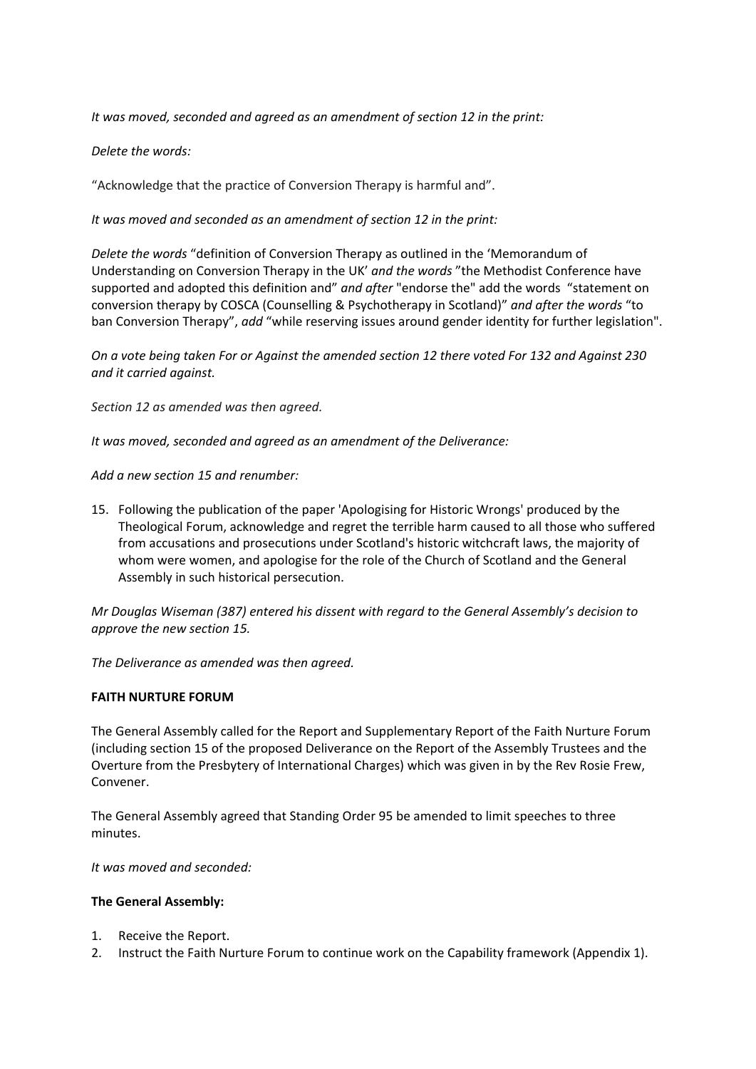*It was moved, seconded and agreed as an amendment of section 12 in the print:*

*Delete the words:*

"Acknowledge that the practice of Conversion Therapy is harmful and".

*It was moved and seconded as an amendment of section 12 in the print:*

*Delete the words* "definition of Conversion Therapy as outlined in the 'Memorandum of Understanding on Conversion Therapy in the UK' *and the words* "the Methodist Conference have supported and adopted this definition and" *and after* "endorse the" add the words "statement on conversion therapy by COSCA (Counselling & Psychotherapy in Scotland)" *and after the words* "to ban Conversion Therapy", *add* "while reserving issues around gender identity for further legislation".

*On a vote being taken For or Against the amended section 12 there voted For 132 and Against 230 and it carried against.*

*Section 12 as amended was then agreed.*

*It was moved, seconded and agreed as an amendment of the Deliverance:*

*Add a new section 15 and renumber:*

15. Following the publication of the paper 'Apologising for Historic Wrongs' produced by the Theological Forum, acknowledge and regret the terrible harm caused to all those who suffered from accusations and prosecutions under Scotland's historic witchcraft laws, the majority of whom were women, and apologise for the role of the Church of Scotland and the General Assembly in such historical persecution.

*Mr Douglas Wiseman (387) entered his dissent with regard to the General Assembly's decision to approve the new section 15.*

*The Deliverance as amended was then agreed.*

**FAITH NURTURE FORUM**

The General Assembly called for the Report and Supplementary Report of the Faith Nurture Forum (including section 15 of the proposed Deliverance on the Report of the Assembly Trustees and the Overture from the Presbytery of International Charges) which was given in by the Rev Rosie Frew, Convener.

The General Assembly agreed that Standing Order 95 be amended to limit speeches to three minutes.

*It was moved and seconded:*

**The General Assembly:**

1. Receive the Report.
2. Instruct the Faith Nurture Forum to continue work on the Capability framework (Appendix 1).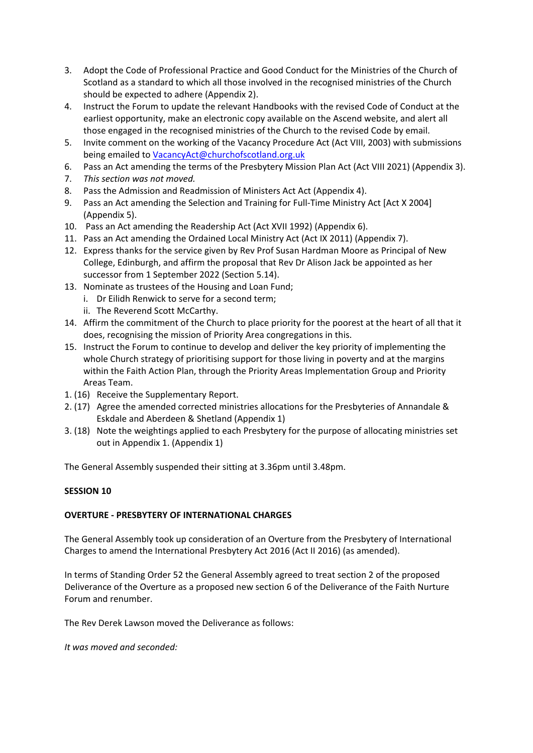3. Adopt the Code of Professional Practice and Good Conduct for the Ministries of the Church of Scotland as a standard to which all those involved in the recognised ministries of the Church should be expected to adhere (Appendix 2).
4. Instruct the Forum to update the relevant Handbooks with the revised Code of Conduct at the earliest opportunity, make an electronic copy available on the Ascend website, and alert all those engaged in the recognised ministries of the Church to the revised Code by email.
5. Invite comment on the working of the Vacancy Procedure Act (Act VIII, 2003) with submissions being emailed to VacancyAct@churchofscotland.org.uk
6. Pass an Act amending the terms of the Presbytery Mission Plan Act (Act VIII 2021) (Appendix 3).
7. *This section was not moved.*
8. Pass the Admission and Readmission of Ministers Act Act (Appendix 4).
9. Pass an Act amending the Selection and Training for Full-Time Ministry Act [Act X 2004] (Appendix 5).
10. Pass an Act amending the Readership Act (Act XVII 1992) (Appendix 6).
11. Pass an Act amending the Ordained Local Ministry Act (Act IX 2011) (Appendix 7).
12. Express thanks for the service given by Rev Prof Susan Hardman Moore as Principal of New College, Edinburgh, and affirm the proposal that Rev Dr Alison Jack be appointed as her successor from 1 September 2022 (Section 5.14).
13. Nominate as trustees of the Housing and Loan Fund;
    i. Dr Eilidh Renwick to serve for a second term;
    ii. The Reverend Scott McCarthy.
14. Affirm the commitment of the Church to place priority for the poorest at the heart of all that it does, recognising the mission of Priority Area congregations in this.
15. Instruct the Forum to continue to develop and deliver the key priority of implementing the whole Church strategy of prioritising support for those living in poverty and at the margins within the Faith Action Plan, through the Priority Areas Implementation Group and Priority Areas Team.

1. (16) Receive the Supplementary Report.
2. (17) Agree the amended corrected ministries allocations for the Presbyteries of Annandale & Eskdale and Aberdeen & Shetland (Appendix 1)
3. (18) Note the weightings applied to each Presbytery for the purpose of allocating ministries set out in Appendix 1. (Appendix 1)

The General Assembly suspended their sitting at 3.36pm until 3.48pm.

**SESSION 10**

**OVERTURE - PRESBYTERY OF INTERNATIONAL CHARGES**

The General Assembly took up consideration of an Overture from the Presbytery of International Charges to amend the International Presbytery Act 2016 (Act II 2016) (as amended).

In terms of Standing Order 52 the General Assembly agreed to treat section 2 of the proposed Deliverance of the Overture as a proposed new section 6 of the Deliverance of the Faith Nurture Forum and renumber.

The Rev Derek Lawson moved the Deliverance as follows:

*It was moved and seconded:*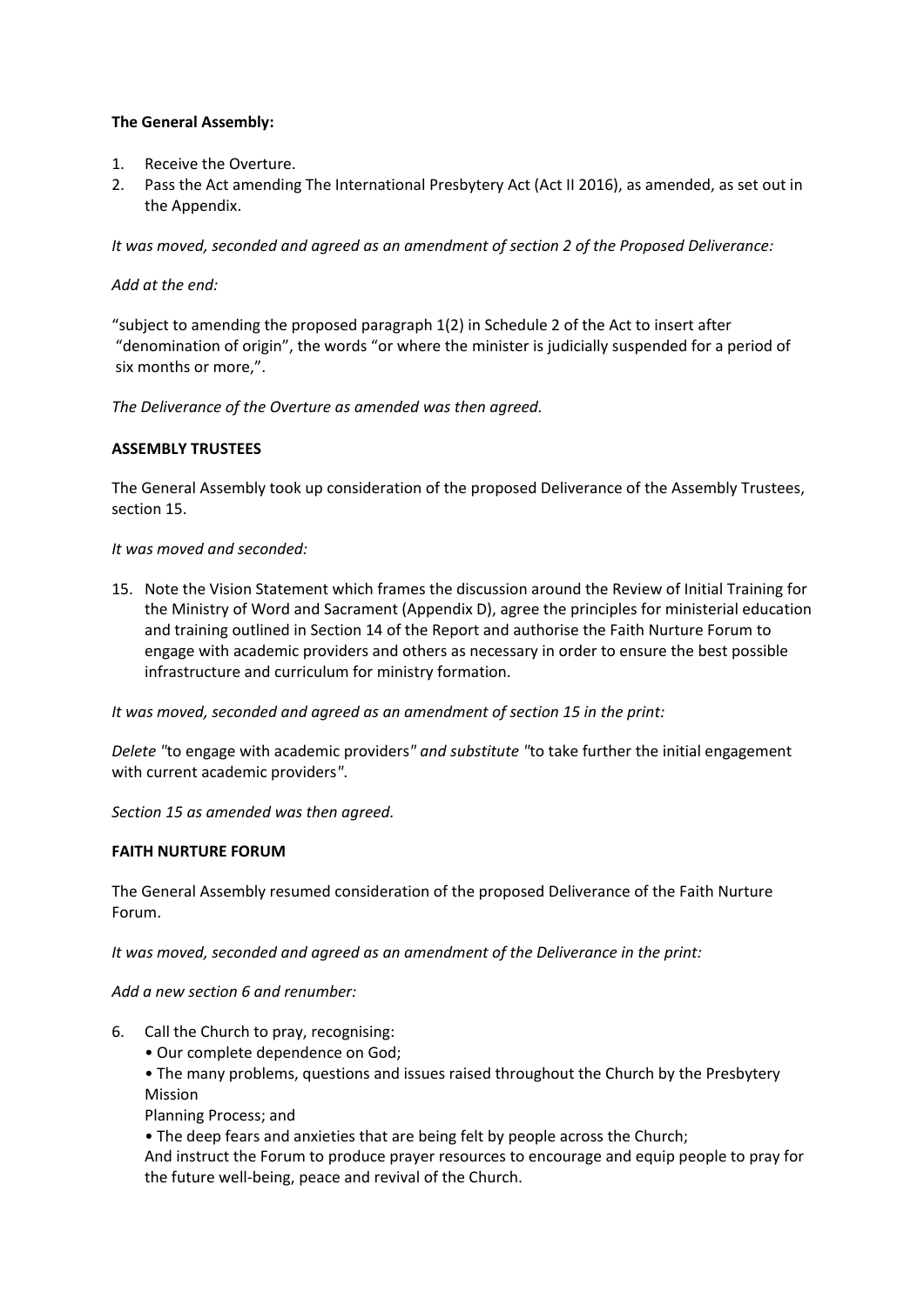**The General Assembly:**

1. Receive the Overture.
2. Pass the Act amending The International Presbytery Act (Act II 2016), as amended, as set out in the Appendix.

*It was moved, seconded and agreed as an amendment of section 2 of the Proposed Deliverance:*

*Add at the end:*

"subject to amending the proposed paragraph 1(2) in Schedule 2 of the Act to insert after "denomination of origin", the words "or where the minister is judicially suspended for a period of six months or more,".

*The Deliverance of the Overture as amended was then agreed.*

**ASSEMBLY TRUSTEES**

The General Assembly took up consideration of the proposed Deliverance of the Assembly Trustees, section 15.

*It was moved and seconded:*

15. Note the Vision Statement which frames the discussion around the Review of Initial Training for the Ministry of Word and Sacrament (Appendix D), agree the principles for ministerial education and training outlined in Section 14 of the Report and authorise the Faith Nurture Forum to engage with academic providers and others as necessary in order to ensure the best possible infrastructure and curriculum for ministry formation.

*It was moved, seconded and agreed as an amendment of section 15 in the print:*

*Delete "*to engage with academic providers*" and substitute "*to take further the initial engagement with current academic providers*".*

*Section 15 as amended was then agreed.*

**FAITH NURTURE FORUM**

The General Assembly resumed consideration of the proposed Deliverance of the Faith Nurture Forum.

*It was moved, seconded and agreed as an amendment of the Deliverance in the print:*

*Add a new section 6 and renumber:*

6. Call the Church to pray, recognising:
   - Our complete dependence on God;
   - The many problems, questions and issues raised throughout the Church by the Presbytery Mission Planning Process; and
   - The deep fears and anxieties that are being felt by people across the Church;

   And instruct the Forum to produce prayer resources to encourage and equip people to pray for the future well-being, peace and revival of the Church.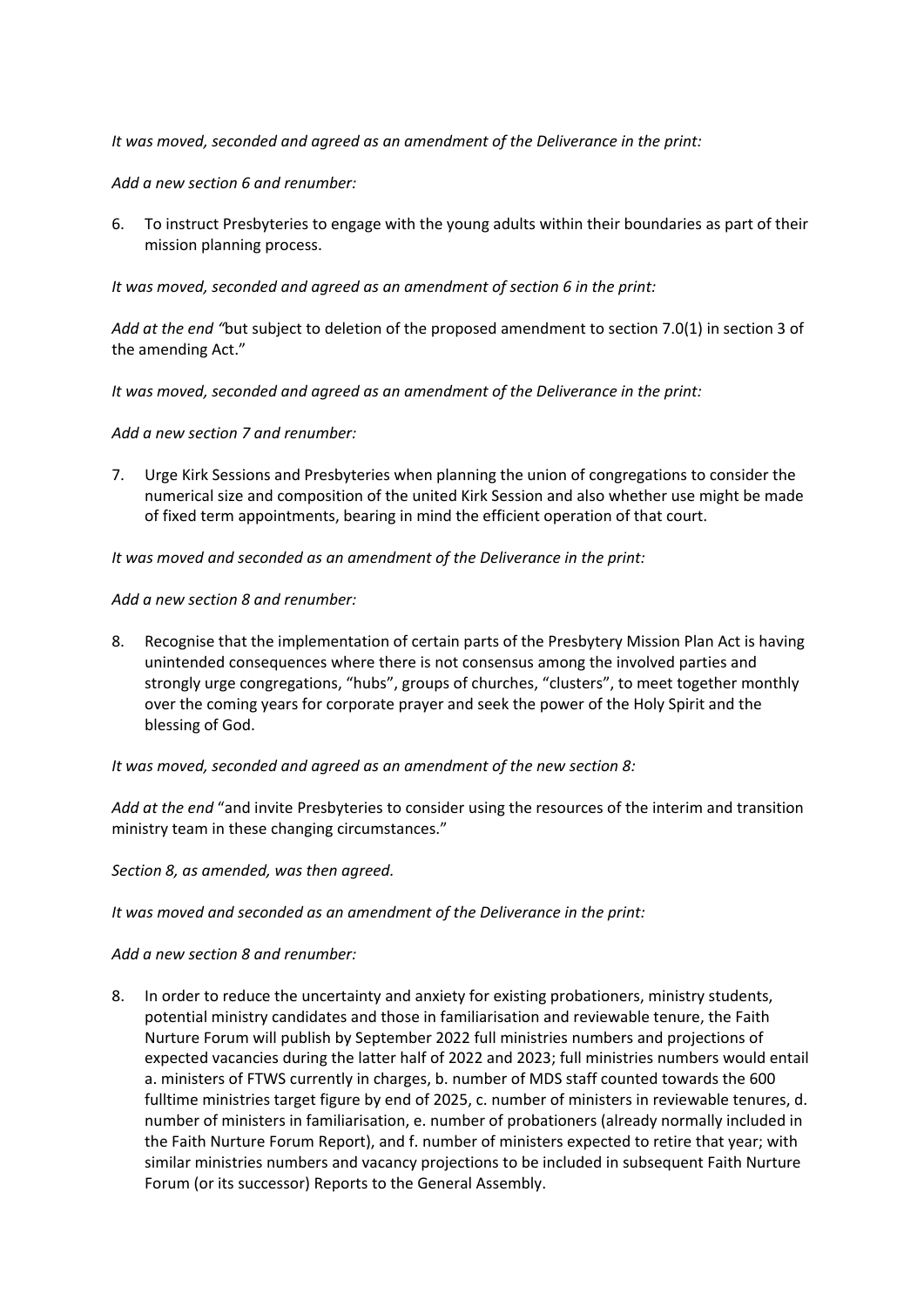*It was moved, seconded and agreed as an amendment of the Deliverance in the print:*

*Add a new section 6 and renumber:*

6. To instruct Presbyteries to engage with the young adults within their boundaries as part of their mission planning process.

*It was moved, seconded and agreed as an amendment of section 6 in the print:*

*Add at the end "*but subject to deletion of the proposed amendment to section 7.0(1) in section 3 of the amending Act."

*It was moved, seconded and agreed as an amendment of the Deliverance in the print:*

*Add a new section 7 and renumber:*

7. Urge Kirk Sessions and Presbyteries when planning the union of congregations to consider the numerical size and composition of the united Kirk Session and also whether use might be made of fixed term appointments, bearing in mind the efficient operation of that court.

*It was moved and seconded as an amendment of the Deliverance in the print:*

*Add a new section 8 and renumber:*

8. Recognise that the implementation of certain parts of the Presbytery Mission Plan Act is having unintended consequences where there is not consensus among the involved parties and strongly urge congregations, "hubs", groups of churches, "clusters", to meet together monthly over the coming years for corporate prayer and seek the power of the Holy Spirit and the blessing of God.

*It was moved, seconded and agreed as an amendment of the new section 8:*

*Add at the end* "and invite Presbyteries to consider using the resources of the interim and transition ministry team in these changing circumstances."

*Section 8, as amended, was then agreed.*

*It was moved and seconded as an amendment of the Deliverance in the print:*

*Add a new section 8 and renumber:*

8. In order to reduce the uncertainty and anxiety for existing probationers, ministry students, potential ministry candidates and those in familiarisation and reviewable tenure, the Faith Nurture Forum will publish by September 2022 full ministries numbers and projections of expected vacancies during the latter half of 2022 and 2023; full ministries numbers would entail a. ministers of FTWS currently in charges, b. number of MDS staff counted towards the 600 fulltime ministries target figure by end of 2025, c. number of ministers in reviewable tenures, d. number of ministers in familiarisation, e. number of probationers (already normally included in the Faith Nurture Forum Report), and f. number of ministers expected to retire that year; with similar ministries numbers and vacancy projections to be included in subsequent Faith Nurture Forum (or its successor) Reports to the General Assembly.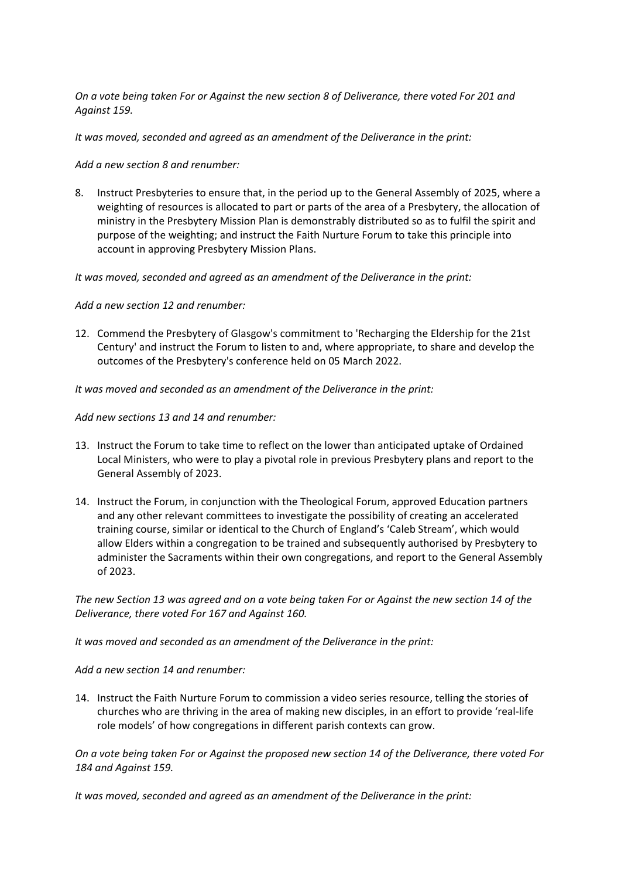*On a vote being taken For or Against the new section 8 of Deliverance, there voted For 201 and Against 159.*

*It was moved, seconded and agreed as an amendment of the Deliverance in the print:*

*Add a new section 8 and renumber:*

8. Instruct Presbyteries to ensure that, in the period up to the General Assembly of 2025, where a weighting of resources is allocated to part or parts of the area of a Presbytery, the allocation of ministry in the Presbytery Mission Plan is demonstrably distributed so as to fulfil the spirit and purpose of the weighting; and instruct the Faith Nurture Forum to take this principle into account in approving Presbytery Mission Plans.

*It was moved, seconded and agreed as an amendment of the Deliverance in the print:*

*Add a new section 12 and renumber:*

12. Commend the Presbytery of Glasgow's commitment to 'Recharging the Eldership for the 21st Century' and instruct the Forum to listen to and, where appropriate, to share and develop the outcomes of the Presbytery's conference held on 05 March 2022.

*It was moved and seconded as an amendment of the Deliverance in the print:*

*Add new sections 13 and 14 and renumber:*

13. Instruct the Forum to take time to reflect on the lower than anticipated uptake of Ordained Local Ministers, who were to play a pivotal role in previous Presbytery plans and report to the General Assembly of 2023.

14. Instruct the Forum, in conjunction with the Theological Forum, approved Education partners and any other relevant committees to investigate the possibility of creating an accelerated training course, similar or identical to the Church of England's 'Caleb Stream', which would allow Elders within a congregation to be trained and subsequently authorised by Presbytery to administer the Sacraments within their own congregations, and report to the General Assembly of 2023.

*The new Section 13 was agreed and on a vote being taken For or Against the new section 14 of the Deliverance, there voted For 167 and Against 160.*

*It was moved and seconded as an amendment of the Deliverance in the print:*

*Add a new section 14 and renumber:*

14. Instruct the Faith Nurture Forum to commission a video series resource, telling the stories of churches who are thriving in the area of making new disciples, in an effort to provide 'real-life role models' of how congregations in different parish contexts can grow.

*On a vote being taken For or Against the proposed new section 14 of the Deliverance, there voted For 184 and Against 159.*

*It was moved, seconded and agreed as an amendment of the Deliverance in the print:*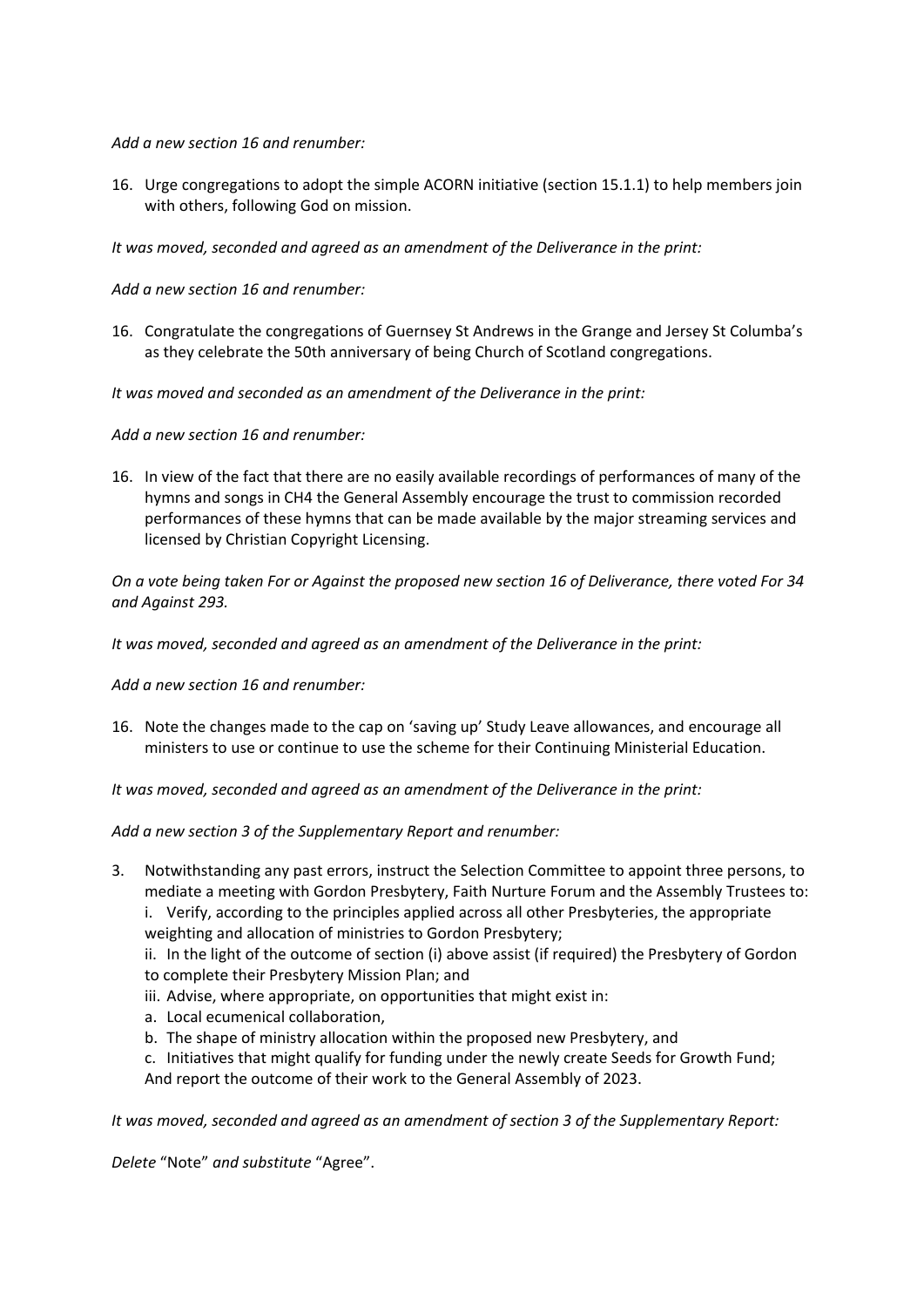*Add a new section 16 and renumber:*

16. Urge congregations to adopt the simple ACORN initiative (section 15.1.1) to help members join with others, following God on mission.

*It was moved, seconded and agreed as an amendment of the Deliverance in the print:*

*Add a new section 16 and renumber:*

16. Congratulate the congregations of Guernsey St Andrews in the Grange and Jersey St Columba's as they celebrate the 50th anniversary of being Church of Scotland congregations.

*It was moved and seconded as an amendment of the Deliverance in the print:*

*Add a new section 16 and renumber:*

16. In view of the fact that there are no easily available recordings of performances of many of the hymns and songs in CH4 the General Assembly encourage the trust to commission recorded performances of these hymns that can be made available by the major streaming services and licensed by Christian Copyright Licensing.

*On a vote being taken For or Against the proposed new section 16 of Deliverance, there voted For 34 and Against 293.*

*It was moved, seconded and agreed as an amendment of the Deliverance in the print:*

*Add a new section 16 and renumber:*

16. Note the changes made to the cap on 'saving up' Study Leave allowances, and encourage all ministers to use or continue to use the scheme for their Continuing Ministerial Education.

*It was moved, seconded and agreed as an amendment of the Deliverance in the print:*

*Add a new section 3 of the Supplementary Report and renumber:*

3. Notwithstanding any past errors, instruct the Selection Committee to appoint three persons, to mediate a meeting with Gordon Presbytery, Faith Nurture Forum and the Assembly Trustees to:
   i. Verify, according to the principles applied across all other Presbyteries, the appropriate weighting and allocation of ministries to Gordon Presbytery;
   ii. In the light of the outcome of section (i) above assist (if required) the Presbytery of Gordon to complete their Presbytery Mission Plan; and
   iii. Advise, where appropriate, on opportunities that might exist in:
   a. Local ecumenical collaboration,
   b. The shape of ministry allocation within the proposed new Presbytery, and
   c. Initiatives that might qualify for funding under the newly create Seeds for Growth Fund;
   And report the outcome of their work to the General Assembly of 2023.

*It was moved, seconded and agreed as an amendment of section 3 of the Supplementary Report:*

*Delete* "Note" *and substitute* "Agree".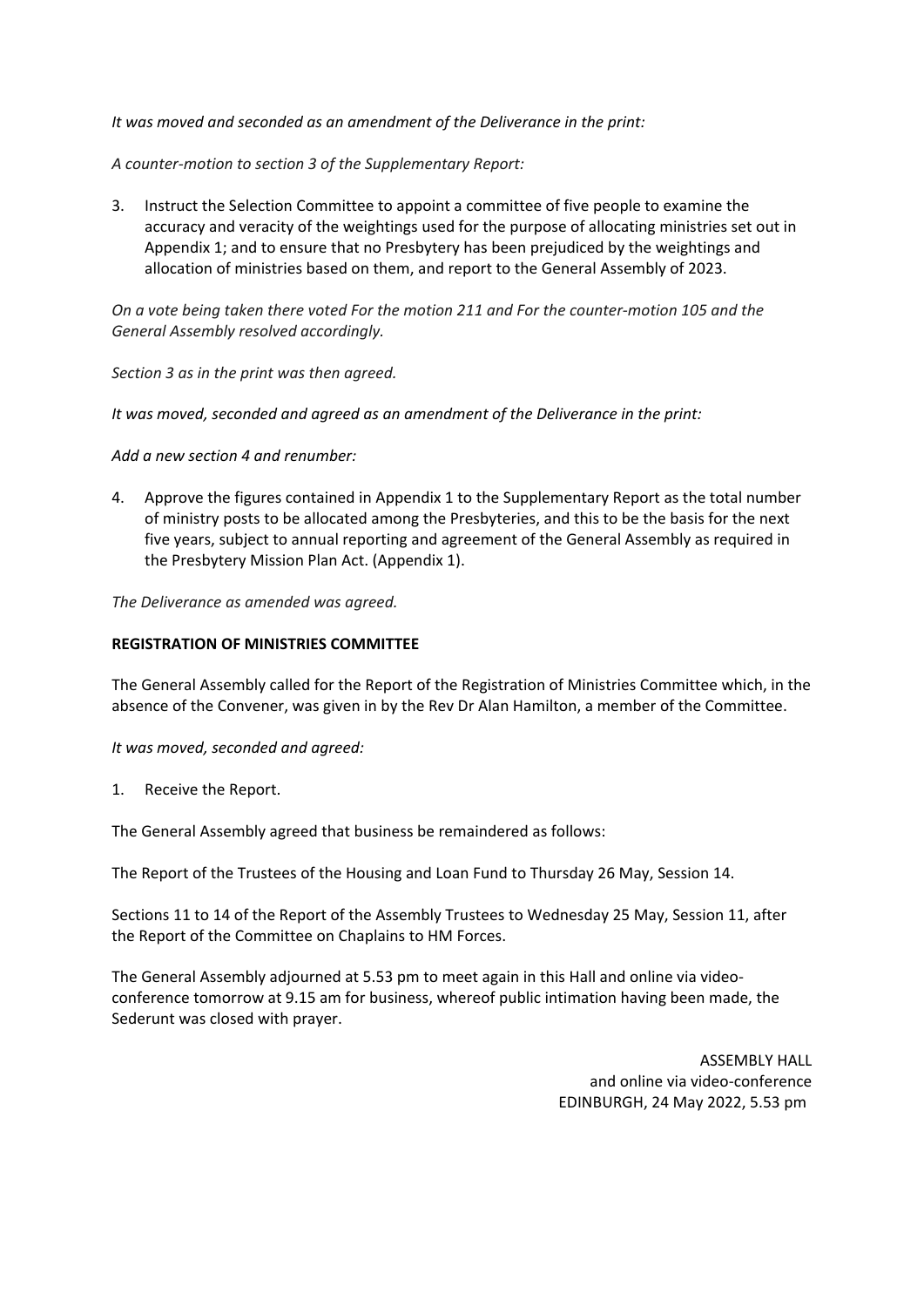*It was moved and seconded as an amendment of the Deliverance in the print:*

*A counter-motion to section 3 of the Supplementary Report:*

3. Instruct the Selection Committee to appoint a committee of five people to examine the accuracy and veracity of the weightings used for the purpose of allocating ministries set out in Appendix 1; and to ensure that no Presbytery has been prejudiced by the weightings and allocation of ministries based on them, and report to the General Assembly of 2023.

*On a vote being taken there voted For the motion 211 and For the counter-motion 105 and the General Assembly resolved accordingly.*

*Section 3 as in the print was then agreed.*

*It was moved, seconded and agreed as an amendment of the Deliverance in the print:*

*Add a new section 4 and renumber:*

4. Approve the figures contained in Appendix 1 to the Supplementary Report as the total number of ministry posts to be allocated among the Presbyteries, and this to be the basis for the next five years, subject to annual reporting and agreement of the General Assembly as required in the Presbytery Mission Plan Act. (Appendix 1).

*The Deliverance as amended was agreed.*

**REGISTRATION OF MINISTRIES COMMITTEE**

The General Assembly called for the Report of the Registration of Ministries Committee which, in the absence of the Convener, was given in by the Rev Dr Alan Hamilton, a member of the Committee.

*It was moved, seconded and agreed:*

1. Receive the Report.

The General Assembly agreed that business be remaindered as follows:

The Report of the Trustees of the Housing and Loan Fund to Thursday 26 May, Session 14.

Sections 11 to 14 of the Report of the Assembly Trustees to Wednesday 25 May, Session 11, after the Report of the Committee on Chaplains to HM Forces.

The General Assembly adjourned at 5.53 pm to meet again in this Hall and online via video-conference tomorrow at 9.15 am for business, whereof public intimation having been made, the Sederunt was closed with prayer.

ASSEMBLY HALL
and online via video-conference
EDINBURGH, 24 May 2022, 5.53 pm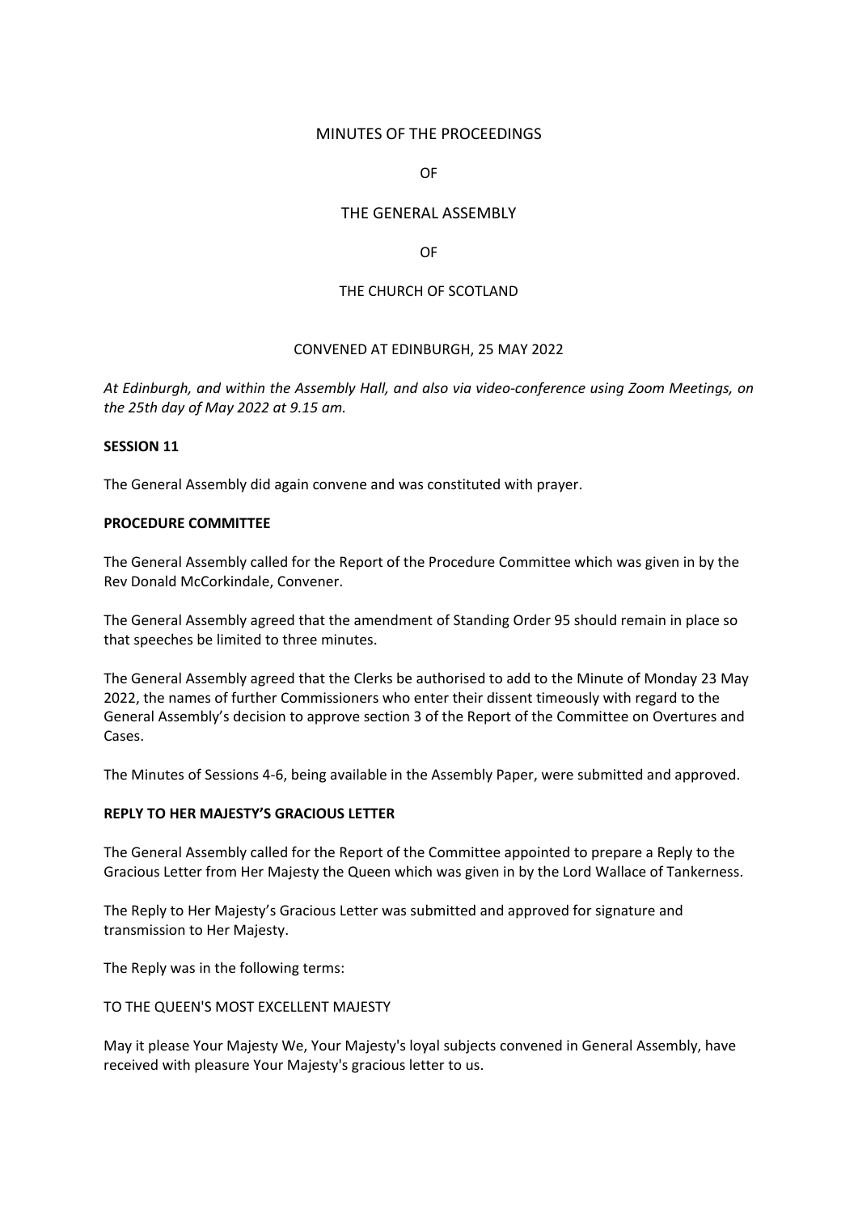MINUTES OF THE PROCEEDINGS

OF

THE GENERAL ASSEMBLY

OF

THE CHURCH OF SCOTLAND

CONVENED AT EDINBURGH, 25 MAY 2022

*At Edinburgh, and within the Assembly Hall, and also via video-conference using Zoom Meetings, on the 25th day of May 2022 at 9.15 am.*

**SESSION 11**

The General Assembly did again convene and was constituted with prayer.

**PROCEDURE COMMITTEE**

The General Assembly called for the Report of the Procedure Committee which was given in by the Rev Donald McCorkindale, Convener.

The General Assembly agreed that the amendment of Standing Order 95 should remain in place so that speeches be limited to three minutes.

The General Assembly agreed that the Clerks be authorised to add to the Minute of Monday 23 May 2022, the names of further Commissioners who enter their dissent timeously with regard to the General Assembly's decision to approve section 3 of the Report of the Committee on Overtures and Cases.

The Minutes of Sessions 4-6, being available in the Assembly Paper, were submitted and approved.

**REPLY TO HER MAJESTY'S GRACIOUS LETTER**

The General Assembly called for the Report of the Committee appointed to prepare a Reply to the Gracious Letter from Her Majesty the Queen which was given in by the Lord Wallace of Tankerness.

The Reply to Her Majesty's Gracious Letter was submitted and approved for signature and transmission to Her Majesty.

The Reply was in the following terms:

TO THE QUEEN'S MOST EXCELLENT MAJESTY

May it please Your Majesty We, Your Majesty's loyal subjects convened in General Assembly, have received with pleasure Your Majesty's gracious letter to us.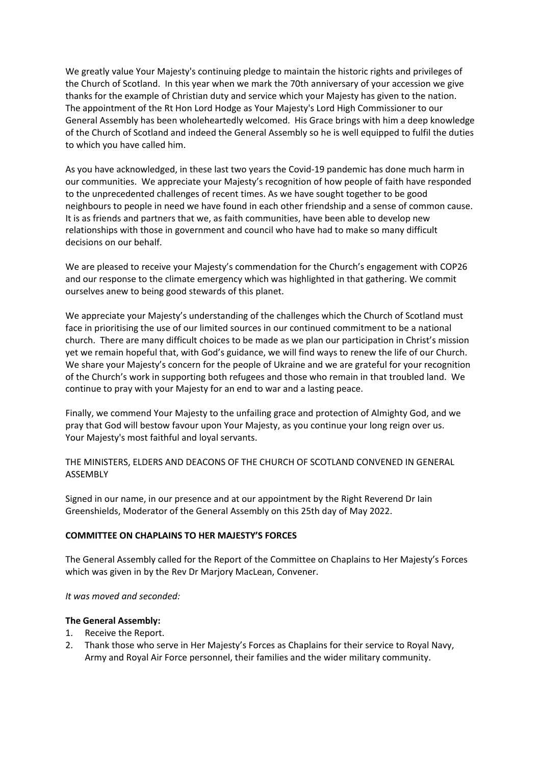We greatly value Your Majesty's continuing pledge to maintain the historic rights and privileges of the Church of Scotland. In this year when we mark the 70th anniversary of your accession we give thanks for the example of Christian duty and service which your Majesty has given to the nation. The appointment of the Rt Hon Lord Hodge as Your Majesty's Lord High Commissioner to our General Assembly has been wholeheartedly welcomed. His Grace brings with him a deep knowledge of the Church of Scotland and indeed the General Assembly so he is well equipped to fulfil the duties to which you have called him.

As you have acknowledged, in these last two years the Covid-19 pandemic has done much harm in our communities. We appreciate your Majesty's recognition of how people of faith have responded to the unprecedented challenges of recent times. As we have sought together to be good neighbours to people in need we have found in each other friendship and a sense of common cause. It is as friends and partners that we, as faith communities, have been able to develop new relationships with those in government and council who have had to make so many difficult decisions on our behalf.

We are pleased to receive your Majesty's commendation for the Church's engagement with COP26 and our response to the climate emergency which was highlighted in that gathering. We commit ourselves anew to being good stewards of this planet.

We appreciate your Majesty's understanding of the challenges which the Church of Scotland must face in prioritising the use of our limited sources in our continued commitment to be a national church. There are many difficult choices to be made as we plan our participation in Christ's mission yet we remain hopeful that, with God's guidance, we will find ways to renew the life of our Church. We share your Majesty's concern for the people of Ukraine and we are grateful for your recognition of the Church's work in supporting both refugees and those who remain in that troubled land. We continue to pray with your Majesty for an end to war and a lasting peace.

Finally, we commend Your Majesty to the unfailing grace and protection of Almighty God, and we pray that God will bestow favour upon Your Majesty, as you continue your long reign over us.
Your Majesty's most faithful and loyal servants.

THE MINISTERS, ELDERS AND DEACONS OF THE CHURCH OF SCOTLAND CONVENED IN GENERAL ASSEMBLY

Signed in our name, in our presence and at our appointment by the Right Reverend Dr Iain Greenshields, Moderator of the General Assembly on this 25th day of May 2022.

## COMMITTEE ON CHAPLAINS TO HER MAJESTY'S FORCES

The General Assembly called for the Report of the Committee on Chaplains to Her Majesty's Forces which was given in by the Rev Dr Marjory MacLean, Convener.

*It was moved and seconded:*

**The General Assembly:**

1. Receive the Report.
2. Thank those who serve in Her Majesty's Forces as Chaplains for their service to Royal Navy, Army and Royal Air Force personnel, their families and the wider military community.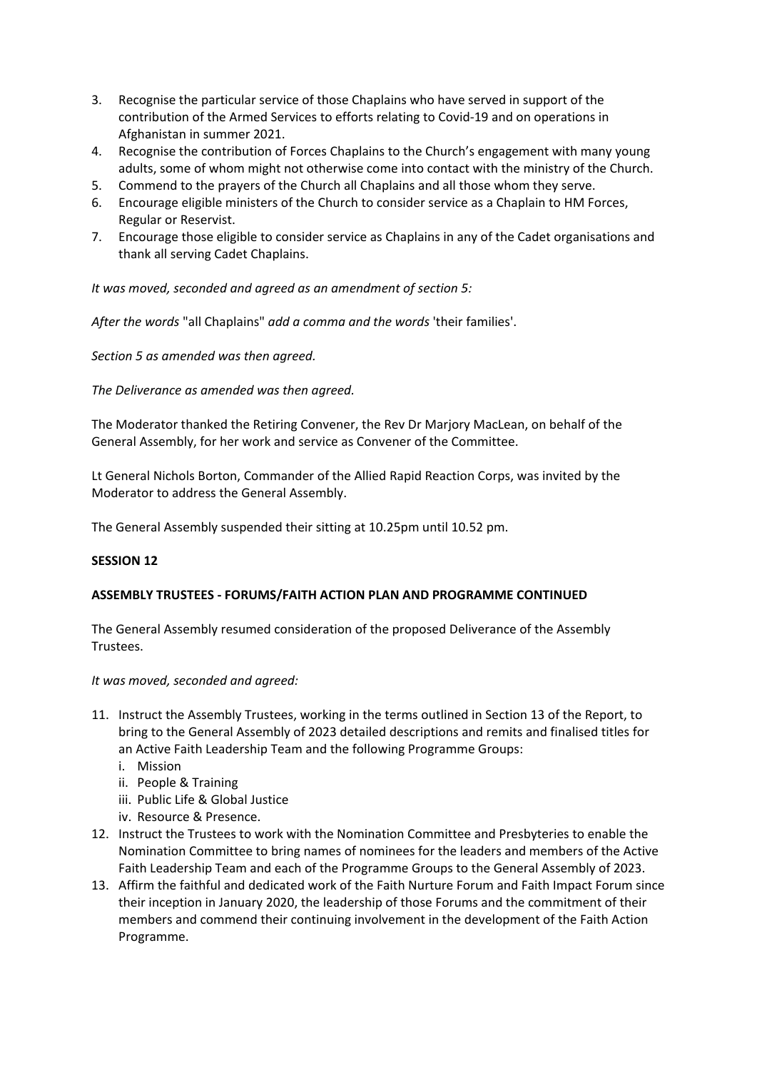3. Recognise the particular service of those Chaplains who have served in support of the contribution of the Armed Services to efforts relating to Covid-19 and on operations in Afghanistan in summer 2021.
4. Recognise the contribution of Forces Chaplains to the Church's engagement with many young adults, some of whom might not otherwise come into contact with the ministry of the Church.
5. Commend to the prayers of the Church all Chaplains and all those whom they serve.
6. Encourage eligible ministers of the Church to consider service as a Chaplain to HM Forces, Regular or Reservist.
7. Encourage those eligible to consider service as Chaplains in any of the Cadet organisations and thank all serving Cadet Chaplains.

*It was moved, seconded and agreed as an amendment of section 5:*

*After the words* "all Chaplains" *add a comma and the words* 'their families'.

*Section 5 as amended was then agreed.*

*The Deliverance as amended was then agreed.*

The Moderator thanked the Retiring Convener, the Rev Dr Marjory MacLean, on behalf of the General Assembly, for her work and service as Convener of the Committee.

Lt General Nichols Borton, Commander of the Allied Rapid Reaction Corps, was invited by the Moderator to address the General Assembly.

The General Assembly suspended their sitting at 10.25pm until 10.52 pm.

**SESSION 12**

**ASSEMBLY TRUSTEES - FORUMS/FAITH ACTION PLAN AND PROGRAMME CONTINUED**

The General Assembly resumed consideration of the proposed Deliverance of the Assembly Trustees.

*It was moved, seconded and agreed:*

11. Instruct the Assembly Trustees, working in the terms outlined in Section 13 of the Report, to bring to the General Assembly of 2023 detailed descriptions and remits and finalised titles for an Active Faith Leadership Team and the following Programme Groups:
    i. Mission
    ii. People & Training
    iii. Public Life & Global Justice
    iv. Resource & Presence.
12. Instruct the Trustees to work with the Nomination Committee and Presbyteries to enable the Nomination Committee to bring names of nominees for the leaders and members of the Active Faith Leadership Team and each of the Programme Groups to the General Assembly of 2023.
13. Affirm the faithful and dedicated work of the Faith Nurture Forum and Faith Impact Forum since their inception in January 2020, the leadership of those Forums and the commitment of their members and commend their continuing involvement in the development of the Faith Action Programme.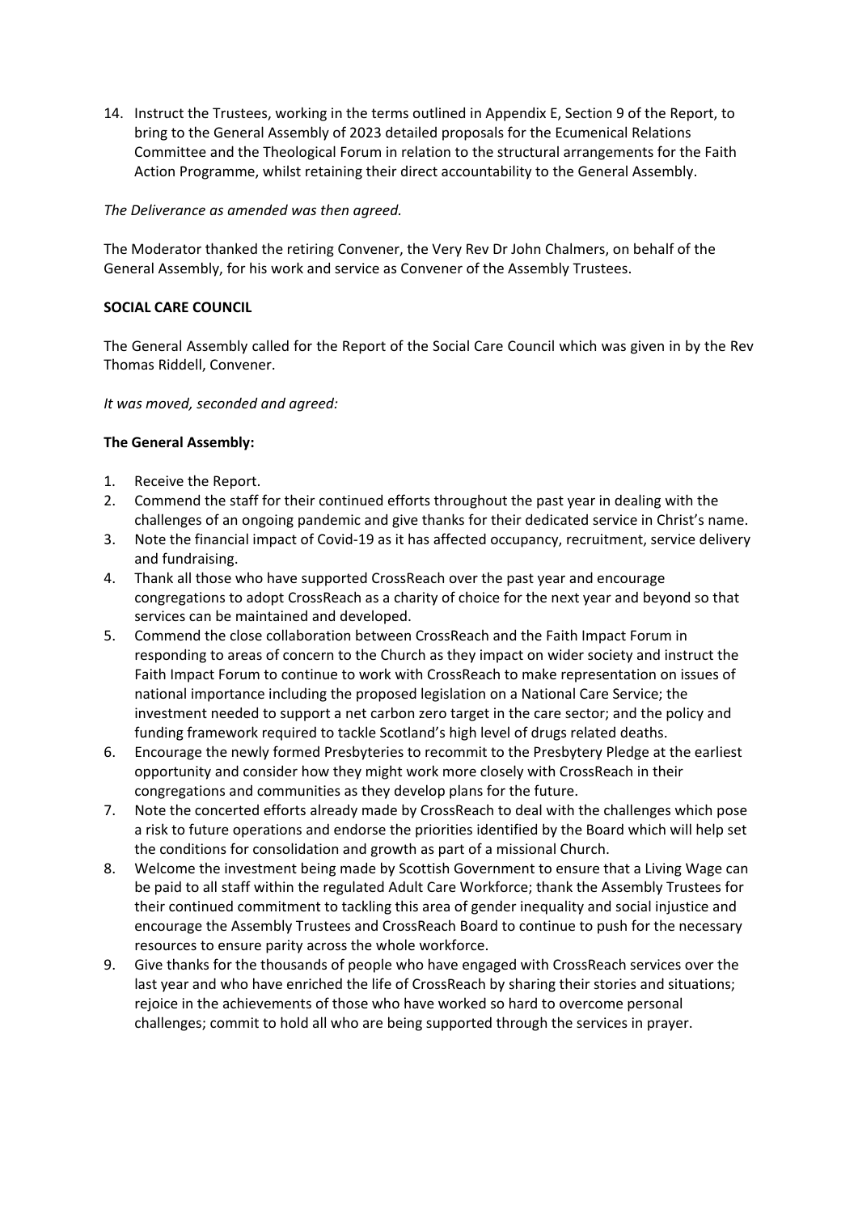14. Instruct the Trustees, working in the terms outlined in Appendix E, Section 9 of the Report, to bring to the General Assembly of 2023 detailed proposals for the Ecumenical Relations Committee and the Theological Forum in relation to the structural arrangements for the Faith Action Programme, whilst retaining their direct accountability to the General Assembly.

*The Deliverance as amended was then agreed.*

The Moderator thanked the retiring Convener, the Very Rev Dr John Chalmers, on behalf of the General Assembly, for his work and service as Convener of the Assembly Trustees.

**SOCIAL CARE COUNCIL**

The General Assembly called for the Report of the Social Care Council which was given in by the Rev Thomas Riddell, Convener.

*It was moved, seconded and agreed:*

**The General Assembly:**

1. Receive the Report.
2. Commend the staff for their continued efforts throughout the past year in dealing with the challenges of an ongoing pandemic and give thanks for their dedicated service in Christ's name.
3. Note the financial impact of Covid-19 as it has affected occupancy, recruitment, service delivery and fundraising.
4. Thank all those who have supported CrossReach over the past year and encourage congregations to adopt CrossReach as a charity of choice for the next year and beyond so that services can be maintained and developed.
5. Commend the close collaboration between CrossReach and the Faith Impact Forum in responding to areas of concern to the Church as they impact on wider society and instruct the Faith Impact Forum to continue to work with CrossReach to make representation on issues of national importance including the proposed legislation on a National Care Service; the investment needed to support a net carbon zero target in the care sector; and the policy and funding framework required to tackle Scotland's high level of drugs related deaths.
6. Encourage the newly formed Presbyteries to recommit to the Presbytery Pledge at the earliest opportunity and consider how they might work more closely with CrossReach in their congregations and communities as they develop plans for the future.
7. Note the concerted efforts already made by CrossReach to deal with the challenges which pose a risk to future operations and endorse the priorities identified by the Board which will help set the conditions for consolidation and growth as part of a missional Church.
8. Welcome the investment being made by Scottish Government to ensure that a Living Wage can be paid to all staff within the regulated Adult Care Workforce; thank the Assembly Trustees for their continued commitment to tackling this area of gender inequality and social injustice and encourage the Assembly Trustees and CrossReach Board to continue to push for the necessary resources to ensure parity across the whole workforce.
9. Give thanks for the thousands of people who have engaged with CrossReach services over the last year and who have enriched the life of CrossReach by sharing their stories and situations; rejoice in the achievements of those who have worked so hard to overcome personal challenges; commit to hold all who are being supported through the services in prayer.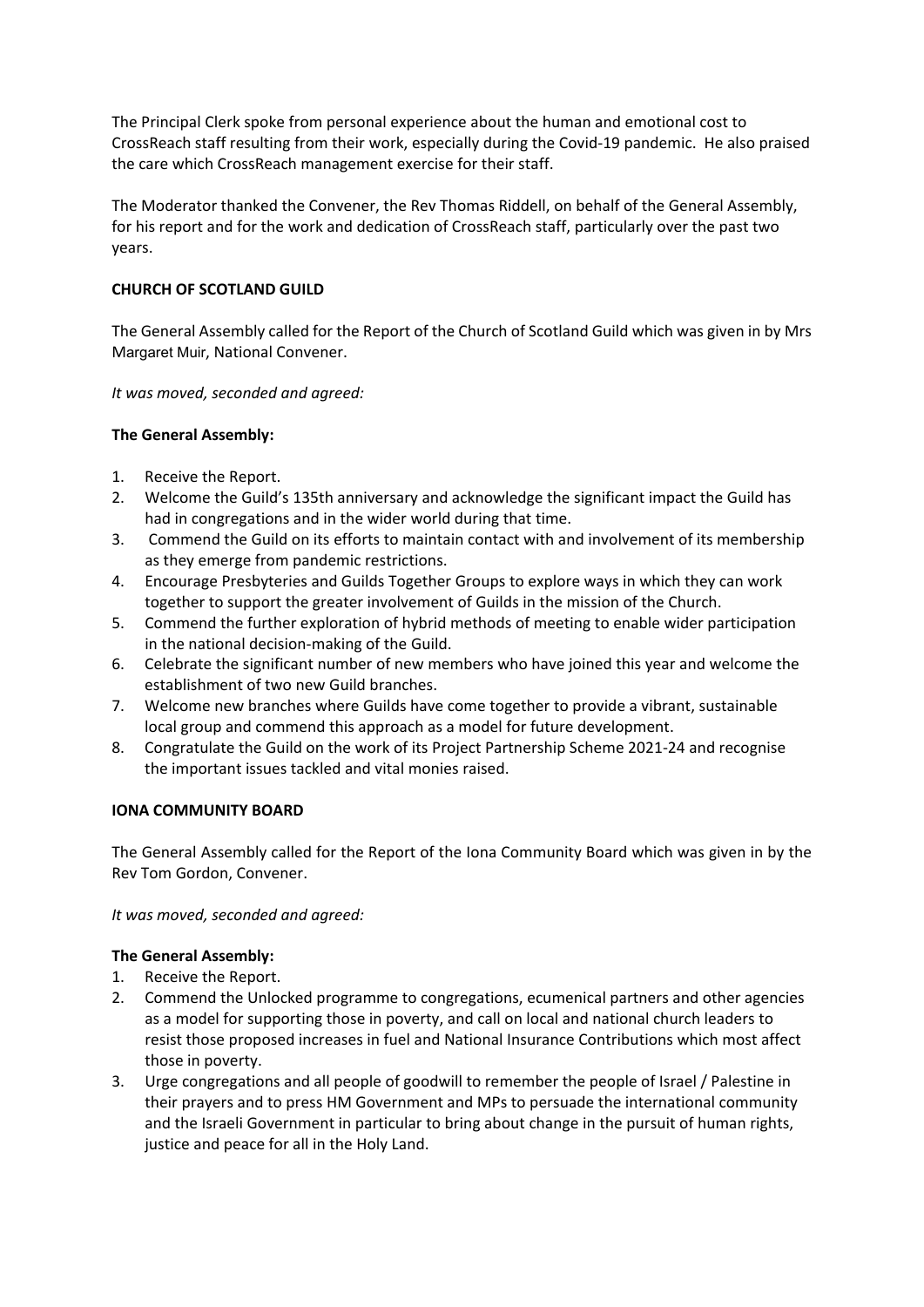The Principal Clerk spoke from personal experience about the human and emotional cost to CrossReach staff resulting from their work, especially during the Covid-19 pandemic. He also praised the care which CrossReach management exercise for their staff.

The Moderator thanked the Convener, the Rev Thomas Riddell, on behalf of the General Assembly, for his report and for the work and dedication of CrossReach staff, particularly over the past two years.

**CHURCH OF SCOTLAND GUILD**

The General Assembly called for the Report of the Church of Scotland Guild which was given in by Mrs Margaret Muir, National Convener.

*It was moved, seconded and agreed:*

**The General Assembly:**

1. Receive the Report.
2. Welcome the Guild's 135th anniversary and acknowledge the significant impact the Guild has had in congregations and in the wider world during that time.
3. Commend the Guild on its efforts to maintain contact with and involvement of its membership as they emerge from pandemic restrictions.
4. Encourage Presbyteries and Guilds Together Groups to explore ways in which they can work together to support the greater involvement of Guilds in the mission of the Church.
5. Commend the further exploration of hybrid methods of meeting to enable wider participation in the national decision-making of the Guild.
6. Celebrate the significant number of new members who have joined this year and welcome the establishment of two new Guild branches.
7. Welcome new branches where Guilds have come together to provide a vibrant, sustainable local group and commend this approach as a model for future development.
8. Congratulate the Guild on the work of its Project Partnership Scheme 2021-24 and recognise the important issues tackled and vital monies raised.

**IONA COMMUNITY BOARD**

The General Assembly called for the Report of the Iona Community Board which was given in by the Rev Tom Gordon, Convener.

*It was moved, seconded and agreed:*

**The General Assembly:**

1. Receive the Report.
2. Commend the Unlocked programme to congregations, ecumenical partners and other agencies as a model for supporting those in poverty, and call on local and national church leaders to resist those proposed increases in fuel and National Insurance Contributions which most affect those in poverty.
3. Urge congregations and all people of goodwill to remember the people of Israel / Palestine in their prayers and to press HM Government and MPs to persuade the international community and the Israeli Government in particular to bring about change in the pursuit of human rights, justice and peace for all in the Holy Land.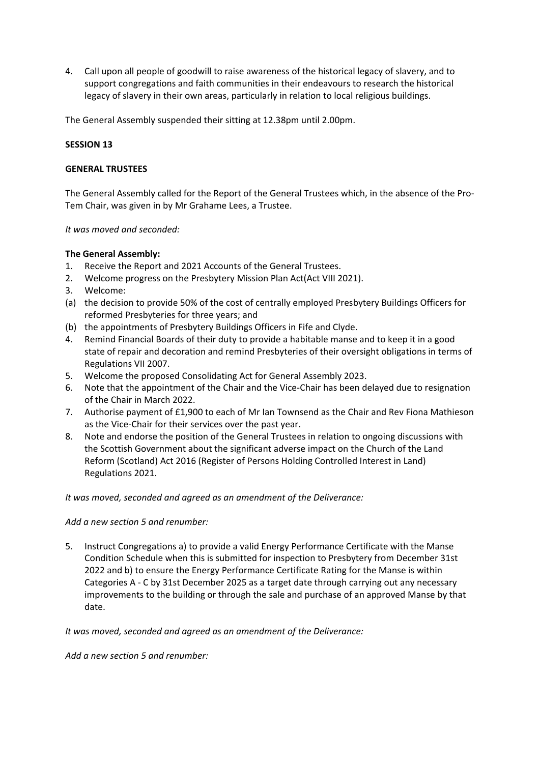4. Call upon all people of goodwill to raise awareness of the historical legacy of slavery, and to support congregations and faith communities in their endeavours to research the historical legacy of slavery in their own areas, particularly in relation to local religious buildings.

The General Assembly suspended their sitting at 12.38pm until 2.00pm.

**SESSION 13**

**GENERAL TRUSTEES**

The General Assembly called for the Report of the General Trustees which, in the absence of the Pro-Tem Chair, was given in by Mr Grahame Lees, a Trustee.

*It was moved and seconded:*

**The General Assembly:**

1. Receive the Report and 2021 Accounts of the General Trustees.
2. Welcome progress on the Presbytery Mission Plan Act(Act VIII 2021).
3. Welcome:

(a) the decision to provide 50% of the cost of centrally employed Presbytery Buildings Officers for reformed Presbyteries for three years; and

(b) the appointments of Presbytery Buildings Officers in Fife and Clyde.

4. Remind Financial Boards of their duty to provide a habitable manse and to keep it in a good state of repair and decoration and remind Presbyteries of their oversight obligations in terms of Regulations VII 2007.
5. Welcome the proposed Consolidating Act for General Assembly 2023.
6. Note that the appointment of the Chair and the Vice-Chair has been delayed due to resignation of the Chair in March 2022.
7. Authorise payment of £1,900 to each of Mr Ian Townsend as the Chair and Rev Fiona Mathieson as the Vice-Chair for their services over the past year.
8. Note and endorse the position of the General Trustees in relation to ongoing discussions with the Scottish Government about the significant adverse impact on the Church of the Land Reform (Scotland) Act 2016 (Register of Persons Holding Controlled Interest in Land) Regulations 2021.

*It was moved, seconded and agreed as an amendment of the Deliverance:*

*Add a new section 5 and renumber:*

5. Instruct Congregations a) to provide a valid Energy Performance Certificate with the Manse Condition Schedule when this is submitted for inspection to Presbytery from December 31st 2022 and b) to ensure the Energy Performance Certificate Rating for the Manse is within Categories A - C by 31st December 2025 as a target date through carrying out any necessary improvements to the building or through the sale and purchase of an approved Manse by that date.

*It was moved, seconded and agreed as an amendment of the Deliverance:*

*Add a new section 5 and renumber:*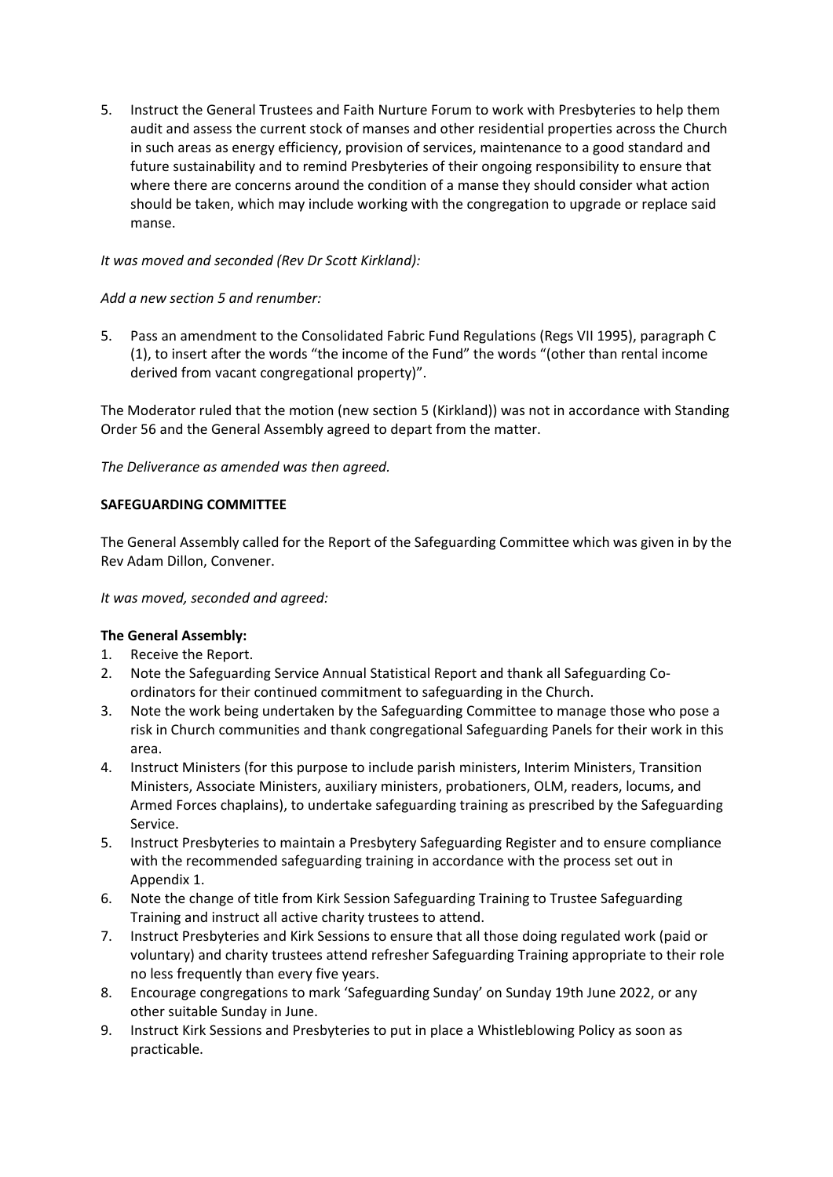5. Instruct the General Trustees and Faith Nurture Forum to work with Presbyteries to help them audit and assess the current stock of manses and other residential properties across the Church in such areas as energy efficiency, provision of services, maintenance to a good standard and future sustainability and to remind Presbyteries of their ongoing responsibility to ensure that where there are concerns around the condition of a manse they should consider what action should be taken, which may include working with the congregation to upgrade or replace said manse.

*It was moved and seconded (Rev Dr Scott Kirkland):*

*Add a new section 5 and renumber:*

5. Pass an amendment to the Consolidated Fabric Fund Regulations (Regs VII 1995), paragraph C (1), to insert after the words "the income of the Fund" the words "(other than rental income derived from vacant congregational property)".

The Moderator ruled that the motion (new section 5 (Kirkland)) was not in accordance with Standing Order 56 and the General Assembly agreed to depart from the matter.

*The Deliverance as amended was then agreed.*

**SAFEGUARDING COMMITTEE**

The General Assembly called for the Report of the Safeguarding Committee which was given in by the Rev Adam Dillon, Convener.

*It was moved, seconded and agreed:*

**The General Assembly:**

1. Receive the Report.
2. Note the Safeguarding Service Annual Statistical Report and thank all Safeguarding Co-ordinators for their continued commitment to safeguarding in the Church.
3. Note the work being undertaken by the Safeguarding Committee to manage those who pose a risk in Church communities and thank congregational Safeguarding Panels for their work in this area.
4. Instruct Ministers (for this purpose to include parish ministers, Interim Ministers, Transition Ministers, Associate Ministers, auxiliary ministers, probationers, OLM, readers, locums, and Armed Forces chaplains), to undertake safeguarding training as prescribed by the Safeguarding Service.
5. Instruct Presbyteries to maintain a Presbytery Safeguarding Register and to ensure compliance with the recommended safeguarding training in accordance with the process set out in Appendix 1.
6. Note the change of title from Kirk Session Safeguarding Training to Trustee Safeguarding Training and instruct all active charity trustees to attend.
7. Instruct Presbyteries and Kirk Sessions to ensure that all those doing regulated work (paid or voluntary) and charity trustees attend refresher Safeguarding Training appropriate to their role no less frequently than every five years.
8. Encourage congregations to mark 'Safeguarding Sunday' on Sunday 19th June 2022, or any other suitable Sunday in June.
9. Instruct Kirk Sessions and Presbyteries to put in place a Whistleblowing Policy as soon as practicable.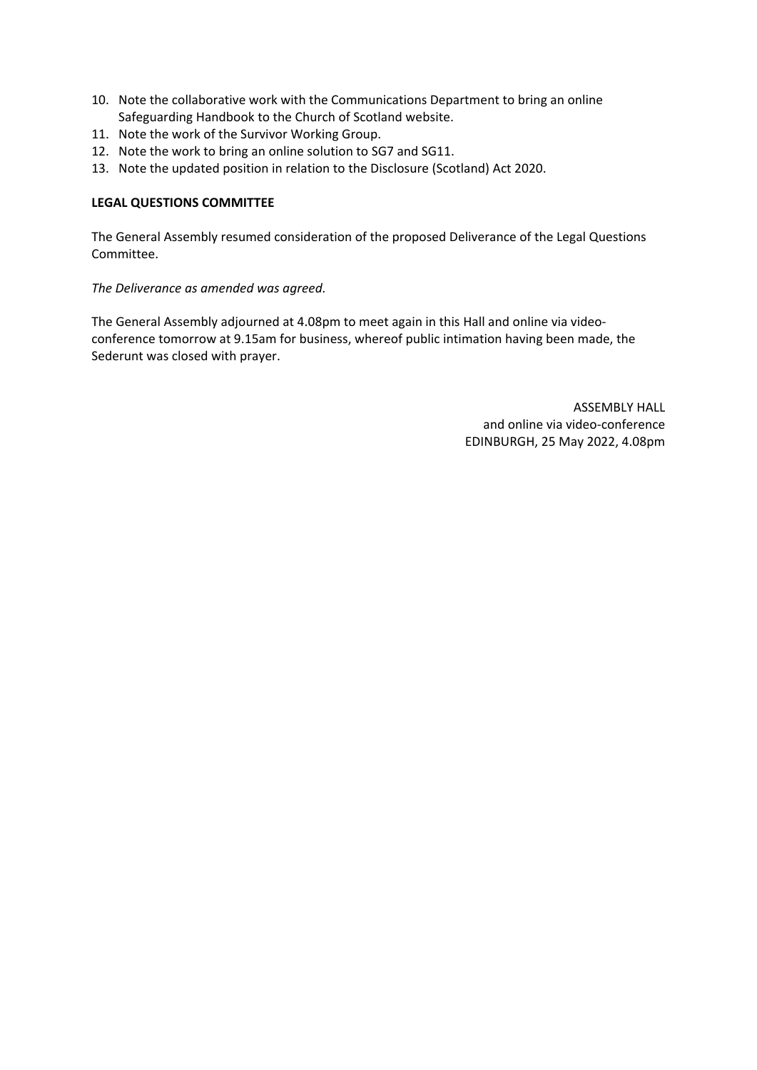10. Note the collaborative work with the Communications Department to bring an online Safeguarding Handbook to the Church of Scotland website.
11. Note the work of the Survivor Working Group.
12. Note the work to bring an online solution to SG7 and SG11.
13. Note the updated position in relation to the Disclosure (Scotland) Act 2020.

**LEGAL QUESTIONS COMMITTEE**

The General Assembly resumed consideration of the proposed Deliverance of the Legal Questions Committee.

*The Deliverance as amended was agreed.*

The General Assembly adjourned at 4.08pm to meet again in this Hall and online via video-conference tomorrow at 9.15am for business, whereof public intimation having been made, the Sederunt was closed with prayer.

ASSEMBLY HALL
and online via video-conference
EDINBURGH, 25 May 2022, 4.08pm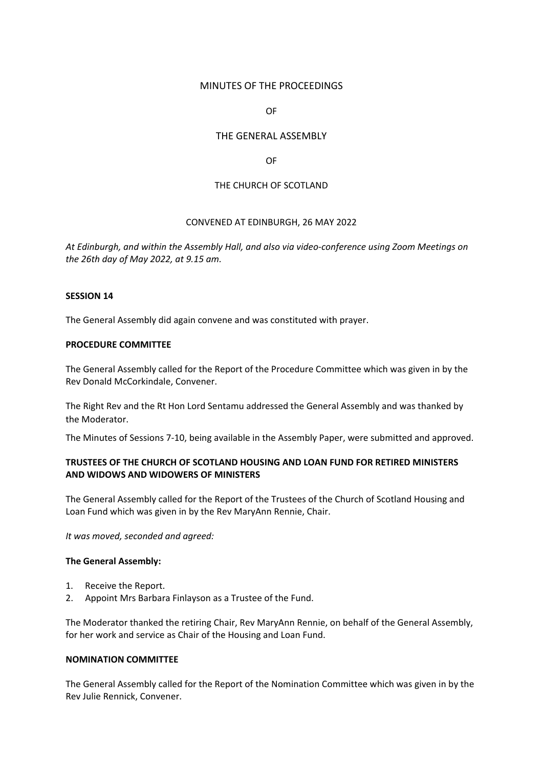MINUTES OF THE PROCEEDINGS

OF

THE GENERAL ASSEMBLY

OF

THE CHURCH OF SCOTLAND

CONVENED AT EDINBURGH, 26 MAY 2022

*At Edinburgh, and within the Assembly Hall, and also via video-conference using Zoom Meetings on the 26th day of May 2022, at 9.15 am.*

**SESSION 14**

The General Assembly did again convene and was constituted with prayer.

**PROCEDURE COMMITTEE**

The General Assembly called for the Report of the Procedure Committee which was given in by the Rev Donald McCorkindale, Convener.

The Right Rev and the Rt Hon Lord Sentamu addressed the General Assembly and was thanked by the Moderator.

The Minutes of Sessions 7-10, being available in the Assembly Paper, were submitted and approved.

**TRUSTEES OF THE CHURCH OF SCOTLAND HOUSING AND LOAN FUND FOR RETIRED MINISTERS AND WIDOWS AND WIDOWERS OF MINISTERS**

The General Assembly called for the Report of the Trustees of the Church of Scotland Housing and Loan Fund which was given in by the Rev MaryAnn Rennie, Chair.

*It was moved, seconded and agreed:*

**The General Assembly:**

1. Receive the Report.
2. Appoint Mrs Barbara Finlayson as a Trustee of the Fund.

The Moderator thanked the retiring Chair, Rev MaryAnn Rennie, on behalf of the General Assembly, for her work and service as Chair of the Housing and Loan Fund.

**NOMINATION COMMITTEE**

The General Assembly called for the Report of the Nomination Committee which was given in by the Rev Julie Rennick, Convener.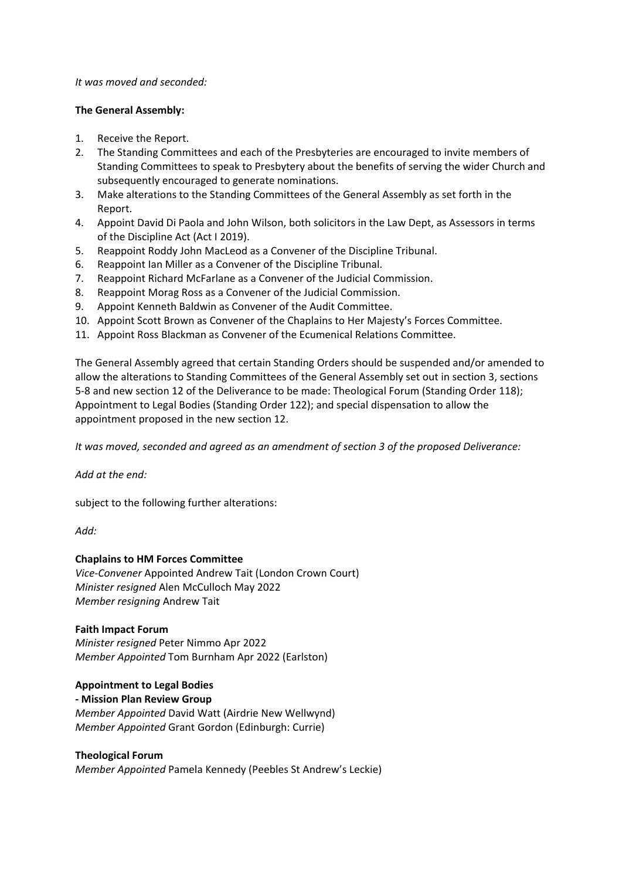*It was moved and seconded:*

**The General Assembly:**

1. Receive the Report.
2. The Standing Committees and each of the Presbyteries are encouraged to invite members of Standing Committees to speak to Presbytery about the benefits of serving the wider Church and subsequently encouraged to generate nominations.
3. Make alterations to the Standing Committees of the General Assembly as set forth in the Report.
4. Appoint David Di Paola and John Wilson, both solicitors in the Law Dept, as Assessors in terms of the Discipline Act (Act I 2019).
5. Reappoint Roddy John MacLeod as a Convener of the Discipline Tribunal.
6. Reappoint Ian Miller as a Convener of the Discipline Tribunal.
7. Reappoint Richard McFarlane as a Convener of the Judicial Commission.
8. Reappoint Morag Ross as a Convener of the Judicial Commission.
9. Appoint Kenneth Baldwin as Convener of the Audit Committee.
10. Appoint Scott Brown as Convener of the Chaplains to Her Majesty's Forces Committee.
11. Appoint Ross Blackman as Convener of the Ecumenical Relations Committee.

The General Assembly agreed that certain Standing Orders should be suspended and/or amended to allow the alterations to Standing Committees of the General Assembly set out in section 3, sections 5-8 and new section 12 of the Deliverance to be made: Theological Forum (Standing Order 118); Appointment to Legal Bodies (Standing Order 122); and special dispensation to allow the appointment proposed in the new section 12.

*It was moved, seconded and agreed as an amendment of section 3 of the proposed Deliverance:*

*Add at the end:*

subject to the following further alterations:

*Add:*

**Chaplains to HM Forces Committee**
*Vice-Convener* Appointed Andrew Tait (London Crown Court)
*Minister resigned* Alen McCulloch May 2022
*Member resigning* Andrew Tait

**Faith Impact Forum**
*Minister resigned* Peter Nimmo Apr 2022
*Member Appointed* Tom Burnham Apr 2022 (Earlston)

**Appointment to Legal Bodies**
**- Mission Plan Review Group**
*Member Appointed* David Watt (Airdrie New Wellwynd)
*Member Appointed* Grant Gordon (Edinburgh: Currie)

**Theological Forum**
*Member Appointed* Pamela Kennedy (Peebles St Andrew's Leckie)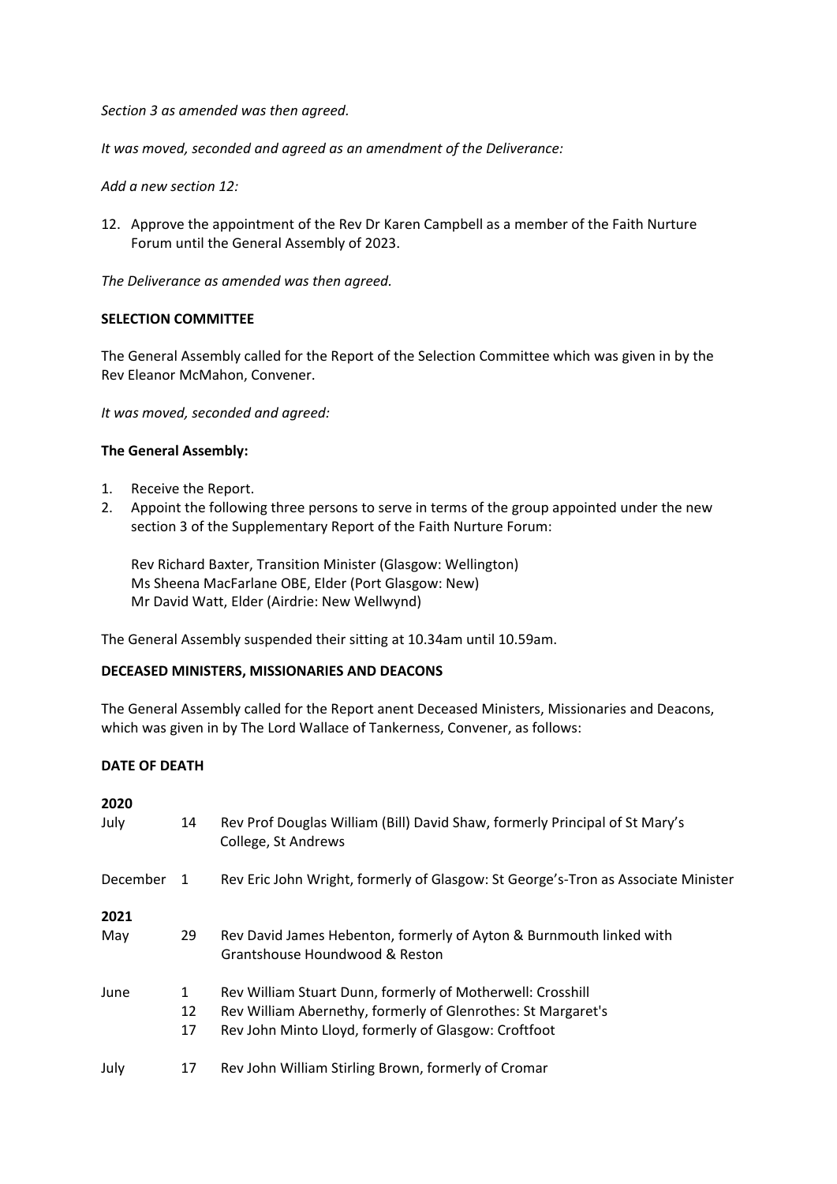*Section 3 as amended was then agreed.*

*It was moved, seconded and agreed as an amendment of the Deliverance:*

*Add a new section 12:*

12. Approve the appointment of the Rev Dr Karen Campbell as a member of the Faith Nurture Forum until the General Assembly of 2023.

*The Deliverance as amended was then agreed.*

**SELECTION COMMITTEE**

The General Assembly called for the Report of the Selection Committee which was given in by the Rev Eleanor McMahon, Convener.

*It was moved, seconded and agreed:*

**The General Assembly:**

1. Receive the Report.
2. Appoint the following three persons to serve in terms of the group appointed under the new section 3 of the Supplementary Report of the Faith Nurture Forum:

   Rev Richard Baxter, Transition Minister (Glasgow: Wellington)
   Ms Sheena MacFarlane OBE, Elder (Port Glasgow: New)
   Mr David Watt, Elder (Airdrie: New Wellwynd)

The General Assembly suspended their sitting at 10.34am until 10.59am.

**DECEASED MINISTERS, MISSIONARIES AND DEACONS**

The General Assembly called for the Report anent Deceased Ministers, Missionaries and Deacons, which was given in by The Lord Wallace of Tankerness, Convener, as follows:

**DATE OF DEATH**

**2020**

| | | |
|---|---|---|
| July | 14 | Rev Prof Douglas William (Bill) David Shaw, formerly Principal of St Mary's College, St Andrews |
| December | 1 | Rev Eric John Wright, formerly of Glasgow: St George's-Tron as Associate Minister |

**2021**

| | | |
|---|---|---|
| May | 29 | Rev David James Hebenton, formerly of Ayton & Burnmouth linked with Grantshouse Houndwood & Reston |
| June | 1 | Rev William Stuart Dunn, formerly of Motherwell: Crosshill |
| | 12 | Rev William Abernethy, formerly of Glenrothes: St Margaret's |
| | 17 | Rev John Minto Lloyd, formerly of Glasgow: Croftfoot |
| July | 17 | Rev John William Stirling Brown, formerly of Cromar |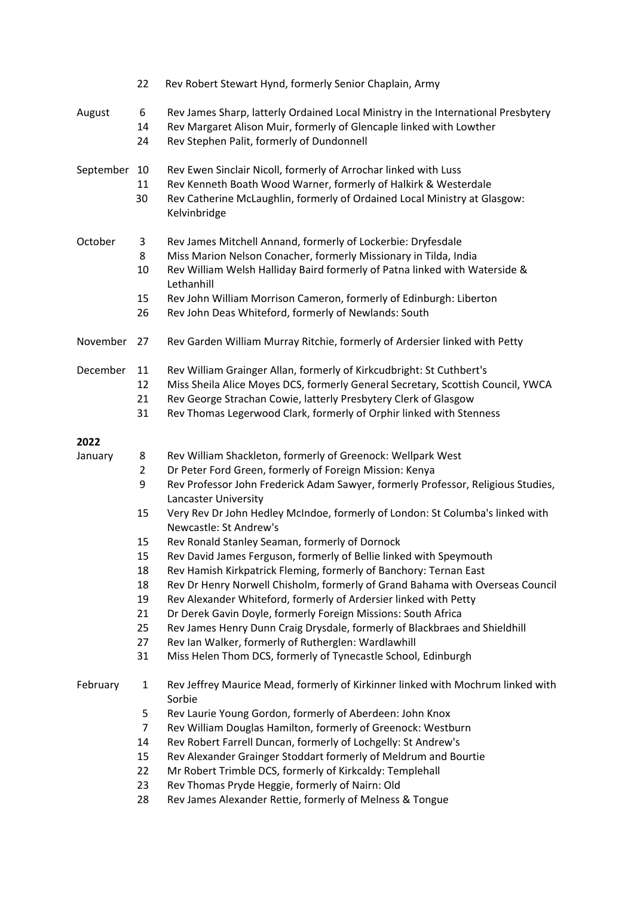| Month | Day | Name |
|---|---|---|
| | 22 | Rev Robert Stewart Hynd, formerly Senior Chaplain, Army |
| August | 6 | Rev James Sharp, latterly Ordained Local Ministry in the International Presbytery |
| | 14 | Rev Margaret Alison Muir, formerly of Glencaple linked with Lowther |
| | 24 | Rev Stephen Palit, formerly of Dundonnell |
| September | 10 | Rev Ewen Sinclair Nicoll, formerly of Arrochar linked with Luss |
| | 11 | Rev Kenneth Boath Wood Warner, formerly of Halkirk & Westerdale |
| | 30 | Rev Catherine McLaughlin, formerly of Ordained Local Ministry at Glasgow: Kelvinbridge |
| October | 3 | Rev James Mitchell Annand, formerly of Lockerbie: Dryfesdale |
| | 8 | Miss Marion Nelson Conacher, formerly Missionary in Tilda, India |
| | 10 | Rev William Welsh Halliday Baird formerly of Patna linked with Waterside & Lethanhill |
| | 15 | Rev John William Morrison Cameron, formerly of Edinburgh: Liberton |
| | 26 | Rev John Deas Whiteford, formerly of Newlands: South |
| November | 27 | Rev Garden William Murray Ritchie, formerly of Ardersier linked with Petty |
| December | 11 | Rev William Grainger Allan, formerly of Kirkcudbright: St Cuthbert's |
| | 12 | Miss Sheila Alice Moyes DCS, formerly General Secretary, Scottish Council, YWCA |
| | 21 | Rev George Strachan Cowie, latterly Presbytery Clerk of Glasgow |
| | 31 | Rev Thomas Legerwood Clark, formerly of Orphir linked with Stenness |

**2022**

| Month | Day | Name |
|---|---|---|
| January | 8 | Rev William Shackleton, formerly of Greenock: Wellpark West |
| | 2 | Dr Peter Ford Green, formerly of Foreign Mission: Kenya |
| | 9 | Rev Professor John Frederick Adam Sawyer, formerly Professor, Religious Studies, Lancaster University |
| | 15 | Very Rev Dr John Hedley McIndoe, formerly of London: St Columba's linked with Newcastle: St Andrew's |
| | 15 | Rev Ronald Stanley Seaman, formerly of Dornock |
| | 15 | Rev David James Ferguson, formerly of Bellie linked with Speymouth |
| | 18 | Rev Hamish Kirkpatrick Fleming, formerly of Banchory: Ternan East |
| | 18 | Rev Dr Henry Norwell Chisholm, formerly of Grand Bahama with Overseas Council |
| | 19 | Rev Alexander Whiteford, formerly of Ardersier linked with Petty |
| | 21 | Dr Derek Gavin Doyle, formerly Foreign Missions: South Africa |
| | 25 | Rev James Henry Dunn Craig Drysdale, formerly of Blackbraes and Shieldhill |
| | 27 | Rev Ian Walker, formerly of Rutherglen: Wardlawhill |
| | 31 | Miss Helen Thom DCS, formerly of Tynecastle School, Edinburgh |
| February | 1 | Rev Jeffrey Maurice Mead, formerly of Kirkinner linked with Mochrum linked with Sorbie |
| | 5 | Rev Laurie Young Gordon, formerly of Aberdeen: John Knox |
| | 7 | Rev William Douglas Hamilton, formerly of Greenock: Westburn |
| | 14 | Rev Robert Farrell Duncan, formerly of Lochgelly: St Andrew's |
| | 15 | Rev Alexander Grainger Stoddart formerly of Meldrum and Bourtie |
| | 22 | Mr Robert Trimble DCS, formerly of Kirkcaldy: Templehall |
| | 23 | Rev Thomas Pryde Heggie, formerly of Nairn: Old |
| | 28 | Rev James Alexander Rettie, formerly of Melness & Tongue |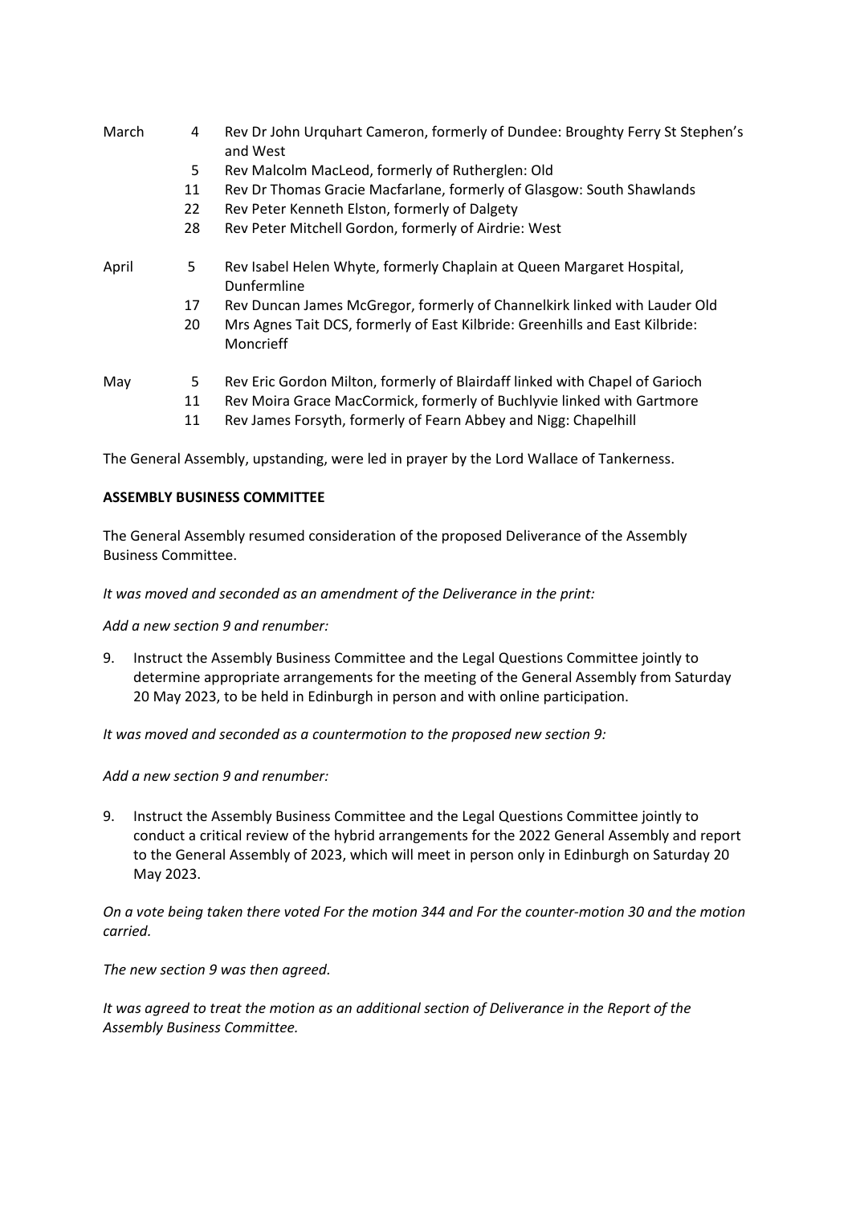| | | |
|---|---|---|
| March | 4 | Rev Dr John Urquhart Cameron, formerly of Dundee: Broughty Ferry St Stephen's and West |
| | 5 | Rev Malcolm MacLeod, formerly of Rutherglen: Old |
| | 11 | Rev Dr Thomas Gracie Macfarlane, formerly of Glasgow: South Shawlands |
| | 22 | Rev Peter Kenneth Elston, formerly of Dalgety |
| | 28 | Rev Peter Mitchell Gordon, formerly of Airdrie: West |
| April | 5 | Rev Isabel Helen Whyte, formerly Chaplain at Queen Margaret Hospital, Dunfermline |
| | 17 | Rev Duncan James McGregor, formerly of Channelkirk linked with Lauder Old |
| | 20 | Mrs Agnes Tait DCS, formerly of East Kilbride: Greenhills and East Kilbride: Moncrieff |
| May | 5 | Rev Eric Gordon Milton, formerly of Blairdaff linked with Chapel of Garioch |
| | 11 | Rev Moira Grace MacCormick, formerly of Buchlyvie linked with Gartmore |
| | 11 | Rev James Forsyth, formerly of Fearn Abbey and Nigg: Chapelhill |

The General Assembly, upstanding, were led in prayer by the Lord Wallace of Tankerness.

**ASSEMBLY BUSINESS COMMITTEE**

The General Assembly resumed consideration of the proposed Deliverance of the Assembly Business Committee.

*It was moved and seconded as an amendment of the Deliverance in the print:*

*Add a new section 9 and renumber:*

9. Instruct the Assembly Business Committee and the Legal Questions Committee jointly to determine appropriate arrangements for the meeting of the General Assembly from Saturday 20 May 2023, to be held in Edinburgh in person and with online participation.

*It was moved and seconded as a countermotion to the proposed new section 9:*

*Add a new section 9 and renumber:*

9. Instruct the Assembly Business Committee and the Legal Questions Committee jointly to conduct a critical review of the hybrid arrangements for the 2022 General Assembly and report to the General Assembly of 2023, which will meet in person only in Edinburgh on Saturday 20 May 2023.

*On a vote being taken there voted For the motion 344 and For the counter-motion 30 and the motion carried.*

*The new section 9 was then agreed.*

*It was agreed to treat the motion as an additional section of Deliverance in the Report of the Assembly Business Committee.*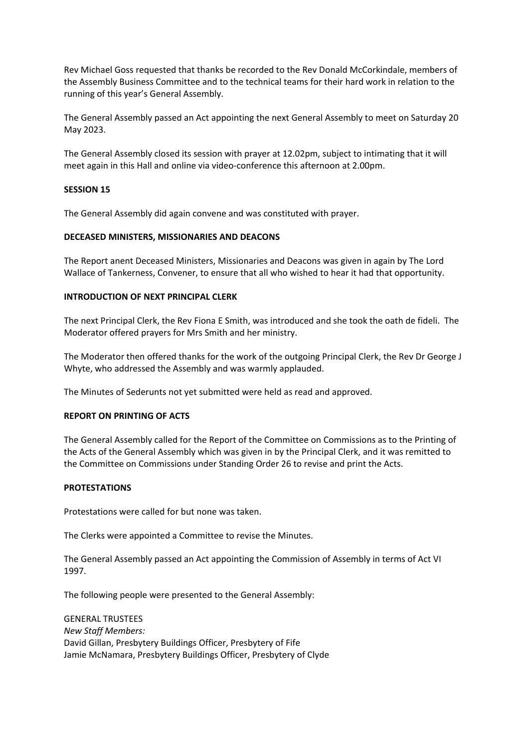Rev Michael Goss requested that thanks be recorded to the Rev Donald McCorkindale, members of the Assembly Business Committee and to the technical teams for their hard work in relation to the running of this year's General Assembly.

The General Assembly passed an Act appointing the next General Assembly to meet on Saturday 20 May 2023.

The General Assembly closed its session with prayer at 12.02pm, subject to intimating that it will meet again in this Hall and online via video-conference this afternoon at 2.00pm.

**SESSION 15**

The General Assembly did again convene and was constituted with prayer.

**DECEASED MINISTERS, MISSIONARIES AND DEACONS**

The Report anent Deceased Ministers, Missionaries and Deacons was given in again by The Lord Wallace of Tankerness, Convener, to ensure that all who wished to hear it had that opportunity.

**INTRODUCTION OF NEXT PRINCIPAL CLERK**

The next Principal Clerk, the Rev Fiona E Smith, was introduced and she took the oath de fideli. The Moderator offered prayers for Mrs Smith and her ministry.

The Moderator then offered thanks for the work of the outgoing Principal Clerk, the Rev Dr George J Whyte, who addressed the Assembly and was warmly applauded.

The Minutes of Sederunts not yet submitted were held as read and approved.

**REPORT ON PRINTING OF ACTS**

The General Assembly called for the Report of the Committee on Commissions as to the Printing of the Acts of the General Assembly which was given in by the Principal Clerk, and it was remitted to the Committee on Commissions under Standing Order 26 to revise and print the Acts.

**PROTESTATIONS**

Protestations were called for but none was taken.

The Clerks were appointed a Committee to revise the Minutes.

The General Assembly passed an Act appointing the Commission of Assembly in terms of Act VI 1997.

The following people were presented to the General Assembly:

GENERAL TRUSTEES  
*New Staff Members:*  
David Gillan, Presbytery Buildings Officer, Presbytery of Fife  
Jamie McNamara, Presbytery Buildings Officer, Presbytery of Clyde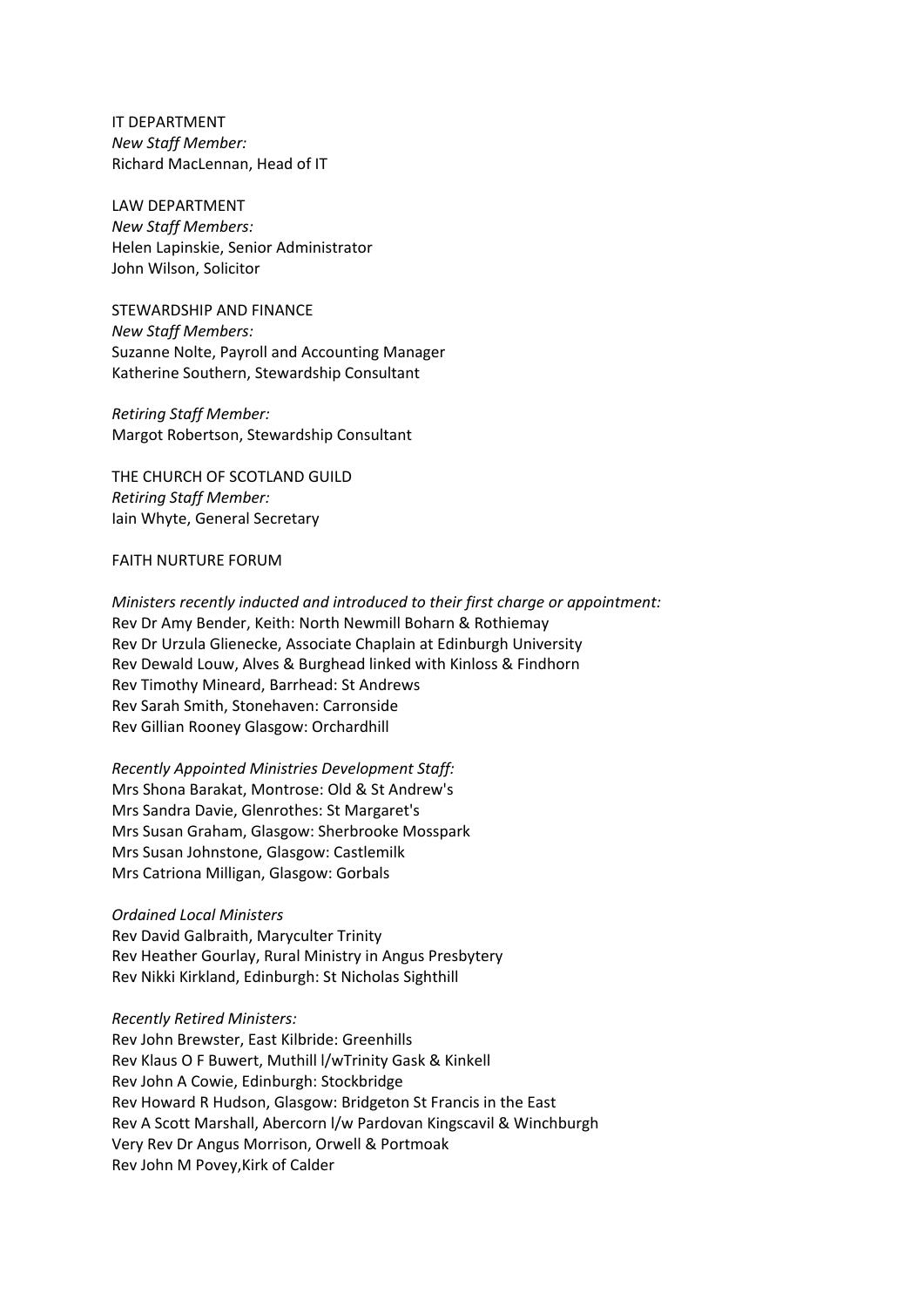IT DEPARTMENT
*New Staff Member:*
Richard MacLennan, Head of IT

LAW DEPARTMENT
*New Staff Members:*
Helen Lapinskie, Senior Administrator
John Wilson, Solicitor

STEWARDSHIP AND FINANCE
*New Staff Members:*
Suzanne Nolte, Payroll and Accounting Manager
Katherine Southern, Stewardship Consultant

*Retiring Staff Member:*
Margot Robertson, Stewardship Consultant

THE CHURCH OF SCOTLAND GUILD
*Retiring Staff Member:*
Iain Whyte, General Secretary

FAITH NURTURE FORUM

*Ministers recently inducted and introduced to their first charge or appointment:*
Rev Dr Amy Bender, Keith: North Newmill Boharn & Rothiemay
Rev Dr Urzula Glienecke, Associate Chaplain at Edinburgh University
Rev Dewald Louw, Alves & Burghead linked with Kinloss & Findhorn
Rev Timothy Mineard, Barrhead: St Andrews
Rev Sarah Smith, Stonehaven: Carronside
Rev Gillian Rooney Glasgow: Orchardhill

*Recently Appointed Ministries Development Staff:*
Mrs Shona Barakat, Montrose: Old & St Andrew's
Mrs Sandra Davie, Glenrothes: St Margaret's
Mrs Susan Graham, Glasgow: Sherbrooke Mosspark
Mrs Susan Johnstone, Glasgow: Castlemilk
Mrs Catriona Milligan, Glasgow: Gorbals

*Ordained Local Ministers*
Rev David Galbraith, Maryculter Trinity
Rev Heather Gourlay, Rural Ministry in Angus Presbytery
Rev Nikki Kirkland, Edinburgh: St Nicholas Sighthill

*Recently Retired Ministers:*
Rev John Brewster, East Kilbride: Greenhills
Rev Klaus O F Buwert, Muthill l/wTrinity Gask & Kinkell
Rev John A Cowie, Edinburgh: Stockbridge
Rev Howard R Hudson, Glasgow: Bridgeton St Francis in the East
Rev A Scott Marshall, Abercorn l/w Pardovan Kingscavil & Winchburgh
Very Rev Dr Angus Morrison, Orwell & Portmoak
Rev John M Povey,Kirk of Calder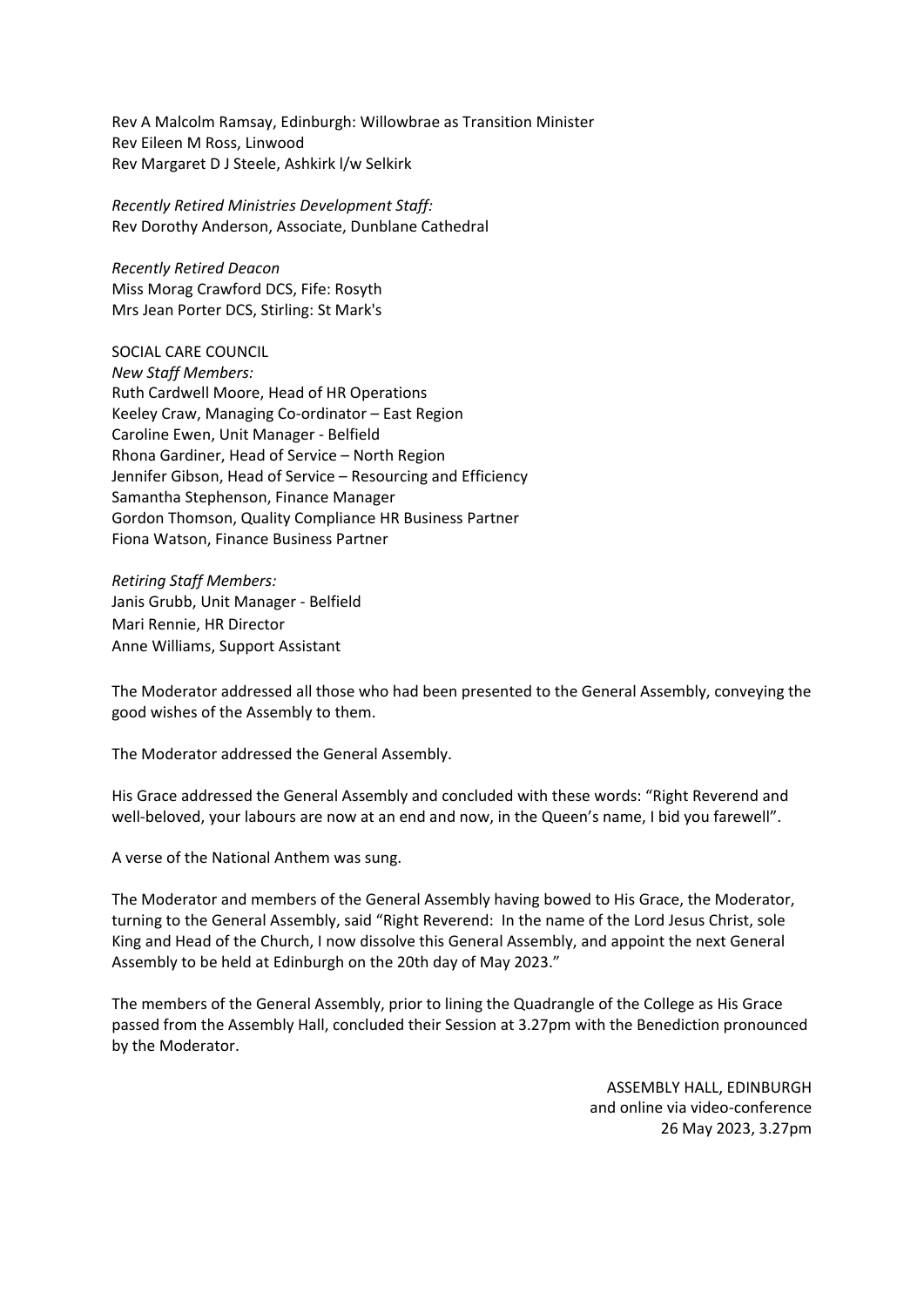Rev A Malcolm Ramsay, Edinburgh: Willowbrae as Transition Minister
Rev Eileen M Ross, Linwood
Rev Margaret D J Steele, Ashkirk l/w Selkirk

*Recently Retired Ministries Development Staff:*
Rev Dorothy Anderson, Associate, Dunblane Cathedral

*Recently Retired Deacon*
Miss Morag Crawford DCS, Fife: Rosyth
Mrs Jean Porter DCS, Stirling: St Mark's

SOCIAL CARE COUNCIL
*New Staff Members:*
Ruth Cardwell Moore, Head of HR Operations
Keeley Craw, Managing Co-ordinator – East Region
Caroline Ewen, Unit Manager - Belfield
Rhona Gardiner, Head of Service – North Region
Jennifer Gibson, Head of Service – Resourcing and Efficiency
Samantha Stephenson, Finance Manager
Gordon Thomson, Quality Compliance HR Business Partner
Fiona Watson, Finance Business Partner

*Retiring Staff Members:*
Janis Grubb, Unit Manager - Belfield
Mari Rennie, HR Director
Anne Williams, Support Assistant

The Moderator addressed all those who had been presented to the General Assembly, conveying the good wishes of the Assembly to them.

The Moderator addressed the General Assembly.

His Grace addressed the General Assembly and concluded with these words: "Right Reverend and well-beloved, your labours are now at an end and now, in the Queen's name, I bid you farewell".

A verse of the National Anthem was sung.

The Moderator and members of the General Assembly having bowed to His Grace, the Moderator, turning to the General Assembly, said "Right Reverend: In the name of the Lord Jesus Christ, sole King and Head of the Church, I now dissolve this General Assembly, and appoint the next General Assembly to be held at Edinburgh on the 20th day of May 2023."

The members of the General Assembly, prior to lining the Quadrangle of the College as His Grace passed from the Assembly Hall, concluded their Session at 3.27pm with the Benediction pronounced by the Moderator.

ASSEMBLY HALL, EDINBURGH
and online via video-conference
26 May 2023, 3.27pm